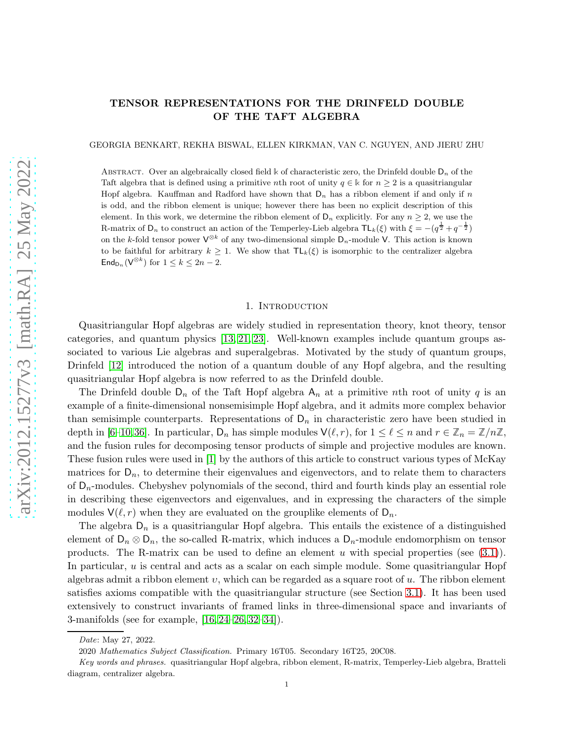# TENSOR REPRESENTATIONS FOR THE DRINFELD DOUBLE OF THE TAFT ALGEBRA

GEORGIA BENKART, REKHA BISWAL, ELLEN KIRKMAN, VAN C. NGUYEN, AND JIERU ZHU

Abstract. Over an algebraically closed field $\Bbbk$ of characteristic zero, the Drinfeld double $\mathsf{D}_n$ of the Taft algebra that is defined using a primitive $n$th root of unity $q \in \Bbbk$ for $n \geq 2$ is a quasitriangular Hopf algebra. Kauffman and Radford have shown that $\mathsf{D}_n$ has a ribbon element if and only if $n$ is odd, and the ribbon element is unique; however there has been no explicit description of this element. In this work, we determine the ribbon element of $\mathsf{D}_n$ explicitly. For any $n \geq 2$, we use the R-matrix of $\mathsf{D}_n$ to construct an action of the Temperley-Lieb algebra $\mathsf{TL}_k(\xi)$ with $\xi = -(q^{\frac{1}{2}} + q^{-\frac{1}{2}})$ on the $k$-fold tensor power $\mathsf{V}^{\otimes k}$ of any two-dimensional simple $\mathsf{D}_n$-module $\mathsf{V}$. This action is known to be faithful for arbitrary $k \geq 1$. We show that $\mathsf{TL}_k(\xi)$ is isomorphic to the centralizer algebra $\mathsf{End}_{\mathsf{D}_n}(\mathsf{V}^{\otimes k})$ for $1 \leq k \leq 2n-2$.

## 1. Introduction

Quasitriangular Hopf algebras are widely studied in representation theory, knot theory, tensor categories, and quantum physics [13, 21, 23]. Well-known examples include quantum groups associated to various Lie algebras and superalgebras. Motivated by the study of quantum groups, Drinfeld [12] introduced the notion of a quantum double of any Hopf algebra, and the resulting quasitriangular Hopf algebra is now referred to as the Drinfeld double.

The Drinfeld double $\mathsf{D}_n$ of the Taft Hopf algebra $\mathsf{A}_n$ at a primitive $n$th root of unity $q$ is an example of a finite-dimensional nonsemisimple Hopf algebra, and it admits more complex behavior than semisimple counterparts. Representations of $\mathsf{D}_n$ in characteristic zero have been studied in depth in [6–10, 36]. In particular, $\mathsf{D}_n$ has simple modules $\mathsf{V}(\ell, r)$, for $1 \leq \ell \leq n$ and $r \in \mathbb{Z}_n = \mathbb{Z}/n\mathbb{Z}$, and the fusion rules for decomposing tensor products of simple and projective modules are known. These fusion rules were used in [1] by the authors of this article to construct various types of McKay matrices for $\mathsf{D}_n$, to determine their eigenvalues and eigenvectors, and to relate them to characters of $\mathsf{D}_n$-modules. Chebyshev polynomials of the second, third and fourth kinds play an essential role in describing these eigenvectors and eigenvalues, and in expressing the characters of the simple modules $\mathsf{V}(\ell, r)$ when they are evaluated on the grouplike elements of $\mathsf{D}_n$.

The algebra $\mathsf{D}_n$ is a quasitriangular Hopf algebra. This entails the existence of a distinguished element of $\mathsf{D}_n \otimes \mathsf{D}_n$, the so-called R-matrix, which induces a $\mathsf{D}_n$-module endomorphism on tensor products. The R-matrix can be used to define an element $u$ with special properties (see (3.1)). In particular, $u$ is central and acts as a scalar on each simple module. Some quasitriangular Hopf algebras admit a ribbon element $v$, which can be regarded as a square root of $u$. The ribbon element satisfies axioms compatible with the quasitriangular structure (see Section 3.1). It has been used extensively to construct invariants of framed links in three-dimensional space and invariants of 3-manifolds (see for example, [16, 24–26, 32–34]).

*Date*: May 27, 2022.

2020 *Mathematics Subject Classification.* Primary 16T05. Secondary 16T25, 20C08.

*Key words and phrases.* quasitriangular Hopf algebra, ribbon element, R-matrix, Temperley-Lieb algebra, Bratteli diagram, centralizer algebra.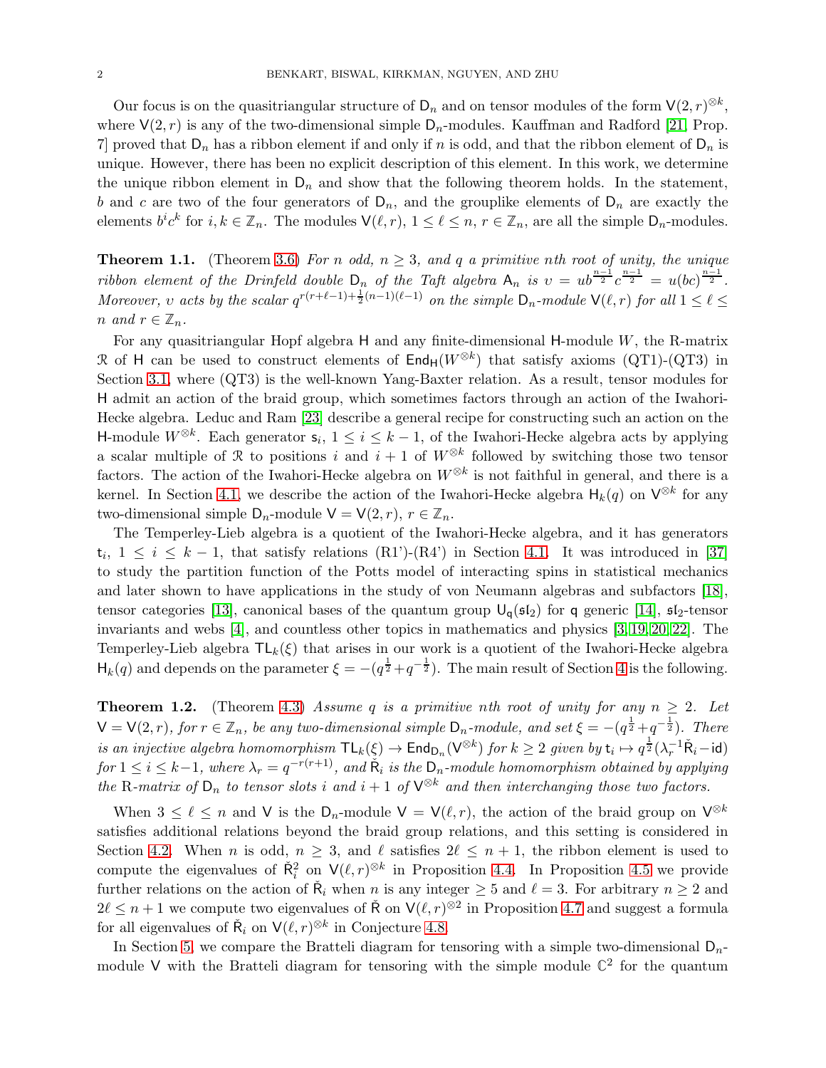Our focus is on the quasitriangular structure of $\mathsf{D}_n$ and on tensor modules of the form $\mathsf{V}(2,r)^{\otimes k}$, where $\mathsf{V}(2,r)$ is any of the two-dimensional simple $\mathsf{D}_n$-modules. Kauffman and Radford [21, Prop. 7] proved that $\mathsf{D}_n$ has a ribbon element if and only if $n$ is odd, and that the ribbon element of $\mathsf{D}_n$ is unique. However, there has been no explicit description of this element. In this work, we determine the unique ribbon element in $\mathsf{D}_n$ and show that the following theorem holds. In the statement, $b$ and $c$ are two of the four generators of $\mathsf{D}_n$, and the grouplike elements of $\mathsf{D}_n$ are exactly the elements $b^i c^k$ for $i, k \in \mathbb{Z}_n$. The modules $\mathsf{V}(\ell, r)$, $1 \le \ell \le n$, $r \in \mathbb{Z}_n$, are all the simple $\mathsf{D}_n$-modules.

**Theorem 1.1.** (Theorem 3.6) *For $n$ odd, $n \ge 3$, and $q$ a primitive $n$th root of unity, the unique ribbon element of the Drinfeld double $\mathsf{D}_n$ of the Taft algebra $\mathsf{A}_n$ is $\upsilon = ub^{\frac{n-1}{2}}c^{\frac{n-1}{2}} = u(bc)^{\frac{n-1}{2}}$. Moreover, $\upsilon$ acts by the scalar $q^{r(r+\ell-1)+\frac{1}{2}(n-1)(\ell-1)}$ on the simple $\mathsf{D}_n$-module $\mathsf{V}(\ell, r)$ for all $1 \le \ell \le n$ and $r \in \mathbb{Z}_n$.*

For any quasitriangular Hopf algebra $\mathsf{H}$ and any finite-dimensional $\mathsf{H}$-module $W$, the R-matrix $\mathcal{R}$ of $\mathsf{H}$ can be used to construct elements of $\mathsf{End}_{\mathsf{H}}(W^{\otimes k})$ that satisfy axioms (QT1)-(QT3) in Section 3.1, where (QT3) is the well-known Yang-Baxter relation. As a result, tensor modules for $\mathsf{H}$ admit an action of the braid group, which sometimes factors through an action of the Iwahori-Hecke algebra. Leduc and Ram [23] describe a general recipe for constructing such an action on the $\mathsf{H}$-module $W^{\otimes k}$. Each generator $\mathsf{s}_i$, $1 \le i \le k-1$, of the Iwahori-Hecke algebra acts by applying a scalar multiple of $\mathcal{R}$ to positions $i$ and $i+1$ of $W^{\otimes k}$ followed by switching those two tensor factors. The action of the Iwahori-Hecke algebra on $W^{\otimes k}$ is not faithful in general, and there is a kernel. In Section 4.1, we describe the action of the Iwahori-Hecke algebra $\mathsf{H}_k(q)$ on $\mathsf{V}^{\otimes k}$ for any two-dimensional simple $\mathsf{D}_n$-module $\mathsf{V} = \mathsf{V}(2,r)$, $r \in \mathbb{Z}_n$.

The Temperley-Lieb algebra is a quotient of the Iwahori-Hecke algebra, and it has generators $\mathsf{t}_i$, $1 \le i \le k-1$, that satisfy relations (R1')-(R4') in Section 4.1. It was introduced in [37] to study the partition function of the Potts model of interacting spins in statistical mechanics and later shown to have applications in the study of von Neumann algebras and subfactors [18], tensor categories [13], canonical bases of the quantum group $\mathsf{U_q}(\mathfrak{sl}_2)$ for $\mathsf{q}$ generic [14], $\mathfrak{sl}_2$-tensor invariants and webs [4], and countless other topics in mathematics and physics [3, 19, 20, 22]. The Temperley-Lieb algebra $\mathsf{TL}_k(\xi)$ that arises in our work is a quotient of the Iwahori-Hecke algebra $\mathsf{H}_k(q)$ and depends on the parameter $\xi = -(q^{\frac{1}{2}} + q^{-\frac{1}{2}})$. The main result of Section 4 is the following.

**Theorem 1.2.** (Theorem 4.3) *Assume $q$ is a primitive $n$th root of unity for any $n \ge 2$. Let $\mathsf{V} = \mathsf{V}(2,r)$, for $r \in \mathbb{Z}_n$, be any two-dimensional simple $\mathsf{D}_n$-module, and set $\xi = -(q^{\frac{1}{2}} + q^{-\frac{1}{2}})$. There is an injective algebra homomorphism $\mathsf{TL}_k(\xi) \to \mathsf{End}_{\mathsf{D}_n}(\mathsf{V}^{\otimes k})$ for $k \ge 2$ given by $\mathsf{t}_i \mapsto q^{\frac{1}{2}}(\lambda_r^{-1}\check{\mathsf{R}}_i - \mathsf{id})$ for $1 \le i \le k-1$, where $\lambda_r = q^{-r(r+1)}$, and $\check{\mathsf{R}}_i$ is the $\mathsf{D}_n$-module homomorphism obtained by applying the* R*-matrix of $\mathsf{D}_n$ to tensor slots $i$ and $i+1$ of $\mathsf{V}^{\otimes k}$ and then interchanging those two factors.*

When $3 \le \ell \le n$ and $\mathsf{V}$ is the $\mathsf{D}_n$-module $\mathsf{V} = \mathsf{V}(\ell, r)$, the action of the braid group on $\mathsf{V}^{\otimes k}$ satisfies additional relations beyond the braid group relations, and this setting is considered in Section 4.2. When $n$ is odd, $n \ge 3$, and $\ell$ satisfies $2\ell \le n+1$, the ribbon element is used to compute the eigenvalues of $\check{\mathsf{R}}_i^2$ on $\mathsf{V}(\ell, r)^{\otimes k}$ in Proposition 4.4. In Proposition 4.5 we provide further relations on the action of $\check{\mathsf{R}}_i$ when $n$ is any integer $\ge 5$ and $\ell = 3$. For arbitrary $n \ge 2$ and $2\ell \le n+1$ we compute two eigenvalues of $\check{\mathsf{R}}$ on $\mathsf{V}(\ell, r)^{\otimes 2}$ in Proposition 4.7 and suggest a formula for all eigenvalues of $\check{\mathsf{R}}_i$ on $\mathsf{V}(\ell, r)^{\otimes k}$ in Conjecture 4.8.

In Section 5, we compare the Bratteli diagram for tensoring with a simple two-dimensional $\mathsf{D}_n$-module $\mathsf{V}$ with the Bratteli diagram for tensoring with the simple module $\mathbb{C}^2$ for the quantum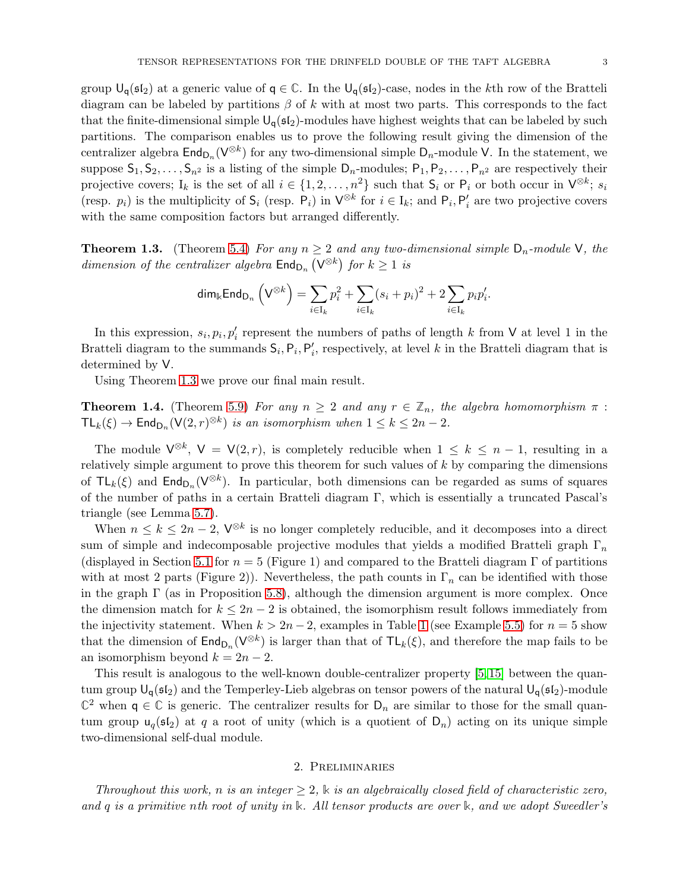group $\mathsf{U_q}(\mathfrak{sl}_2)$ at a generic value of $\mathsf{q} \in \mathbb{C}$. In the $\mathsf{U_q}(\mathfrak{sl}_2)$-case, nodes in the $k$th row of the Bratteli diagram can be labeled by partitions $\beta$ of $k$ with at most two parts. This corresponds to the fact that the finite-dimensional simple $\mathsf{U_q}(\mathfrak{sl}_2)$-modules have highest weights that can be labeled by such partitions. The comparison enables us to prove the following result giving the dimension of the centralizer algebra $\mathsf{End}_{\mathsf{D}_n}(\mathsf{V}^{\otimes k})$ for any two-dimensional simple $\mathsf{D}_n$-module $\mathsf{V}$. In the statement, we suppose $\mathsf{S}_1, \mathsf{S}_2, \ldots, \mathsf{S}_{n^2}$ is a listing of the simple $\mathsf{D}_n$-modules; $\mathsf{P}_1, \mathsf{P}_2, \ldots, \mathsf{P}_{n^2}$ are respectively their projective covers; $\mathrm{I}_k$ is the set of all $i \in \{1, 2, \ldots, n^2\}$ such that $\mathsf{S}_i$ or $\mathsf{P}_i$ or both occur in $\mathsf{V}^{\otimes k}$; $s_i$ (resp. $p_i$) is the multiplicity of $\mathsf{S}_i$ (resp. $\mathsf{P}_i$) in $\mathsf{V}^{\otimes k}$ for $i \in \mathrm{I}_k$; and $\mathsf{P}_i, \mathsf{P}'_i$ are two projective covers with the same composition factors but arranged differently.

**Theorem 1.3.** (Theorem 5.4) *For any $n \geq 2$ and any two-dimensional simple $\mathsf{D}_n$-module $\mathsf{V}$, the dimension of the centralizer algebra $\mathsf{End}_{\mathsf{D}_n}\left(\mathsf{V}^{\otimes k}\right)$ for $k \geq 1$ is*

$$\mathsf{dim}_{\Bbbk}\mathsf{End}_{\mathsf{D}_n}\left(\mathsf{V}^{\otimes k}\right) = \sum_{i \in \mathrm{I}_k} p_i^2 + \sum_{i \in \mathrm{I}_k} (s_i + p_i)^2 + 2\sum_{i \in \mathrm{I}_k} p_i p'_i.$$

In this expression, $s_i, p_i, p'_i$ represent the numbers of paths of length $k$ from $\mathsf{V}$ at level 1 in the Bratteli diagram to the summands $\mathsf{S}_i, \mathsf{P}_i, \mathsf{P}'_i$, respectively, at level $k$ in the Bratteli diagram that is determined by $\mathsf{V}$.

Using Theorem 1.3 we prove our final main result.

**Theorem 1.4.** (Theorem 5.9) *For any $n \geq 2$ and any $r \in \mathbb{Z}_n$, the algebra homomorphism $\pi : \mathsf{TL}_k(\xi) \to \mathsf{End}_{\mathsf{D}_n}(\mathsf{V}(2,r)^{\otimes k})$ is an isomorphism when $1 \leq k \leq 2n-2$.*

The module $\mathsf{V}^{\otimes k}$, $\mathsf{V} = \mathsf{V}(2,r)$, is completely reducible when $1 \leq k \leq n-1$, resulting in a relatively simple argument to prove this theorem for such values of $k$ by comparing the dimensions of $\mathsf{TL}_k(\xi)$ and $\mathsf{End}_{\mathsf{D}_n}(\mathsf{V}^{\otimes k})$. In particular, both dimensions can be regarded as sums of squares of the number of paths in a certain Bratteli diagram $\Gamma$, which is essentially a truncated Pascal's triangle (see Lemma 5.7).

When $n \leq k \leq 2n-2$, $\mathsf{V}^{\otimes k}$ is no longer completely reducible, and it decomposes into a direct sum of simple and indecomposable projective modules that yields a modified Bratteli graph $\Gamma_n$ (displayed in Section 5.1 for $n = 5$ (Figure 1) and compared to the Bratteli diagram $\Gamma$ of partitions with at most 2 parts (Figure 2)). Nevertheless, the path counts in $\Gamma_n$ can be identified with those in the graph $\Gamma$ (as in Proposition 5.8), although the dimension argument is more complex. Once the dimension match for $k \leq 2n-2$ is obtained, the isomorphism result follows immediately from the injectivity statement. When $k > 2n-2$, examples in Table 1 (see Example 5.5) for $n = 5$ show that the dimension of $\mathsf{End}_{\mathsf{D}_n}(\mathsf{V}^{\otimes k})$ is larger than that of $\mathsf{TL}_k(\xi)$, and therefore the map fails to be an isomorphism beyond $k = 2n-2$.

This result is analogous to the well-known double-centralizer property [5, 15] between the quantum group $\mathsf{U_q}(\mathfrak{sl}_2)$ and the Temperley-Lieb algebras on tensor powers of the natural $\mathsf{U_q}(\mathfrak{sl}_2)$-module $\mathbb{C}^2$ when $\mathsf{q} \in \mathbb{C}$ is generic. The centralizer results for $\mathsf{D}_n$ are similar to those for the small quantum group $\mathsf{u}_q(\mathfrak{sl}_2)$ at $q$ a root of unity (which is a quotient of $\mathsf{D}_n$) acting on its unique simple two-dimensional self-dual module.

## 2. Preliminaries

*Throughout this work, $n$ is an integer $\geq 2$, $\Bbbk$ is an algebraically closed field of characteristic zero, and $q$ is a primitive $n$th root of unity in $\Bbbk$. All tensor products are over $\Bbbk$, and we adopt Sweedler's*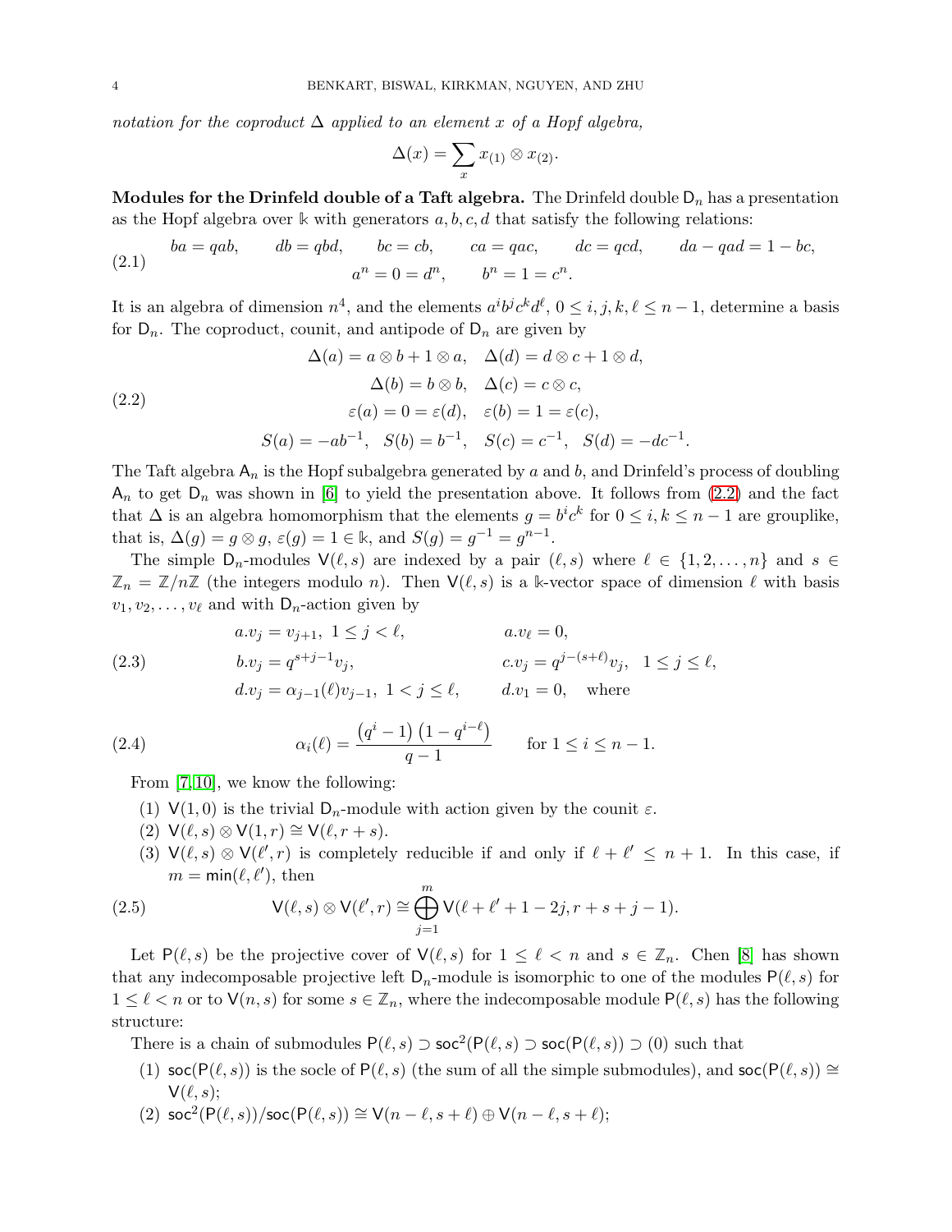*notation for the coproduct $\Delta$ applied to an element $x$ of a Hopf algebra,*

$$\Delta(x) = \sum_x x_{(1)} \otimes x_{(2)}.$$

**Modules for the Drinfeld double of a Taft algebra.** The Drinfeld double $\mathsf{D}_n$ has a presentation as the Hopf algebra over $\Bbbk$ with generators $a, b, c, d$ that satisfy the following relations:

$$\begin{gathered} ba = qab, \qquad db = qbd, \qquad bc = cb, \qquad ca = qac, \qquad dc = qcd, \qquad da - qad = 1 - bc, \\ a^n = 0 = d^n, \qquad b^n = 1 = c^n. \end{gathered} \tag{2.1}$$

It is an algebra of dimension $n^4$, and the elements $a^i b^j c^k d^\ell$, $0 \le i, j, k, \ell \le n-1$, determine a basis for $\mathsf{D}_n$. The coproduct, counit, and antipode of $\mathsf{D}_n$ are given by

$$\begin{gathered} \Delta(a) = a \otimes b + 1 \otimes a, \quad \Delta(d) = d \otimes c + 1 \otimes d, \\ \Delta(b) = b \otimes b, \quad \Delta(c) = c \otimes c, \\ \varepsilon(a) = 0 = \varepsilon(d), \quad \varepsilon(b) = 1 = \varepsilon(c), \\ S(a) = -ab^{-1}, \quad S(b) = b^{-1}, \quad S(c) = c^{-1}, \quad S(d) = -dc^{-1}. \end{gathered} \tag{2.2}$$

The Taft algebra $\mathsf{A}_n$ is the Hopf subalgebra generated by $a$ and $b$, and Drinfeld's process of doubling $\mathsf{A}_n$ to get $\mathsf{D}_n$ was shown in [6] to yield the presentation above. It follows from (2.2) and the fact that $\Delta$ is an algebra homomorphism that the elements $g = b^i c^k$ for $0 \le i, k \le n-1$ are grouplike, that is, $\Delta(g) = g \otimes g$, $\varepsilon(g) = 1 \in \Bbbk$, and $S(g) = g^{-1} = g^{n-1}$.

The simple $\mathsf{D}_n$-modules $\mathsf{V}(\ell, s)$ are indexed by a pair $(\ell, s)$ where $\ell \in \{1, 2, \ldots, n\}$ and $s \in \mathbb{Z}_n = \mathbb{Z}/n\mathbb{Z}$ (the integers modulo $n$). Then $\mathsf{V}(\ell, s)$ is a $\Bbbk$-vector space of dimension $\ell$ with basis $v_1, v_2, \ldots, v_\ell$ and with $\mathsf{D}_n$-action given by

$$\begin{aligned} & a.v_j = v_{j+1}, \ 1 \le j < \ell, && a.v_\ell = 0, \\ & b.v_j = q^{s+j-1} v_j, && c.v_j = q^{j-(s+\ell)} v_j, \quad 1 \le j \le \ell, \\ & d.v_j = \alpha_{j-1}(\ell) v_{j-1}, \ 1 < j \le \ell, && d.v_1 = 0, \quad \text{where} \end{aligned} \tag{2.3}$$

$$\alpha_i(\ell) = \frac{\left(q^i - 1\right)\left(1 - q^{i-\ell}\right)}{q-1} \qquad \text{for } 1 \le i \le n-1. \tag{2.4}$$

From [7, 10], we know the following:

(1) $\mathsf{V}(1, 0)$ is the trivial $\mathsf{D}_n$-module with action given by the counit $\varepsilon$.

(2) $\mathsf{V}(\ell, s) \otimes \mathsf{V}(1, r) \cong \mathsf{V}(\ell, r+s)$.

(3) $\mathsf{V}(\ell, s) \otimes \mathsf{V}(\ell', r)$ is completely reducible if and only if $\ell + \ell' \le n+1$. In this case, if $m = \min(\ell, \ell')$, then

$$\mathsf{V}(\ell, s) \otimes \mathsf{V}(\ell', r) \cong \bigoplus_{j=1}^{m} \mathsf{V}(\ell + \ell' + 1 - 2j, r + s + j - 1). \tag{2.5}$$

Let $\mathsf{P}(\ell, s)$ be the projective cover of $\mathsf{V}(\ell, s)$ for $1 \le \ell < n$ and $s \in \mathbb{Z}_n$. Chen [8] has shown that any indecomposable projective left $\mathsf{D}_n$-module is isomorphic to one of the modules $\mathsf{P}(\ell, s)$ for $1 \le \ell < n$ or to $\mathsf{V}(n, s)$ for some $s \in \mathbb{Z}_n$, where the indecomposable module $\mathsf{P}(\ell, s)$ has the following structure:

There is a chain of submodules $\mathsf{P}(\ell, s) \supset \mathsf{soc}^2(\mathsf{P}(\ell, s) \supset \mathsf{soc}(\mathsf{P}(\ell, s)) \supset (0)$ such that

(1) $\mathsf{soc}(\mathsf{P}(\ell, s))$ is the socle of $\mathsf{P}(\ell, s)$ (the sum of all the simple submodules), and $\mathsf{soc}(\mathsf{P}(\ell, s)) \cong \mathsf{V}(\ell, s)$;

(2) $\mathsf{soc}^2(\mathsf{P}(\ell, s))/\mathsf{soc}(\mathsf{P}(\ell, s)) \cong \mathsf{V}(n-\ell, s+\ell) \oplus \mathsf{V}(n-\ell, s+\ell)$;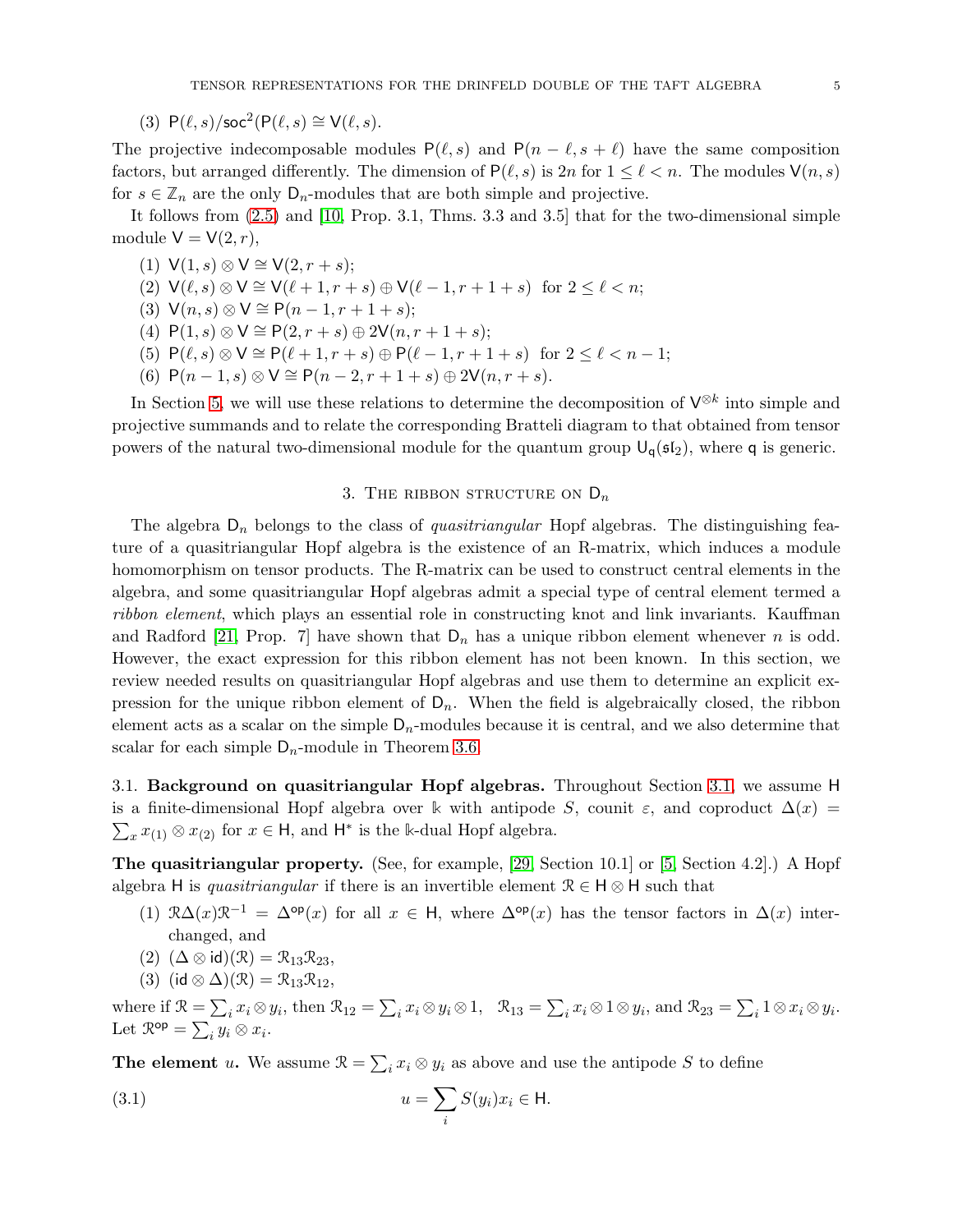(3) $\mathsf{P}(\ell, s)/\mathrm{soc}^2(\mathsf{P}(\ell, s) \cong \mathsf{V}(\ell, s)$.

The projective indecomposable modules $\mathsf{P}(\ell, s)$ and $\mathsf{P}(n-\ell, s+\ell)$ have the same composition factors, but arranged differently. The dimension of $\mathsf{P}(\ell, s)$ is $2n$ for $1 \leq \ell < n$. The modules $\mathsf{V}(n, s)$ for $s \in \mathbb{Z}_n$ are the only $\mathsf{D}_n$-modules that are both simple and projective.

It follows from (2.5) and [10, Prop. 3.1, Thms. 3.3 and 3.5] that for the two-dimensional simple module $\mathsf{V} = \mathsf{V}(2, r)$,

(1) $\mathsf{V}(1, s) \otimes \mathsf{V} \cong \mathsf{V}(2, r+s)$;
(2) $\mathsf{V}(\ell, s) \otimes \mathsf{V} \cong \mathsf{V}(\ell+1, r+s) \oplus \mathsf{V}(\ell-1, r+1+s)$ for $2 \leq \ell < n$;
(3) $\mathsf{V}(n, s) \otimes \mathsf{V} \cong \mathsf{P}(n-1, r+1+s)$;
(4) $\mathsf{P}(1, s) \otimes \mathsf{V} \cong \mathsf{P}(2, r+s) \oplus 2\mathsf{V}(n, r+1+s)$;
(5) $\mathsf{P}(\ell, s) \otimes \mathsf{V} \cong \mathsf{P}(\ell+1, r+s) \oplus \mathsf{P}(\ell-1, r+1+s)$ for $2 \leq \ell < n-1$;
(6) $\mathsf{P}(n-1, s) \otimes \mathsf{V} \cong \mathsf{P}(n-2, r+1+s) \oplus 2\mathsf{V}(n, r+s)$.

In Section 5, we will use these relations to determine the decomposition of $\mathsf{V}^{\otimes k}$ into simple and projective summands and to relate the corresponding Bratteli diagram to that obtained from tensor powers of the natural two-dimensional module for the quantum group $\mathsf{U_q}(\mathfrak{sl}_2)$, where $\mathsf{q}$ is generic.

## 3. The ribbon structure on $\mathsf{D}_n$

The algebra $\mathsf{D}_n$ belongs to the class of *quasitriangular* Hopf algebras. The distinguishing feature of a quasitriangular Hopf algebra is the existence of an R-matrix, which induces a module homomorphism on tensor products. The R-matrix can be used to construct central elements in the algebra, and some quasitriangular Hopf algebras admit a special type of central element termed a *ribbon element*, which plays an essential role in constructing knot and link invariants. Kauffman and Radford [21, Prop. 7] have shown that $\mathsf{D}_n$ has a unique ribbon element whenever $n$ is odd. However, the exact expression for this ribbon element has not been known. In this section, we review needed results on quasitriangular Hopf algebras and use them to determine an explicit expression for the unique ribbon element of $\mathsf{D}_n$. When the field is algebraically closed, the ribbon element acts as a scalar on the simple $\mathsf{D}_n$-modules because it is central, and we also determine that scalar for each simple $\mathsf{D}_n$-module in Theorem 3.6.

### 3.1. Background on quasitriangular Hopf algebras.

Throughout Section 3.1, we assume $\mathsf{H}$ is a finite-dimensional Hopf algebra over $\Bbbk$ with antipode $S$, counit $\varepsilon$, and coproduct $\Delta(x) = \sum_x x_{(1)} \otimes x_{(2)}$ for $x \in \mathsf{H}$, and $\mathsf{H}^*$ is the $\Bbbk$-dual Hopf algebra.

**The quasitriangular property.** (See, for example, [29, Section 10.1] or [5, Section 4.2].) A Hopf algebra $\mathsf{H}$ is *quasitriangular* if there is an invertible element $\mathcal{R} \in \mathsf{H} \otimes \mathsf{H}$ such that

(1) $\mathcal{R}\Delta(x)\mathcal{R}^{-1} = \Delta^{\mathsf{op}}(x)$ for all $x \in \mathsf{H}$, where $\Delta^{\mathsf{op}}(x)$ has the tensor factors in $\Delta(x)$ interchanged, and
(2) $(\Delta \otimes \mathsf{id})(\mathcal{R}) = \mathcal{R}_{13}\mathcal{R}_{23}$,
(3) $(\mathsf{id} \otimes \Delta)(\mathcal{R}) = \mathcal{R}_{13}\mathcal{R}_{12}$,

where if $\mathcal{R} = \sum_i x_i \otimes y_i$, then $\mathcal{R}_{12} = \sum_i x_i \otimes y_i \otimes 1$, $\mathcal{R}_{13} = \sum_i x_i \otimes 1 \otimes y_i$, and $\mathcal{R}_{23} = \sum_i 1 \otimes x_i \otimes y_i$. Let $\mathcal{R}^{\mathsf{op}} = \sum_i y_i \otimes x_i$.

**The element $u$.** We assume $\mathcal{R} = \sum_i x_i \otimes y_i$ as above and use the antipode $S$ to define

$$u = \sum_i S(y_i)x_i \in \mathsf{H}. \tag{3.1}$$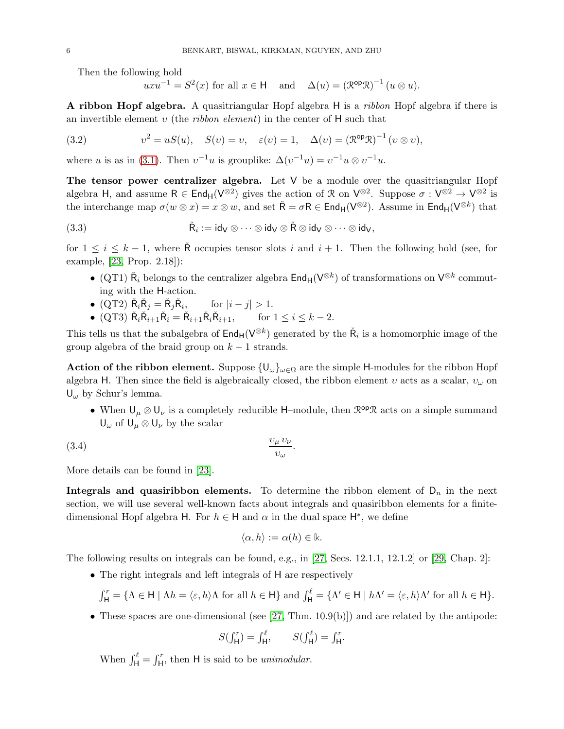Then the following hold

$$uxu^{-1} = S^2(x) \text{ for all } x \in \mathsf{H} \quad \text{ and } \quad \Delta(u) = (\mathcal{R}^{\mathsf{op}}\mathcal{R})^{-1}(u \otimes u).$$

**A ribbon Hopf algebra.** A quasitriangular Hopf algebra $\mathsf{H}$ is a *ribbon* Hopf algebra if there is an invertible element $\upsilon$ (the *ribbon element*) in the center of $\mathsf{H}$ such that

$$\upsilon^2 = uS(u), \quad S(\upsilon) = \upsilon, \quad \varepsilon(\upsilon) = 1, \quad \Delta(\upsilon) = (\mathcal{R}^{\mathsf{op}}\mathcal{R})^{-1}(\upsilon \otimes \upsilon), \tag{3.2}$$

where $u$ is as in (3.1). Then $\upsilon^{-1}u$ is grouplike: $\Delta(\upsilon^{-1}u) = \upsilon^{-1}u \otimes \upsilon^{-1}u$.

**The tensor power centralizer algebra.** Let $\mathsf{V}$ be a module over the quasitriangular Hopf algebra $\mathsf{H}$, and assume $\mathsf{R} \in \mathsf{End}_{\mathsf{H}}(\mathsf{V}^{\otimes 2})$ gives the action of $\mathcal{R}$ on $\mathsf{V}^{\otimes 2}$. Suppose $\sigma : \mathsf{V}^{\otimes 2} \to \mathsf{V}^{\otimes 2}$ is the interchange map $\sigma(w \otimes x) = x \otimes w$, and set $\check{\mathsf{R}} = \sigma\mathsf{R} \in \mathsf{End}_{\mathsf{H}}(\mathsf{V}^{\otimes 2})$. Assume in $\mathsf{End}_{\mathsf{H}}(\mathsf{V}^{\otimes k})$ that

$$\check{\mathsf{R}}_i := \mathsf{id}_{\mathsf{V}} \otimes \cdots \otimes \mathsf{id}_{\mathsf{V}} \otimes \check{\mathsf{R}} \otimes \mathsf{id}_{\mathsf{V}} \otimes \cdots \otimes \mathsf{id}_{\mathsf{V}}, \tag{3.3}$$

for $1 \leq i \leq k-1$, where $\check{\mathsf{R}}$ occupies tensor slots $i$ and $i+1$. Then the following hold (see, for example, [23, Prop. 2.18]):

- (QT1) $\check{\mathsf{R}}_i$ belongs to the centralizer algebra $\mathsf{End}_{\mathsf{H}}(\mathsf{V}^{\otimes k})$ of transformations on $\mathsf{V}^{\otimes k}$ commuting with the $\mathsf{H}$-action.
- (QT2) $\check{\mathsf{R}}_i\check{\mathsf{R}}_j = \check{\mathsf{R}}_j\check{\mathsf{R}}_i, \qquad$ for $|i-j| > 1$.
- (QT3) $\check{\mathsf{R}}_i\check{\mathsf{R}}_{i+1}\check{\mathsf{R}}_i = \check{\mathsf{R}}_{i+1}\check{\mathsf{R}}_i\check{\mathsf{R}}_{i+1}, \qquad$ for $1 \leq i \leq k-2$.

This tells us that the subalgebra of $\mathsf{End}_{\mathsf{H}}(\mathsf{V}^{\otimes k})$ generated by the $\check{\mathsf{R}}_i$ is a homomorphic image of the group algebra of the braid group on $k-1$ strands.

**Action of the ribbon element.** Suppose $\{\mathsf{U}_\omega\}_{\omega \in \Omega}$ are the simple $\mathsf{H}$-modules for the ribbon Hopf algebra $\mathsf{H}$. Then since the field is algebraically closed, the ribbon element $\upsilon$ acts as a scalar, $\upsilon_\omega$ on $\mathsf{U}_\omega$ by Schur's lemma.

- When $\mathsf{U}_\mu \otimes \mathsf{U}_\nu$ is a completely reducible $\mathsf{H}$–module, then $\mathcal{R}^{\mathsf{op}}\mathcal{R}$ acts on a simple summand $\mathsf{U}_\omega$ of $\mathsf{U}_\mu \otimes \mathsf{U}_\nu$ by the scalar

$$\frac{\upsilon_\mu\,\upsilon_\nu}{\upsilon_\omega}. \tag{3.4}$$

More details can be found in [23].

**Integrals and quasiribbon elements.** To determine the ribbon element of $\mathsf{D}_n$ in the next section, we will use several well-known facts about integrals and quasiribbon elements for a finite-dimensional Hopf algebra $\mathsf{H}$. For $h \in \mathsf{H}$ and $\alpha$ in the dual space $\mathsf{H}^*$, we define

$$\langle \alpha, h\rangle := \alpha(h) \in \Bbbk.$$

The following results on integrals can be found, e.g., in [27, Secs. 12.1.1, 12.1.2] or [29, Chap. 2]:

- The right integrals and left integrals of $\mathsf{H}$ are respectively

$$\textstyle\int_{\mathsf{H}}^r = \{\Lambda \in \mathsf{H} \mid \Lambda h = \langle \varepsilon, h\rangle\Lambda \text{ for all } h \in \mathsf{H}\} \text{ and } \int_{\mathsf{H}}^\ell = \{\Lambda' \in \mathsf{H} \mid h\Lambda' = \langle \varepsilon, h\rangle\Lambda' \text{ for all } h \in \mathsf{H}\}.$$

- These spaces are one-dimensional (see [27, Thm. 10.9(b)]) and are related by the antipode:

$$\textstyle S(\int_{\mathsf{H}}^r) = \int_{\mathsf{H}}^\ell, \qquad S(\int_{\mathsf{H}}^\ell) = \int_{\mathsf{H}}^r.$$

  When $\int_{\mathsf{H}}^\ell = \int_{\mathsf{H}}^r$, then $\mathsf{H}$ is said to be *unimodular*.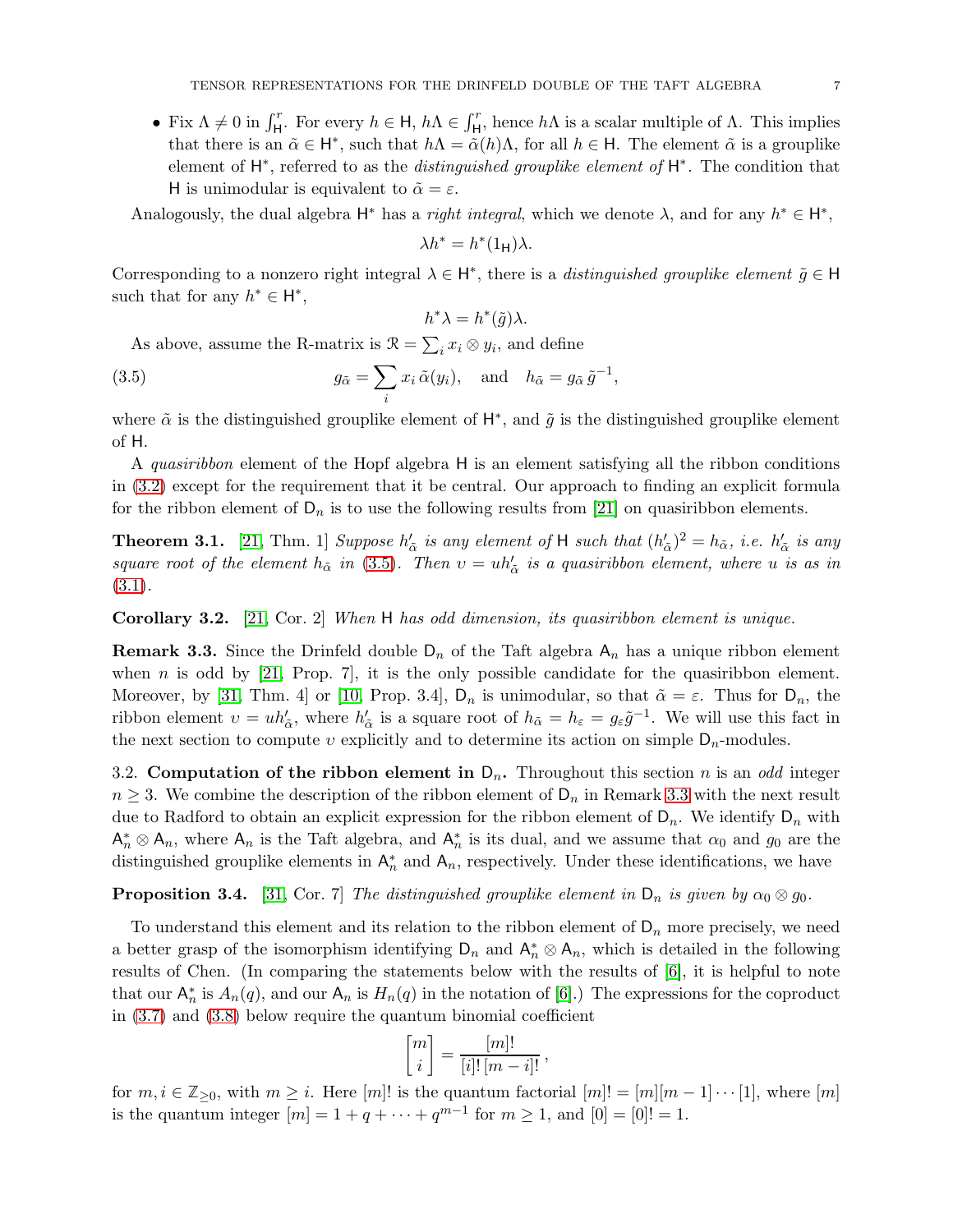- Fix $\Lambda \neq 0$ in $\int_{\mathsf{H}}^r$. For every $h \in \mathsf{H}$, $h\Lambda \in \int_{\mathsf{H}}^r$, hence $h\Lambda$ is a scalar multiple of $\Lambda$. This implies that there is an $\tilde{\alpha} \in \mathsf{H}^*$, such that $h\Lambda = \tilde{\alpha}(h)\Lambda$, for all $h \in \mathsf{H}$. The element $\tilde{\alpha}$ is a grouplike element of $\mathsf{H}^*$, referred to as the *distinguished grouplike element of* $\mathsf{H}^*$. The condition that $\mathsf{H}$ is unimodular is equivalent to $\tilde{\alpha} = \varepsilon$.

Analogously, the dual algebra $\mathsf{H}^*$ has a *right integral*, which we denote $\lambda$, and for any $h^* \in \mathsf{H}^*$,

$$\lambda h^* = h^*(1_{\mathsf{H}})\lambda.$$

Corresponding to a nonzero right integral $\lambda \in \mathsf{H}^*$, there is a *distinguished grouplike element* $\tilde{g} \in \mathsf{H}$ such that for any $h^* \in \mathsf{H}^*$,

$$h^*\lambda = h^*(\tilde{g})\lambda.$$

As above, assume the R-matrix is $\mathcal{R} = \sum_i x_i \otimes y_i$, and define

$$g_{\tilde{\alpha}} = \sum_i x_i\, \tilde{\alpha}(y_i), \quad \text{and} \quad h_{\tilde{\alpha}} = g_{\tilde{\alpha}}\, \tilde{g}^{-1}, \tag{3.5}$$

where $\tilde{\alpha}$ is the distinguished grouplike element of $\mathsf{H}^*$, and $\tilde{g}$ is the distinguished grouplike element of $\mathsf{H}$.

A *quasiribbon* element of the Hopf algebra $\mathsf{H}$ is an element satisfying all the ribbon conditions in (3.2) except for the requirement that it be central. Our approach to finding an explicit formula for the ribbon element of $\mathsf{D}_n$ is to use the following results from [21] on quasiribbon elements.

**Theorem 3.1.** [21, Thm. 1] *Suppose $h'_{\tilde{\alpha}}$ is any element of $\mathsf{H}$ such that $(h'_{\tilde{\alpha}})^2 = h_{\tilde{\alpha}}$, i.e. $h'_{\tilde{\alpha}}$ is any square root of the element $h_{\tilde{\alpha}}$ in (3.5). Then $\upsilon = uh'_{\tilde{\alpha}}$ is a quasiribbon element, where $u$ is as in (3.1).*

**Corollary 3.2.** [21, Cor. 2] *When $\mathsf{H}$ has odd dimension, its quasiribbon element is unique.*

**Remark 3.3.** Since the Drinfeld double $\mathsf{D}_n$ of the Taft algebra $\mathsf{A}_n$ has a unique ribbon element when $n$ is odd by [21, Prop. 7], it is the only possible candidate for the quasiribbon element. Moreover, by [31, Thm. 4] or [10, Prop. 3.4], $\mathsf{D}_n$ is unimodular, so that $\tilde{\alpha} = \varepsilon$. Thus for $\mathsf{D}_n$, the ribbon element $\upsilon = uh'_{\tilde{\alpha}}$, where $h'_{\tilde{\alpha}}$ is a square root of $h_{\tilde{\alpha}} = h_\varepsilon = g_\varepsilon \tilde{g}^{-1}$. We will use this fact in the next section to compute $\upsilon$ explicitly and to determine its action on simple $\mathsf{D}_n$-modules.

## 3.2. Computation of the ribbon element in $\mathsf{D}_n$.

Throughout this section $n$ is an *odd* integer $n \geq 3$. We combine the description of the ribbon element of $\mathsf{D}_n$ in Remark 3.3 with the next result due to Radford to obtain an explicit expression for the ribbon element of $\mathsf{D}_n$. We identify $\mathsf{D}_n$ with $\mathsf{A}_n^* \otimes \mathsf{A}_n$, where $\mathsf{A}_n$ is the Taft algebra, and $\mathsf{A}_n^*$ is its dual, and we assume that $\alpha_0$ and $g_0$ are the distinguished grouplike elements in $\mathsf{A}_n^*$ and $\mathsf{A}_n$, respectively. Under these identifications, we have

**Proposition 3.4.** [31, Cor. 7] *The distinguished grouplike element in $\mathsf{D}_n$ is given by $\alpha_0 \otimes g_0$.*

To understand this element and its relation to the ribbon element of $\mathsf{D}_n$ more precisely, we need a better grasp of the isomorphism identifying $\mathsf{D}_n$ and $\mathsf{A}_n^* \otimes \mathsf{A}_n$, which is detailed in the following results of Chen. (In comparing the statements below with the results of [6], it is helpful to note that our $\mathsf{A}_n^*$ is $A_n(q)$, and our $\mathsf{A}_n$ is $H_n(q)$ in the notation of [6].) The expressions for the coproduct in (3.7) and (3.8) below require the quantum binomial coefficient

$$\begin{bmatrix} m \\ i \end{bmatrix} = \frac{[m]!}{[i]!\,[m-i]!}\,,$$

for $m, i \in \mathbb{Z}_{\geq 0}$, with $m \geq i$. Here $[m]!$ is the quantum factorial $[m]! = [m][m-1]\cdots[1]$, where $[m]$ is the quantum integer $[m] = 1 + q + \cdots + q^{m-1}$ for $m \geq 1$, and $[0] = [0]! = 1$.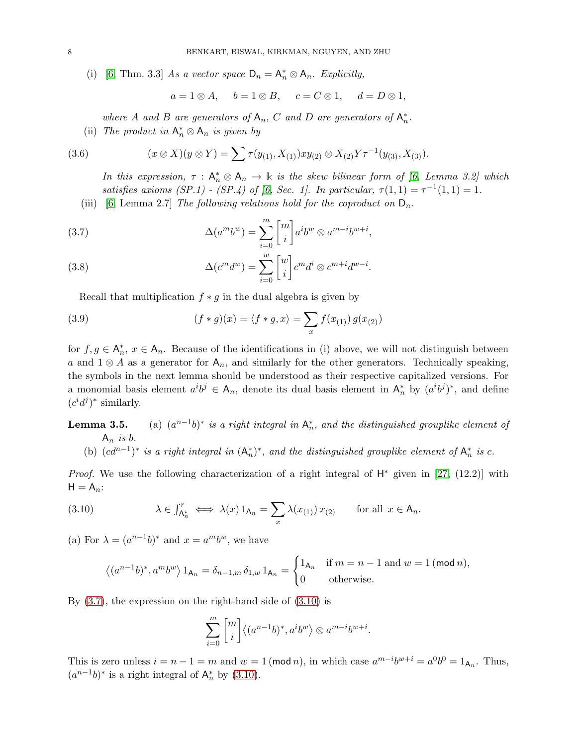(i) [6, Thm. 3.3] *As a vector space* $\mathsf{D}_n = \mathsf{A}_n^* \otimes \mathsf{A}_n$. *Explicitly,*

$$a = 1 \otimes A, \qquad b = 1 \otimes B, \qquad c = C \otimes 1, \qquad d = D \otimes 1,$$

*where* $A$ *and* $B$ *are generators of* $\mathsf{A}_n$, $C$ *and* $D$ *are generators of* $\mathsf{A}_n^*$.

(ii) *The product in* $\mathsf{A}_n^* \otimes \mathsf{A}_n$ *is given by*

$$(x \otimes X)(y \otimes Y) = \sum \tau(y_{(1)}, X_{(1)}) x y_{(2)} \otimes X_{(2)} Y \tau^{-1}(y_{(3)}, X_{(3)}). \tag{3.6}$$

*In this expression,* $\tau : \mathsf{A}_n^* \otimes \mathsf{A}_n \to \Bbbk$ *is the skew bilinear form of [6, Lemma 3.2] which satisfies axioms (SP.1) - (SP.4) of [6, Sec. 1]. In particular,* $\tau(1,1) = \tau^{-1}(1,1) = 1$.

(iii) [6, Lemma 2.7] *The following relations hold for the coproduct on* $\mathsf{D}_n$.

$$\Delta(a^m b^w) = \sum_{i=0}^{m} \begin{bmatrix} m \\ i \end{bmatrix} a^i b^w \otimes a^{m-i} b^{w+i}, \tag{3.7}$$

$$\Delta(c^m d^w) = \sum_{i=0}^{w} \begin{bmatrix} w \\ i \end{bmatrix} c^m d^i \otimes c^{m+i} d^{w-i}. \tag{3.8}$$

Recall that multiplication $f * g$ in the dual algebra is given by

$$(f * g)(x) = \langle f * g, x \rangle = \sum_x f(x_{(1)})\, g(x_{(2)}) \tag{3.9}$$

for $f, g \in \mathsf{A}_n^*$, $x \in \mathsf{A}_n$. Because of the identifications in (i) above, we will not distinguish between $a$ and $1 \otimes A$ as a generator for $\mathsf{A}_n$, and similarly for the other generators. Technically speaking, the symbols in the next lemma should be understood as their respective capitalized versions. For a monomial basis element $a^i b^j \in \mathsf{A}_n$, denote its dual basis element in $\mathsf{A}_n^*$ by $(a^i b^j)^*$, and define $(c^i d^j)^*$ similarly.

**Lemma 3.5.** (a) $(a^{n-1}b)^*$ *is a right integral in* $\mathsf{A}_n^*$*, and the distinguished grouplike element of* $\mathsf{A}_n$ *is* $b$.

(b) $(cd^{n-1})^*$ *is a right integral in* $(\mathsf{A}_n^*)^*$*, and the distinguished grouplike element of* $\mathsf{A}_n^*$ *is* $c$.

*Proof.* We use the following characterization of a right integral of $\mathsf{H}^*$ given in [27, (12.2)] with $\mathsf{H} = \mathsf{A}_n$:

$$\lambda \in \textstyle\int^r_{\mathsf{A}_n^*} \iff \lambda(x)\, 1_{\mathsf{A}_n} = \displaystyle\sum_x \lambda(x_{(1)})\, x_{(2)} \qquad \text{for all } x \in \mathsf{A}_n. \tag{3.10}$$

(a) For $\lambda = (a^{n-1}b)^*$ and $x = a^m b^w$, we have

$$\left\langle (a^{n-1}b)^*, a^m b^w \right\rangle 1_{\mathsf{A}_n} = \delta_{n-1,m}\, \delta_{1,w}\, 1_{\mathsf{A}_n} = \begin{cases} 1_{\mathsf{A}_n} & \text{if } m = n-1 \text{ and } w = 1 \,(\mathsf{mod}\, n), \\ 0 & \text{otherwise.} \end{cases}$$

By (3.7), the expression on the right-hand side of (3.10) is

$$\sum_{i=0}^{m} \begin{bmatrix} m \\ i \end{bmatrix} \left\langle (a^{n-1}b)^*, a^i b^w \right\rangle \otimes a^{m-i} b^{w+i}.$$

This is zero unless $i = n-1 = m$ and $w = 1 \,(\mathsf{mod}\, n)$, in which case $a^{m-i}b^{w+i} = a^0 b^0 = 1_{\mathsf{A}_n}$. Thus, $(a^{n-1}b)^*$ is a right integral of $\mathsf{A}_n^*$ by (3.10).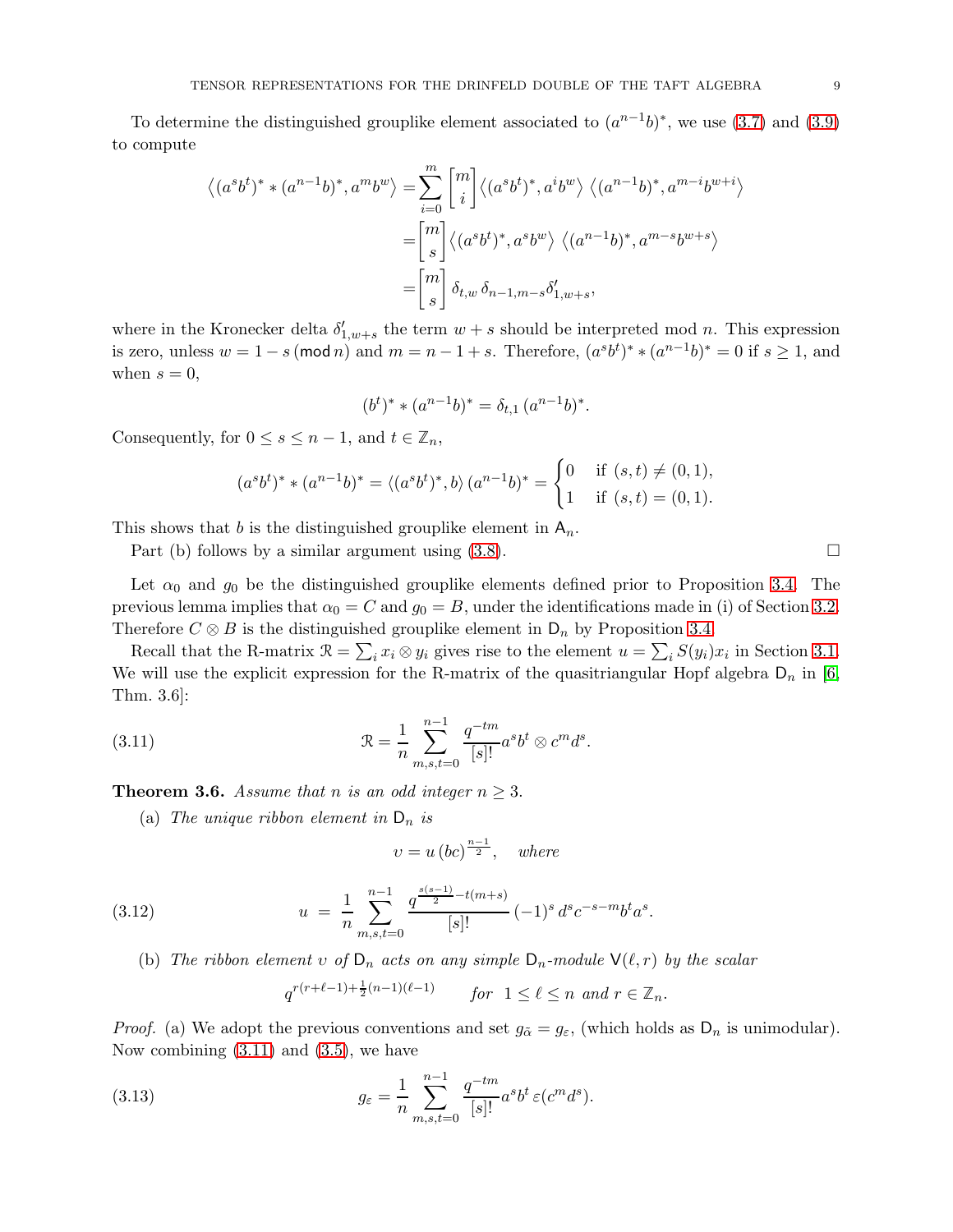To determine the distinguished grouplike element associated to $(a^{n-1}b)^*$, we use (3.7) and (3.9) to compute

$$
\begin{aligned}
\left\langle (a^s b^t)^* * (a^{n-1}b)^*, a^m b^w \right\rangle &= \sum_{i=0}^{m} \begin{bmatrix} m \\ i \end{bmatrix} \left\langle (a^s b^t)^*, a^i b^w \right\rangle \left\langle (a^{n-1}b)^*, a^{m-i} b^{w+i} \right\rangle \\
&= \begin{bmatrix} m \\ s \end{bmatrix} \left\langle (a^s b^t)^*, a^s b^w \right\rangle \left\langle (a^{n-1}b)^*, a^{m-s} b^{w+s} \right\rangle \\
&= \begin{bmatrix} m \\ s \end{bmatrix} \delta_{t,w}\, \delta_{n-1,m-s} \delta'_{1,w+s},
\end{aligned}
$$

where in the Kronecker delta $\delta'_{1,w+s}$ the term $w+s$ should be interpreted mod $n$. This expression is zero, unless $w = 1-s \,(\mathsf{mod}\, n)$ and $m = n-1+s$. Therefore, $(a^s b^t)^* * (a^{n-1}b)^* = 0$ if $s \geq 1$, and when $s = 0$,

$$(b^t)^* * (a^{n-1}b)^* = \delta_{t,1}\, (a^{n-1}b)^*.$$

Consequently, for $0 \leq s \leq n-1$, and $t \in \mathbb{Z}_n$,

$$(a^s b^t)^* * (a^{n-1}b)^* = \langle (a^s b^t)^*, b \rangle \, (a^{n-1}b)^* = \begin{cases} 0 & \text{if } (s,t) \neq (0,1), \\ 1 & \text{if } (s,t) = (0,1). \end{cases}$$

This shows that $b$ is the distinguished grouplike element in $\mathsf{A}_n$.

Part (b) follows by a similar argument using (3.8). □

Let $\alpha_0$ and $g_0$ be the distinguished grouplike elements defined prior to Proposition 3.4. The previous lemma implies that $\alpha_0 = C$ and $g_0 = B$, under the identifications made in (i) of Section 3.2. Therefore $C \otimes B$ is the distinguished grouplike element in $\mathsf{D}_n$ by Proposition 3.4.

Recall that the R-matrix $\mathcal{R} = \sum_i x_i \otimes y_i$ gives rise to the element $u = \sum_i S(y_i) x_i$ in Section 3.1. We will use the explicit expression for the R-matrix of the quasitriangular Hopf algebra $\mathsf{D}_n$ in [6, Thm. 3.6]:

$$\mathcal{R} = \frac{1}{n} \sum_{m,s,t=0}^{n-1} \frac{q^{-tm}}{[s]!} a^s b^t \otimes c^m d^s. \tag{3.11}$$

**Theorem 3.6.** *Assume that $n$ is an odd integer $n \geq 3$.*

(a) *The unique ribbon element in $\mathsf{D}_n$ is*

$$\upsilon = u\,(bc)^{\frac{n-1}{2}}, \quad \textit{where}$$

$$u \;=\; \frac{1}{n} \sum_{m,s,t=0}^{n-1} \frac{q^{\frac{s(s-1)}{2} - t(m+s)}}{[s]!} (-1)^s \, d^s c^{-s-m} b^t a^s. \tag{3.12}$$

(b) *The ribbon element $\upsilon$ of $\mathsf{D}_n$ acts on any simple $\mathsf{D}_n$-module $\mathsf{V}(\ell, r)$ by the scalar*

$$q^{r(r+\ell-1)+\frac{1}{2}(n-1)(\ell-1)} \qquad \textit{for} \;\; 1 \leq \ell \leq n \; \textit{and} \; r \in \mathbb{Z}_n.$$

*Proof.* (a) We adopt the previous conventions and set $g_{\tilde{\alpha}} = g_\varepsilon$, (which holds as $\mathsf{D}_n$ is unimodular). Now combining (3.11) and (3.5), we have

$$g_\varepsilon = \frac{1}{n} \sum_{m,s,t=0}^{n-1} \frac{q^{-tm}}{[s]!} a^s b^t \, \varepsilon(c^m d^s). \tag{3.13}$$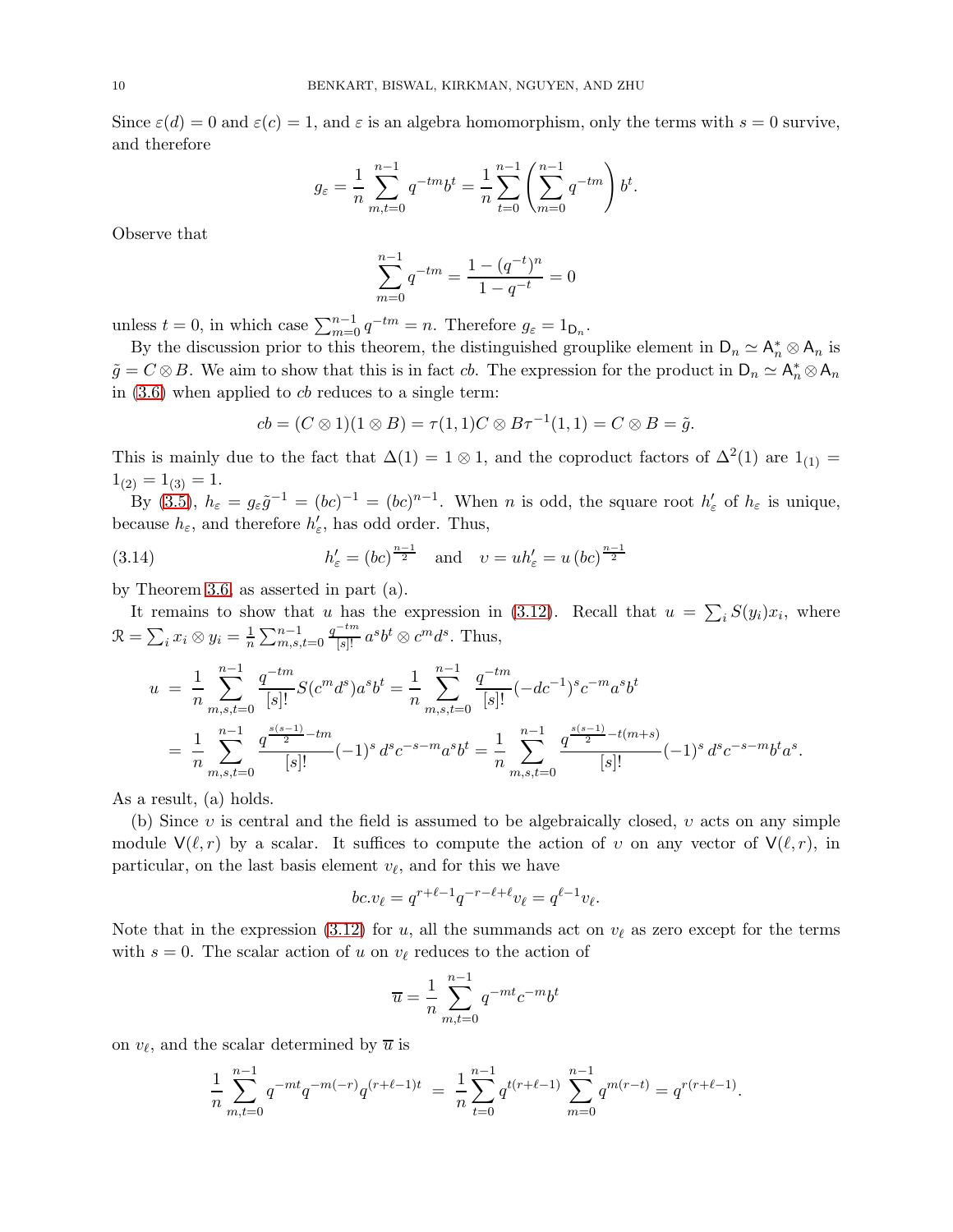Since $\varepsilon(d) = 0$ and $\varepsilon(c) = 1$, and $\varepsilon$ is an algebra homomorphism, only the terms with $s = 0$ survive, and therefore

$$g_\varepsilon = \frac{1}{n}\sum_{m,t=0}^{n-1} q^{-tm} b^t = \frac{1}{n}\sum_{t=0}^{n-1}\left(\sum_{m=0}^{n-1} q^{-tm}\right) b^t.$$

Observe that

$$\sum_{m=0}^{n-1} q^{-tm} = \frac{1-(q^{-t})^n}{1-q^{-t}} = 0$$

unless $t = 0$, in which case $\sum_{m=0}^{n-1} q^{-tm} = n$. Therefore $g_\varepsilon = 1_{\mathsf{D}_n}$.

By the discussion prior to this theorem, the distinguished grouplike element in $\mathsf{D}_n \simeq \mathsf{A}_n^* \otimes \mathsf{A}_n$ is $\tilde{g} = C \otimes B$. We aim to show that this is in fact $cb$. The expression for the product in $\mathsf{D}_n \simeq \mathsf{A}_n^* \otimes \mathsf{A}_n$ in (3.6) when applied to $cb$ reduces to a single term:

$$cb = (C \otimes 1)(1 \otimes B) = \tau(1,1) C \otimes B \tau^{-1}(1,1) = C \otimes B = \tilde{g}.$$

This is mainly due to the fact that $\Delta(1) = 1 \otimes 1$, and the coproduct factors of $\Delta^2(1)$ are $1_{(1)} = 1_{(2)} = 1_{(3)} = 1$.

By (3.5), $h_\varepsilon = g_\varepsilon \tilde{g}^{-1} = (bc)^{-1} = (bc)^{n-1}$. When $n$ is odd, the square root $h'_\varepsilon$ of $h_\varepsilon$ is unique, because $h_\varepsilon$, and therefore $h'_\varepsilon$, has odd order. Thus,

$$h'_\varepsilon = (bc)^{\frac{n-1}{2}} \quad \text{and} \quad \upsilon = u h'_\varepsilon = u\,(bc)^{\frac{n-1}{2}} \tag{3.14}$$

by Theorem 3.6, as asserted in part (a).

It remains to show that $u$ has the expression in (3.12). Recall that $u = \sum_i S(y_i) x_i$, where $\mathcal{R} = \sum_i x_i \otimes y_i = \frac{1}{n}\sum_{m,s,t=0}^{n-1} \frac{q^{-tm}}{[s]!} a^s b^t \otimes c^m d^s$. Thus,

$$\begin{aligned}
u &= \frac{1}{n}\sum_{m,s,t=0}^{n-1} \frac{q^{-tm}}{[s]!} S(c^m d^s) a^s b^t = \frac{1}{n}\sum_{m,s,t=0}^{n-1} \frac{q^{-tm}}{[s]!} (-dc^{-1})^s c^{-m} a^s b^t \\
&= \frac{1}{n}\sum_{m,s,t=0}^{n-1} \frac{q^{\frac{s(s-1)}{2} - tm}}{[s]!} (-1)^s\, d^s c^{-s-m} a^s b^t = \frac{1}{n}\sum_{m,s,t=0}^{n-1} \frac{q^{\frac{s(s-1)}{2} - t(m+s)}}{[s]!} (-1)^s\, d^s c^{-s-m} b^t a^s.
\end{aligned}$$

As a result, (a) holds.

(b) Since $\upsilon$ is central and the field is assumed to be algebraically closed, $\upsilon$ acts on any simple module $\mathsf{V}(\ell, r)$ by a scalar. It suffices to compute the action of $\upsilon$ on any vector of $\mathsf{V}(\ell, r)$, in particular, on the last basis element $v_\ell$, and for this we have

$$bc.v_\ell = q^{r+\ell-1} q^{-r-\ell+\ell} v_\ell = q^{\ell-1} v_\ell.$$

Note that in the expression (3.12) for $u$, all the summands act on $v_\ell$ as zero except for the terms with $s = 0$. The scalar action of $u$ on $v_\ell$ reduces to the action of

$$\overline{u} = \frac{1}{n}\sum_{m,t=0}^{n-1} q^{-mt} c^{-m} b^t$$

on $v_\ell$, and the scalar determined by $\overline{u}$ is

$$\frac{1}{n}\sum_{m,t=0}^{n-1} q^{-mt} q^{-m(-r)} q^{(r+\ell-1)t} \;=\; \frac{1}{n}\sum_{t=0}^{n-1} q^{t(r+\ell-1)} \sum_{m=0}^{n-1} q^{m(r-t)} = q^{r(r+\ell-1)}.$$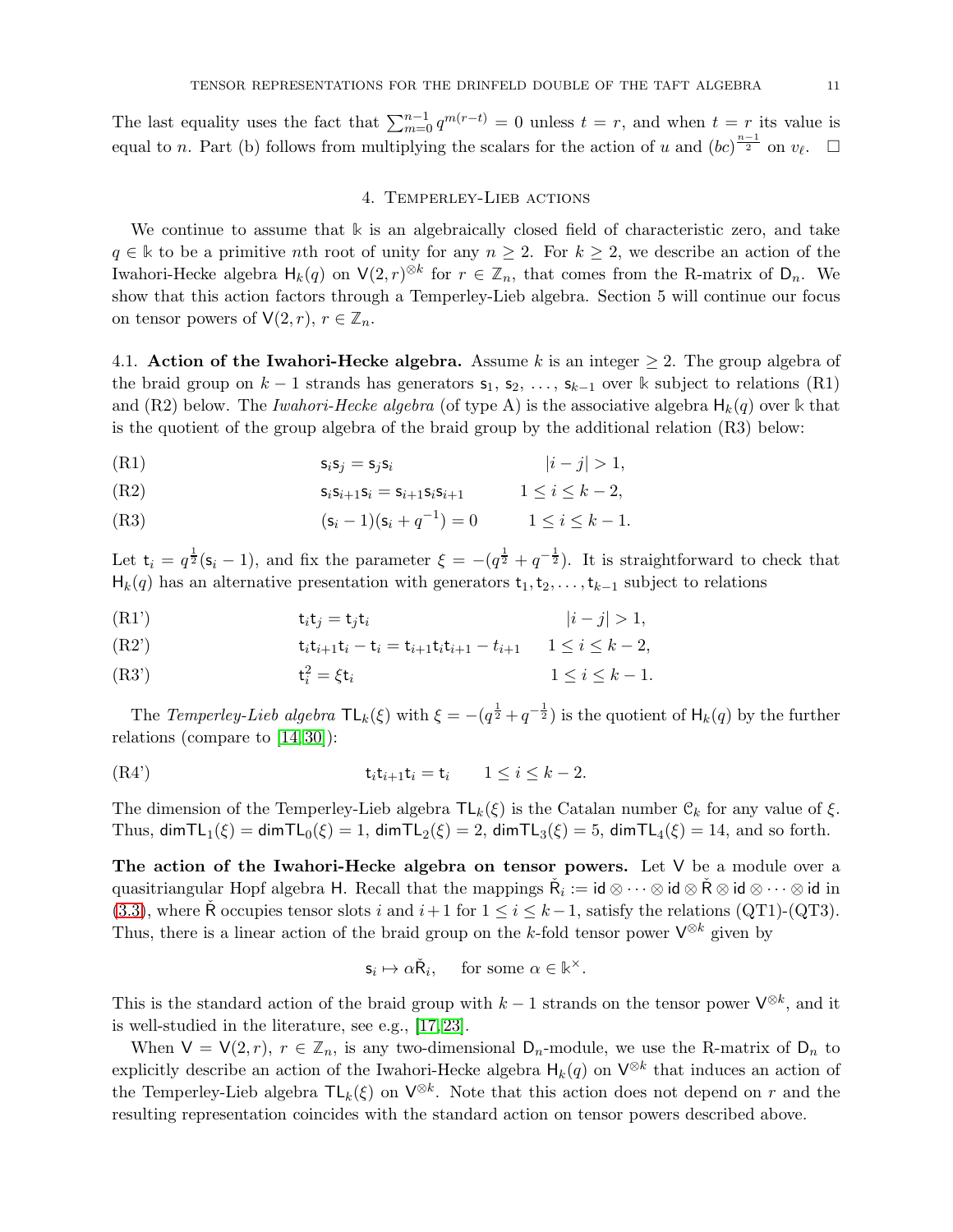The last equality uses the fact that $\sum_{m=0}^{n-1} q^{m(r-t)} = 0$ unless $t = r$, and when $t = r$ its value is equal to $n$. Part (b) follows from multiplying the scalars for the action of $u$ and $(bc)^{\frac{n-1}{2}}$ on $v_\ell$. $\square$

## 4. Temperley-Lieb actions

We continue to assume that $\Bbbk$ is an algebraically closed field of characteristic zero, and take $q \in \Bbbk$ to be a primitive $n$th root of unity for any $n \geq 2$. For $k \geq 2$, we describe an action of the Iwahori-Hecke algebra $\mathsf{H}_k(q)$ on $\mathsf{V}(2,r)^{\otimes k}$ for $r \in \mathbb{Z}_n$, that comes from the R-matrix of $\mathsf{D}_n$. We show that this action factors through a Temperley-Lieb algebra. Section 5 will continue our focus on tensor powers of $\mathsf{V}(2,r)$, $r \in \mathbb{Z}_n$.

**4.1. Action of the Iwahori-Hecke algebra.** Assume $k$ is an integer $\geq 2$. The group algebra of the braid group on $k-1$ strands has generators $\mathsf{s}_1, \mathsf{s}_2, \ldots, \mathsf{s}_{k-1}$ over $\Bbbk$ subject to relations (R1) and (R2) below. The *Iwahori-Hecke algebra* (of type A) is the associative algebra $\mathsf{H}_k(q)$ over $\Bbbk$ that is the quotient of the group algebra of the braid group by the additional relation (R3) below:

$$\text{(R1)} \qquad \mathsf{s}_i\mathsf{s}_j = \mathsf{s}_j\mathsf{s}_i \qquad |i-j| > 1,$$

$$\text{(R2)} \qquad \mathsf{s}_i\mathsf{s}_{i+1}\mathsf{s}_i = \mathsf{s}_{i+1}\mathsf{s}_i\mathsf{s}_{i+1} \qquad 1 \leq i \leq k-2,$$

$$\text{(R3)} \qquad (\mathsf{s}_i - 1)(\mathsf{s}_i + q^{-1}) = 0 \qquad 1 \leq i \leq k-1.$$

Let $\mathsf{t}_i = q^{\frac{1}{2}}(\mathsf{s}_i - 1)$, and fix the parameter $\xi = -(q^{\frac{1}{2}} + q^{-\frac{1}{2}})$. It is straightforward to check that $\mathsf{H}_k(q)$ has an alternative presentation with generators $\mathsf{t}_1, \mathsf{t}_2, \ldots, \mathsf{t}_{k-1}$ subject to relations

$$\text{(R1')} \qquad \mathsf{t}_i\mathsf{t}_j = \mathsf{t}_j\mathsf{t}_i \qquad |i-j| > 1,$$

$$\text{(R2')} \qquad \mathsf{t}_i\mathsf{t}_{i+1}\mathsf{t}_i - \mathsf{t}_i = \mathsf{t}_{i+1}\mathsf{t}_i\mathsf{t}_{i+1} - t_{i+1} \qquad 1 \leq i \leq k-2,$$

$$\text{(R3')} \qquad \mathsf{t}_i^2 = \xi\mathsf{t}_i \qquad 1 \leq i \leq k-1.$$

The *Temperley-Lieb algebra* $\mathsf{TL}_k(\xi)$ with $\xi = -(q^{\frac{1}{2}} + q^{-\frac{1}{2}})$ is the quotient of $\mathsf{H}_k(q)$ by the further relations (compare to [14,30]):

$$\text{(R4')} \qquad \mathsf{t}_i\mathsf{t}_{i+1}\mathsf{t}_i = \mathsf{t}_i \qquad 1 \leq i \leq k-2.$$

The dimension of the Temperley-Lieb algebra $\mathsf{TL}_k(\xi)$ is the Catalan number $\mathcal{C}_k$ for any value of $\xi$. Thus, $\mathsf{dim}\mathsf{TL}_1(\xi) = \mathsf{dim}\mathsf{TL}_0(\xi) = 1$, $\mathsf{dim}\mathsf{TL}_2(\xi) = 2$, $\mathsf{dim}\mathsf{TL}_3(\xi) = 5$, $\mathsf{dim}\mathsf{TL}_4(\xi) = 14$, and so forth.

**The action of the Iwahori-Hecke algebra on tensor powers.** Let $\mathsf{V}$ be a module over a quasitriangular Hopf algebra $\mathsf{H}$. Recall that the mappings $\check{\mathsf{R}}_i := \mathsf{id} \otimes \cdots \otimes \mathsf{id} \otimes \check{\mathsf{R}} \otimes \mathsf{id} \otimes \cdots \otimes \mathsf{id}$ in (3.3), where $\check{\mathsf{R}}$ occupies tensor slots $i$ and $i+1$ for $1 \leq i \leq k-1$, satisfy the relations (QT1)-(QT3). Thus, there is a linear action of the braid group on the $k$-fold tensor power $\mathsf{V}^{\otimes k}$ given by

$$\mathsf{s}_i \mapsto \alpha\check{\mathsf{R}}_i, \quad \text{for some } \alpha \in \Bbbk^\times.$$

This is the standard action of the braid group with $k-1$ strands on the tensor power $\mathsf{V}^{\otimes k}$, and it is well-studied in the literature, see e.g., [17,23].

When $\mathsf{V} = \mathsf{V}(2,r)$, $r \in \mathbb{Z}_n$, is any two-dimensional $\mathsf{D}_n$-module, we use the R-matrix of $\mathsf{D}_n$ to explicitly describe an action of the Iwahori-Hecke algebra $\mathsf{H}_k(q)$ on $\mathsf{V}^{\otimes k}$ that induces an action of the Temperley-Lieb algebra $\mathsf{TL}_k(\xi)$ on $\mathsf{V}^{\otimes k}$. Note that this action does not depend on $r$ and the resulting representation coincides with the standard action on tensor powers described above.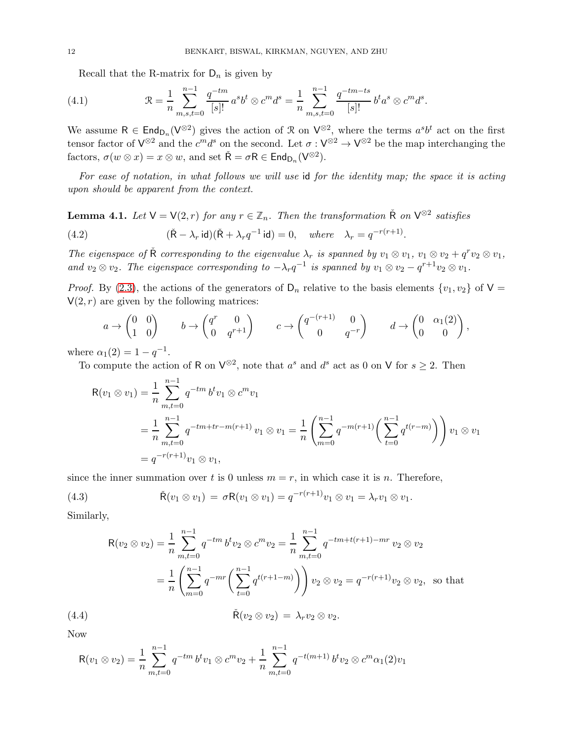Recall that the R-matrix for $\mathsf{D}_n$ is given by

$$
\mathcal{R} = \frac{1}{n} \sum_{m,s,t=0}^{n-1} \frac{q^{-tm}}{[s]!}\, a^s b^t \otimes c^m d^s = \frac{1}{n} \sum_{m,s,t=0}^{n-1} \frac{q^{-tm-ts}}{[s]!}\, b^t a^s \otimes c^m d^s. \tag{4.1}
$$

We assume $\mathsf{R} \in \mathsf{End}_{\mathsf{D}_n}(\mathsf{V}^{\otimes 2})$ gives the action of $\mathcal{R}$ on $\mathsf{V}^{\otimes 2}$, where the terms $a^s b^t$ act on the first tensor factor of $\mathsf{V}^{\otimes 2}$ and the $c^m d^s$ on the second. Let $\sigma : \mathsf{V}^{\otimes 2} \to \mathsf{V}^{\otimes 2}$ be the map interchanging the factors, $\sigma(w \otimes x) = x \otimes w$, and set $\check{\mathsf{R}} = \sigma \mathsf{R} \in \mathsf{End}_{\mathsf{D}_n}(\mathsf{V}^{\otimes 2})$.

*For ease of notation, in what follows we will use* $\mathsf{id}$ *for the identity map; the space it is acting upon should be apparent from the context.*

**Lemma 4.1.** *Let $\mathsf{V} = \mathsf{V}(2, r)$ for any $r \in \mathbb{Z}_n$. Then the transformation $\check{\mathsf{R}}$ on $\mathsf{V}^{\otimes 2}$ satisfies*

$$
(\check{\mathsf{R}} - \lambda_r\, \mathsf{id})(\check{\mathsf{R}} + \lambda_r q^{-1}\, \mathsf{id}) = 0, \quad \textit{where} \quad \lambda_r = q^{-r(r+1)}. \tag{4.2}
$$

*The eigenspace of $\check{\mathsf{R}}$ corresponding to the eigenvalue $\lambda_r$ is spanned by $v_1 \otimes v_1$, $v_1 \otimes v_2 + q^r v_2 \otimes v_1$, and $v_2 \otimes v_2$. The eigenspace corresponding to $-\lambda_r q^{-1}$ is spanned by $v_1 \otimes v_2 - q^{r+1} v_2 \otimes v_1$.*

*Proof.* By (2.3), the actions of the generators of $\mathsf{D}_n$ relative to the basis elements $\{v_1, v_2\}$ of $\mathsf{V} = \mathsf{V}(2, r)$ are given by the following matrices:

$$
a \to \begin{pmatrix} 0 & 0 \\ 1 & 0 \end{pmatrix} \qquad b \to \begin{pmatrix} q^r & 0 \\ 0 & q^{r+1} \end{pmatrix} \qquad c \to \begin{pmatrix} q^{-(r+1)} & 0 \\ 0 & q^{-r} \end{pmatrix} \qquad d \to \begin{pmatrix} 0 & \alpha_1(2) \\ 0 & 0 \end{pmatrix},
$$

where $\alpha_1(2) = 1 - q^{-1}$.

To compute the action of $\mathsf{R}$ on $\mathsf{V}^{\otimes 2}$, note that $a^s$ and $d^s$ act as 0 on $\mathsf{V}$ for $s \geq 2$. Then

$$
\begin{aligned}
\mathsf{R}(v_1 \otimes v_1) &= \frac{1}{n} \sum_{m,t=0}^{n-1} q^{-tm}\, b^t v_1 \otimes c^m v_1 \\
&= \frac{1}{n} \sum_{m,t=0}^{n-1} q^{-tm+tr-m(r+1)}\, v_1 \otimes v_1 = \frac{1}{n} \left( \sum_{m=0}^{n-1} q^{-m(r+1)} \left( \sum_{t=0}^{n-1} q^{t(r-m)} \right) \right) v_1 \otimes v_1 \\
&= q^{-r(r+1)} v_1 \otimes v_1,
\end{aligned}
$$

since the inner summation over $t$ is 0 unless $m = r$, in which case it is $n$. Therefore,

$$
\check{\mathsf{R}}(v_1 \otimes v_1) \;=\; \sigma \mathsf{R}(v_1 \otimes v_1) = q^{-r(r+1)} v_1 \otimes v_1 = \lambda_r v_1 \otimes v_1. \tag{4.3}
$$

Similarly,

$$
\begin{aligned}
\mathsf{R}(v_2 \otimes v_2) &= \frac{1}{n} \sum_{m,t=0}^{n-1} q^{-tm}\, b^t v_2 \otimes c^m v_2 = \frac{1}{n} \sum_{m,t=0}^{n-1} q^{-tm+t(r+1)-mr}\, v_2 \otimes v_2 \\
&= \frac{1}{n} \left( \sum_{m=0}^{n-1} q^{-mr} \left( \sum_{t=0}^{n-1} q^{t(r+1-m)} \right) \right) v_2 \otimes v_2 = q^{-r(r+1)} v_2 \otimes v_2, \text{ so that}
\end{aligned}
$$

$$
\check{\mathsf{R}}(v_2 \otimes v_2) \;=\; \lambda_r v_2 \otimes v_2. \tag{4.4}
$$

Now

$$
\mathsf{R}(v_1 \otimes v_2) = \frac{1}{n} \sum_{m,t=0}^{n-1} q^{-tm}\, b^t v_1 \otimes c^m v_2 + \frac{1}{n} \sum_{m,t=0}^{n-1} q^{-t(m+1)}\, b^t v_2 \otimes c^m \alpha_1(2) v_1
$$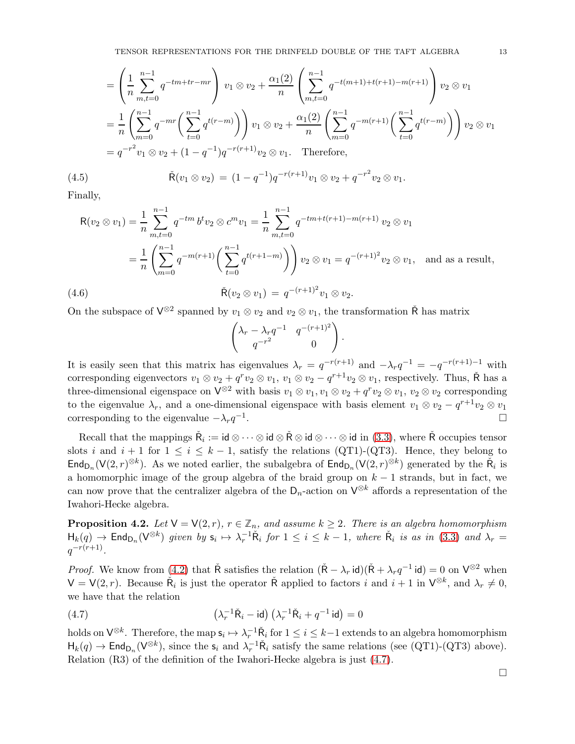$$
\begin{aligned}
&= \left(\frac{1}{n}\sum_{m,t=0}^{n-1} q^{-tm+tr-mr}\right) v_1\otimes v_2 + \frac{\alpha_1(2)}{n}\left(\sum_{m,t=0}^{n-1} q^{-t(m+1)+t(r+1)-m(r+1)}\right) v_2\otimes v_1 \\
&= \frac{1}{n}\left(\sum_{m=0}^{n-1} q^{-mr}\left(\sum_{t=0}^{n-1} q^{t(r-m)}\right)\right) v_1\otimes v_2 + \frac{\alpha_1(2)}{n}\left(\sum_{m=0}^{n-1} q^{-m(r+1)}\left(\sum_{t=0}^{n-1} q^{t(r-m)}\right)\right) v_2\otimes v_1 \\
&= q^{-r^2} v_1\otimes v_2 + (1-q^{-1})q^{-r(r+1)} v_2\otimes v_1. \quad \text{Therefore,}
\end{aligned}
$$

$$
\check{\mathsf{R}}(v_1\otimes v_2) \,=\, (1-q^{-1})q^{-r(r+1)} v_1\otimes v_2 + q^{-r^2} v_2\otimes v_1. \tag{4.5}
$$

Finally,

$$
\begin{aligned}
\mathsf{R}(v_2\otimes v_1) &= \frac{1}{n}\sum_{m,t=0}^{n-1} q^{-tm}\, b^t v_2 \otimes c^m v_1 = \frac{1}{n}\sum_{m,t=0}^{n-1} q^{-tm+t(r+1)-m(r+1)}\, v_2\otimes v_1 \\
&= \frac{1}{n}\left(\sum_{m=0}^{n-1} q^{-m(r+1)}\left(\sum_{t=0}^{n-1} q^{t(r+1-m)}\right)\right) v_2\otimes v_1 = q^{-(r+1)^2} v_2\otimes v_1, \quad \text{and as a result,}
\end{aligned}
$$

$$
\check{\mathsf{R}}(v_2\otimes v_1) \,=\, q^{-(r+1)^2} v_1\otimes v_2. \tag{4.6}
$$

On the subspace of $\mathsf{V}^{\otimes 2}$ spanned by $v_1\otimes v_2$ and $v_2\otimes v_1$, the transformation $\check{\mathsf{R}}$ has matrix

$$
\begin{pmatrix} \lambda_r - \lambda_r q^{-1} & q^{-(r+1)^2} \\ q^{-r^2} & 0 \end{pmatrix}.
$$

It is easily seen that this matrix has eigenvalues $\lambda_r = q^{-r(r+1)}$ and $-\lambda_r q^{-1} = -q^{-r(r+1)-1}$ with corresponding eigenvectors $v_1\otimes v_2 + q^r v_2\otimes v_1$, $v_1\otimes v_2 - q^{r+1} v_2\otimes v_1$, respectively. Thus, $\check{\mathsf{R}}$ has a three-dimensional eigenspace on $\mathsf{V}^{\otimes 2}$ with basis $v_1\otimes v_1, v_1\otimes v_2 + q^r v_2\otimes v_1$, $v_2\otimes v_2$ corresponding to the eigenvalue $\lambda_r$, and a one-dimensional eigenspace with basis element $v_1\otimes v_2 - q^{r+1} v_2\otimes v_1$ corresponding to the eigenvalue $-\lambda_r q^{-1}$. □

Recall that the mappings $\check{\mathsf{R}}_i := \mathsf{id}\otimes\cdots\otimes\mathsf{id}\otimes\check{\mathsf{R}}\otimes\mathsf{id}\otimes\cdots\otimes\mathsf{id}$ in (3.3), where $\check{\mathsf{R}}$ occupies tensor slots $i$ and $i+1$ for $1\le i\le k-1$, satisfy the relations (QT1)-(QT3). Hence, they belong to $\mathsf{End}_{\mathsf{D}_n}(\mathsf{V}(2,r)^{\otimes k})$. As we noted earlier, the subalgebra of $\mathsf{End}_{\mathsf{D}_n}(\mathsf{V}(2,r)^{\otimes k})$ generated by the $\check{\mathsf{R}}_i$ is a homomorphic image of the group algebra of the braid group on $k-1$ strands, but in fact, we can now prove that the centralizer algebra of the $\mathsf{D}_n$-action on $\mathsf{V}^{\otimes k}$ affords a representation of the Iwahori-Hecke algebra.

**Proposition 4.2.** *Let $\mathsf{V} = \mathsf{V}(2,r)$, $r\in\mathbb{Z}_n$, and assume $k\ge 2$. There is an algebra homomorphism $\mathsf{H}_k(q)\to\mathsf{End}_{\mathsf{D}_n}(\mathsf{V}^{\otimes k})$ given by $\mathsf{s}_i\mapsto\lambda_r^{-1}\check{\mathsf{R}}_i$ for $1\le i\le k-1$, where $\check{\mathsf{R}}_i$ is as in (3.3) and $\lambda_r = q^{-r(r+1)}$.*

*Proof.* We know from (4.2) that $\check{\mathsf{R}}$ satisfies the relation $(\check{\mathsf{R}}-\lambda_r\,\mathsf{id})(\check{\mathsf{R}}+\lambda_r q^{-1}\,\mathsf{id}) = 0$ on $\mathsf{V}^{\otimes 2}$ when $\mathsf{V} = \mathsf{V}(2,r)$. Because $\check{\mathsf{R}}_i$ is just the operator $\check{\mathsf{R}}$ applied to factors $i$ and $i+1$ in $\mathsf{V}^{\otimes k}$, and $\lambda_r\ne 0$, we have that the relation

$$
\left(\lambda_r^{-1}\check{\mathsf{R}}_i - \mathsf{id}\right)\left(\lambda_r^{-1}\check{\mathsf{R}}_i + q^{-1}\,\mathsf{id}\right) = 0 \tag{4.7}
$$

holds on $\mathsf{V}^{\otimes k}$. Therefore, the map $\mathsf{s}_i\mapsto\lambda_r^{-1}\check{\mathsf{R}}_i$ for $1\le i\le k-1$ extends to an algebra homomorphism $\mathsf{H}_k(q)\to\mathsf{End}_{\mathsf{D}_n}(\mathsf{V}^{\otimes k})$, since the $\mathsf{s}_i$ and $\lambda_r^{-1}\check{\mathsf{R}}_i$ satisfy the same relations (see (QT1)-(QT3) above). Relation (R3) of the definition of the Iwahori-Hecke algebra is just (4.7).

□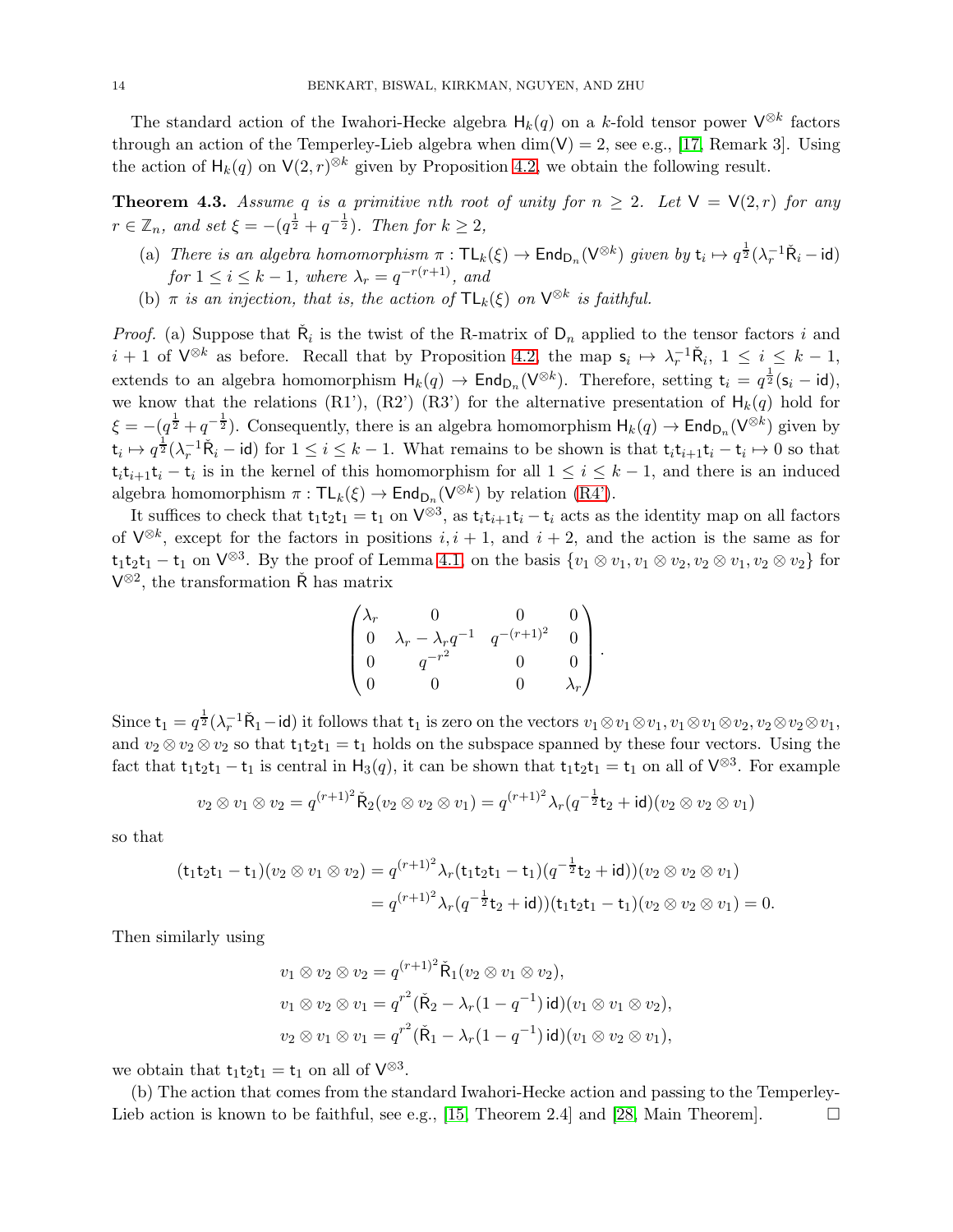The standard action of the Iwahori-Hecke algebra $\mathsf{H}_k(q)$ on a $k$-fold tensor power $\mathsf{V}^{\otimes k}$ factors through an action of the Temperley-Lieb algebra when $\dim(\mathsf{V}) = 2$, see e.g., [17, Remark 3]. Using the action of $\mathsf{H}_k(q)$ on $\mathsf{V}(2,r)^{\otimes k}$ given by Proposition 4.2, we obtain the following result.

**Theorem 4.3.** *Assume $q$ is a primitive $n$th root of unity for $n \geq 2$. Let $\mathsf{V} = \mathsf{V}(2,r)$ for any $r \in \mathbb{Z}_n$, and set $\xi = -(q^{\frac{1}{2}} + q^{-\frac{1}{2}})$. Then for $k \geq 2$,*

- (a) *There is an algebra homomorphism $\pi : \mathsf{TL}_k(\xi) \to \mathsf{End}_{\mathsf{D}_n}(\mathsf{V}^{\otimes k})$ given by $\mathsf{t}_i \mapsto q^{\frac{1}{2}}(\lambda_r^{-1}\check{\mathsf{R}}_i - \mathsf{id})$ for $1 \leq i \leq k-1$, where $\lambda_r = q^{-r(r+1)}$, and*
- (b) *$\pi$ is an injection, that is, the action of $\mathsf{TL}_k(\xi)$ on $\mathsf{V}^{\otimes k}$ is faithful.*

*Proof.* (a) Suppose that $\check{\mathsf{R}}_i$ is the twist of the R-matrix of $\mathsf{D}_n$ applied to the tensor factors $i$ and $i+1$ of $\mathsf{V}^{\otimes k}$ as before. Recall that by Proposition 4.2, the map $\mathsf{s}_i \mapsto \lambda_r^{-1}\check{\mathsf{R}}_i$, $1 \leq i \leq k-1$, extends to an algebra homomorphism $\mathsf{H}_k(q) \to \mathsf{End}_{\mathsf{D}_n}(\mathsf{V}^{\otimes k})$. Therefore, setting $\mathsf{t}_i = q^{\frac{1}{2}}(\mathsf{s}_i - \mathsf{id})$, we know that the relations (R1'), (R2') (R3') for the alternative presentation of $\mathsf{H}_k(q)$ hold for $\xi = -(q^{\frac{1}{2}} + q^{-\frac{1}{2}})$. Consequently, there is an algebra homomorphism $\mathsf{H}_k(q) \to \mathsf{End}_{\mathsf{D}_n}(\mathsf{V}^{\otimes k})$ given by $\mathsf{t}_i \mapsto q^{\frac{1}{2}}(\lambda_r^{-1}\check{\mathsf{R}}_i - \mathsf{id})$ for $1 \leq i \leq k-1$. What remains to be shown is that $\mathsf{t}_i\mathsf{t}_{i+1}\mathsf{t}_i - \mathsf{t}_i \mapsto 0$ so that $\mathsf{t}_i\mathsf{t}_{i+1}\mathsf{t}_i - \mathsf{t}_i$ is in the kernel of this homomorphism for all $1 \leq i \leq k-1$, and there is an induced algebra homomorphism $\pi : \mathsf{TL}_k(\xi) \to \mathsf{End}_{\mathsf{D}_n}(\mathsf{V}^{\otimes k})$ by relation (R4').

It suffices to check that $\mathsf{t}_1\mathsf{t}_2\mathsf{t}_1 = \mathsf{t}_1$ on $\mathsf{V}^{\otimes 3}$, as $\mathsf{t}_i\mathsf{t}_{i+1}\mathsf{t}_i - \mathsf{t}_i$ acts as the identity map on all factors of $\mathsf{V}^{\otimes k}$, except for the factors in positions $i, i+1$, and $i+2$, and the action is the same as for $\mathsf{t}_1\mathsf{t}_2\mathsf{t}_1 - \mathsf{t}_1$ on $\mathsf{V}^{\otimes 3}$. By the proof of Lemma 4.1, on the basis $\{v_1 \otimes v_1, v_1 \otimes v_2, v_2 \otimes v_1, v_2 \otimes v_2\}$ for $\mathsf{V}^{\otimes 2}$, the transformation $\check{\mathsf{R}}$ has matrix

$$\begin{pmatrix} \lambda_r & 0 & 0 & 0 \\ 0 & \lambda_r - \lambda_r q^{-1} & q^{-(r+1)^2} & 0 \\ 0 & q^{-r^2} & 0 & 0 \\ 0 & 0 & 0 & \lambda_r \end{pmatrix}.$$

Since $\mathsf{t}_1 = q^{\frac{1}{2}}(\lambda_r^{-1}\check{\mathsf{R}}_1 - \mathsf{id})$ it follows that $\mathsf{t}_1$ is zero on the vectors $v_1 \otimes v_1 \otimes v_1, v_1 \otimes v_1 \otimes v_2, v_2 \otimes v_2 \otimes v_1$, and $v_2 \otimes v_2 \otimes v_2$ so that $\mathsf{t}_1\mathsf{t}_2\mathsf{t}_1 = \mathsf{t}_1$ holds on the subspace spanned by these four vectors. Using the fact that $\mathsf{t}_1\mathsf{t}_2\mathsf{t}_1 - \mathsf{t}_1$ is central in $\mathsf{H}_3(q)$, it can be shown that $\mathsf{t}_1\mathsf{t}_2\mathsf{t}_1 = \mathsf{t}_1$ on all of $\mathsf{V}^{\otimes 3}$. For example

$$v_2 \otimes v_1 \otimes v_2 = q^{(r+1)^2}\check{\mathsf{R}}_2(v_2 \otimes v_2 \otimes v_1) = q^{(r+1)^2}\lambda_r(q^{-\frac{1}{2}}\mathsf{t}_2 + \mathsf{id})(v_2 \otimes v_2 \otimes v_1)$$

so that

$$\begin{aligned}(\mathsf{t}_1\mathsf{t}_2\mathsf{t}_1 - \mathsf{t}_1)(v_2 \otimes v_1 \otimes v_2) &= q^{(r+1)^2}\lambda_r(\mathsf{t}_1\mathsf{t}_2\mathsf{t}_1 - \mathsf{t}_1)(q^{-\frac{1}{2}}\mathsf{t}_2 + \mathsf{id}))(v_2 \otimes v_2 \otimes v_1) \\ &= q^{(r+1)^2}\lambda_r(q^{-\frac{1}{2}}\mathsf{t}_2 + \mathsf{id}))(\mathsf{t}_1\mathsf{t}_2\mathsf{t}_1 - \mathsf{t}_1)(v_2 \otimes v_2 \otimes v_1) = 0.\end{aligned}$$

Then similarly using

$$\begin{aligned} v_1 \otimes v_2 \otimes v_2 &= q^{(r+1)^2}\check{\mathsf{R}}_1(v_2 \otimes v_1 \otimes v_2), \\ v_1 \otimes v_2 \otimes v_1 &= q^{r^2}(\check{\mathsf{R}}_2 - \lambda_r(1 - q^{-1})\,\mathsf{id})(v_1 \otimes v_1 \otimes v_2), \\ v_2 \otimes v_1 \otimes v_1 &= q^{r^2}(\check{\mathsf{R}}_1 - \lambda_r(1 - q^{-1})\,\mathsf{id})(v_1 \otimes v_2 \otimes v_1), \end{aligned}$$

we obtain that $\mathsf{t}_1\mathsf{t}_2\mathsf{t}_1 = \mathsf{t}_1$ on all of $\mathsf{V}^{\otimes 3}$.

(b) The action that comes from the standard Iwahori-Hecke action and passing to the Temperley-Lieb action is known to be faithful, see e.g., [15, Theorem 2.4] and [28, Main Theorem]. $\square$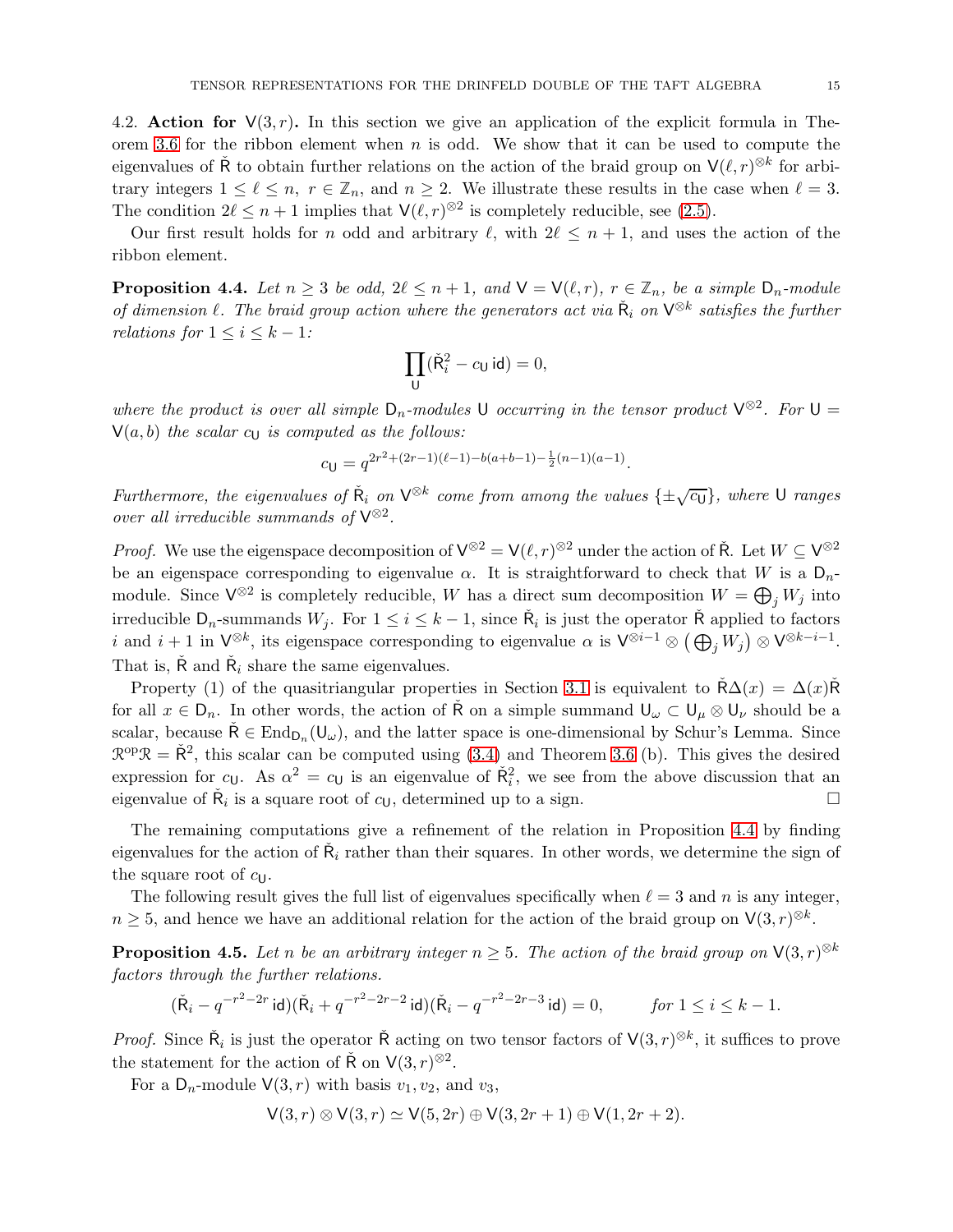### 4.2. Action for $\mathsf{V}(3,r)$.

In this section we give an application of the explicit formula in Theorem 3.6 for the ribbon element when $n$ is odd. We show that it can be used to compute the eigenvalues of $\check{\mathsf{R}}$ to obtain further relations on the action of the braid group on $\mathsf{V}(\ell,r)^{\otimes k}$ for arbitrary integers $1 \le \ell \le n$, $r \in \mathbb{Z}_n$, and $n \ge 2$. We illustrate these results in the case when $\ell = 3$. The condition $2\ell \le n+1$ implies that $\mathsf{V}(\ell,r)^{\otimes 2}$ is completely reducible, see (2.5).

Our first result holds for $n$ odd and arbitrary $\ell$, with $2\ell \le n+1$, and uses the action of the ribbon element.

**Proposition 4.4.** *Let $n \ge 3$ be odd, $2\ell \le n+1$, and $\mathsf{V} = \mathsf{V}(\ell,r)$, $r \in \mathbb{Z}_n$, be a simple $\mathsf{D}_n$-module of dimension $\ell$. The braid group action where the generators act via $\check{\mathsf{R}}_i$ on $\mathsf{V}^{\otimes k}$ satisfies the further relations for $1 \le i \le k-1$:*

$$\prod_{\mathsf{U}} (\check{\mathsf{R}}_i^2 - c_{\mathsf{U}}\, \mathsf{id}) = 0,$$

*where the product is over all simple $\mathsf{D}_n$-modules $\mathsf{U}$ occurring in the tensor product $\mathsf{V}^{\otimes 2}$. For $\mathsf{U} = \mathsf{V}(a,b)$ the scalar $c_{\mathsf{U}}$ is computed as the follows:*

$$c_{\mathsf{U}} = q^{2r^2 + (2r-1)(\ell-1) - b(a+b-1) - \frac{1}{2}(n-1)(a-1)}.$$

*Furthermore, the eigenvalues of $\check{\mathsf{R}}_i$ on $\mathsf{V}^{\otimes k}$ come from among the values $\{\pm\sqrt{c_{\mathsf{U}}}\}$, where $\mathsf{U}$ ranges over all irreducible summands of $\mathsf{V}^{\otimes 2}$.*

*Proof.* We use the eigenspace decomposition of $\mathsf{V}^{\otimes 2} = \mathsf{V}(\ell,r)^{\otimes 2}$ under the action of $\check{\mathsf{R}}$. Let $W \subseteq \mathsf{V}^{\otimes 2}$ be an eigenspace corresponding to eigenvalue $\alpha$. It is straightforward to check that $W$ is a $\mathsf{D}_n$-module. Since $\mathsf{V}^{\otimes 2}$ is completely reducible, $W$ has a direct sum decomposition $W = \bigoplus_j W_j$ into irreducible $\mathsf{D}_n$-summands $W_j$. For $1 \le i \le k-1$, since $\check{\mathsf{R}}_i$ is just the operator $\check{\mathsf{R}}$ applied to factors $i$ and $i+1$ in $\mathsf{V}^{\otimes k}$, its eigenspace corresponding to eigenvalue $\alpha$ is $\mathsf{V}^{\otimes i-1} \otimes \big(\bigoplus_j W_j\big) \otimes \mathsf{V}^{\otimes k-i-1}$. That is, $\check{\mathsf{R}}$ and $\check{\mathsf{R}}_i$ share the same eigenvalues.

Property (1) of the quasitriangular properties in Section 3.1 is equivalent to $\check{\mathsf{R}}\Delta(x) = \Delta(x)\check{\mathsf{R}}$ for all $x \in \mathsf{D}_n$. In other words, the action of $\check{\mathsf{R}}$ on a simple summand $\mathsf{U}_\omega \subset \mathsf{U}_\mu \otimes \mathsf{U}_\nu$ should be a scalar, because $\check{\mathsf{R}} \in \mathrm{End}_{\mathsf{D}_n}(\mathsf{U}_\omega)$, and the latter space is one-dimensional by Schur's Lemma. Since $\mathcal{R}^{\mathrm{op}}\mathcal{R} = \check{\mathsf{R}}^2$, this scalar can be computed using (3.4) and Theorem 3.6 (b). This gives the desired expression for $c_{\mathsf{U}}$. As $\alpha^2 = c_{\mathsf{U}}$ is an eigenvalue of $\check{\mathsf{R}}_i^2$, we see from the above discussion that an eigenvalue of $\check{\mathsf{R}}_i$ is a square root of $c_{\mathsf{U}}$, determined up to a sign. $\square$

The remaining computations give a refinement of the relation in Proposition 4.4 by finding eigenvalues for the action of $\check{\mathsf{R}}_i$ rather than their squares. In other words, we determine the sign of the square root of $c_{\mathsf{U}}$.

The following result gives the full list of eigenvalues specifically when $\ell = 3$ and $n$ is any integer, $n \ge 5$, and hence we have an additional relation for the action of the braid group on $\mathsf{V}(3,r)^{\otimes k}$.

**Proposition 4.5.** *Let $n$ be an arbitrary integer $n \ge 5$. The action of the braid group on $\mathsf{V}(3,r)^{\otimes k}$ factors through the further relations.*

$$(\check{\mathsf{R}}_i - q^{-r^2-2r}\,\mathsf{id})(\check{\mathsf{R}}_i + q^{-r^2-2r-2}\,\mathsf{id})(\check{\mathsf{R}}_i - q^{-r^2-2r-3}\,\mathsf{id}) = 0, \qquad \text{for } 1 \le i \le k-1.$$

*Proof.* Since $\check{\mathsf{R}}_i$ is just the operator $\check{\mathsf{R}}$ acting on two tensor factors of $\mathsf{V}(3,r)^{\otimes k}$, it suffices to prove the statement for the action of $\check{\mathsf{R}}$ on $\mathsf{V}(3,r)^{\otimes 2}$.

For a $\mathsf{D}_n$-module $\mathsf{V}(3,r)$ with basis $v_1, v_2$, and $v_3$,

$$\mathsf{V}(3,r) \otimes \mathsf{V}(3,r) \simeq \mathsf{V}(5,2r) \oplus \mathsf{V}(3,2r+1) \oplus \mathsf{V}(1,2r+2).$$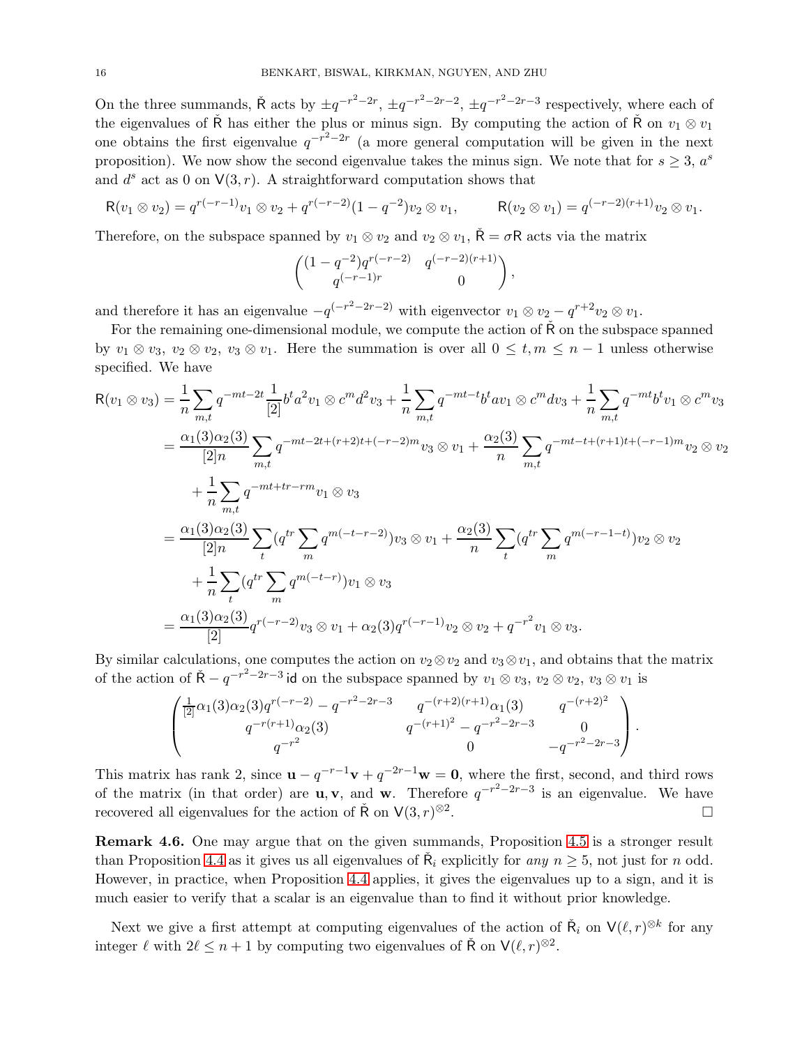On the three summands, $\check{\mathsf{R}}$ acts by $\pm q^{-r^2-2r}$, $\pm q^{-r^2-2r-2}$, $\pm q^{-r^2-2r-3}$ respectively, where each of the eigenvalues of $\check{\mathsf{R}}$ has either the plus or minus sign. By computing the action of $\check{\mathsf{R}}$ on $v_1 \otimes v_1$ one obtains the first eigenvalue $q^{-r^2-2r}$ (a more general computation will be given in the next proposition). We now show the second eigenvalue takes the minus sign. We note that for $s \geq 3$, $a^s$ and $d^s$ act as 0 on $\mathsf{V}(3,r)$. A straightforward computation shows that

$$\mathsf{R}(v_1 \otimes v_2) = q^{r(-r-1)} v_1 \otimes v_2 + q^{r(-r-2)}(1-q^{-2}) v_2 \otimes v_1, \qquad \mathsf{R}(v_2 \otimes v_1) = q^{(-r-2)(r+1)} v_2 \otimes v_1.$$

Therefore, on the subspace spanned by $v_1 \otimes v_2$ and $v_2 \otimes v_1$, $\check{\mathsf{R}} = \sigma \mathsf{R}$ acts via the matrix

$$\begin{pmatrix} (1-q^{-2})q^{r(-r-2)} & q^{(-r-2)(r+1)} \\ q^{(-r-1)r} & 0 \end{pmatrix},$$

and therefore it has an eigenvalue $-q^{(-r^2-2r-2)}$ with eigenvector $v_1 \otimes v_2 - q^{r+2} v_2 \otimes v_1$.

For the remaining one-dimensional module, we compute the action of $\check{\mathsf{R}}$ on the subspace spanned by $v_1 \otimes v_3$, $v_2 \otimes v_2$, $v_3 \otimes v_1$. Here the summation is over all $0 \leq t, m \leq n-1$ unless otherwise specified. We have

$$\begin{aligned}
\mathsf{R}(v_1 \otimes v_3) &= \frac{1}{n}\sum_{m,t} q^{-mt-2t}\frac{1}{[2]} b^t a^2 v_1 \otimes c^m d^2 v_3 + \frac{1}{n}\sum_{m,t} q^{-mt-t} b^t a v_1 \otimes c^m d v_3 + \frac{1}{n}\sum_{m,t} q^{-mt} b^t v_1 \otimes c^m v_3 \\
&= \frac{\alpha_1(3)\alpha_2(3)}{[2]n}\sum_{m,t} q^{-mt-2t+(r+2)t+(-r-2)m} v_3 \otimes v_1 + \frac{\alpha_2(3)}{n}\sum_{m,t} q^{-mt-t+(r+1)t+(-r-1)m} v_2 \otimes v_2 \\
&\quad + \frac{1}{n}\sum_{m,t} q^{-mt+tr-rm} v_1 \otimes v_3 \\
&= \frac{\alpha_1(3)\alpha_2(3)}{[2]n}\sum_t (q^{tr}\sum_m q^{m(-t-r-2)}) v_3 \otimes v_1 + \frac{\alpha_2(3)}{n}\sum_t (q^{tr}\sum_m q^{m(-r-1-t)}) v_2 \otimes v_2 \\
&\quad + \frac{1}{n}\sum_t (q^{tr}\sum_m q^{m(-t-r)}) v_1 \otimes v_3 \\
&= \frac{\alpha_1(3)\alpha_2(3)}{[2]} q^{r(-r-2)} v_3 \otimes v_1 + \alpha_2(3) q^{r(-r-1)} v_2 \otimes v_2 + q^{-r^2} v_1 \otimes v_3.
\end{aligned}$$

By similar calculations, one computes the action on $v_2 \otimes v_2$ and $v_3 \otimes v_1$, and obtains that the matrix of the action of $\check{\mathsf{R}} - q^{-r^2-2r-3}\,\mathsf{id}$ on the subspace spanned by $v_1 \otimes v_3$, $v_2 \otimes v_2$, $v_3 \otimes v_1$ is

$$\begin{pmatrix} \frac{1}{[2]}\alpha_1(3)\alpha_2(3) q^{r(-r-2)} - q^{-r^2-2r-3} & q^{-(r+2)(r+1)}\alpha_1(3) & q^{-(r+2)^2} \\ q^{-r(r+1)}\alpha_2(3) & q^{-(r+1)^2} - q^{-r^2-2r-3} & 0 \\ q^{-r^2} & 0 & -q^{-r^2-2r-3} \end{pmatrix}.$$

This matrix has rank 2, since $\mathbf{u} - q^{-r-1}\mathbf{v} + q^{-2r-1}\mathbf{w} = \mathbf{0}$, where the first, second, and third rows of the matrix (in that order) are $\mathbf{u}, \mathbf{v}$, and $\mathbf{w}$. Therefore $q^{-r^2-2r-3}$ is an eigenvalue. We have recovered all eigenvalues for the action of $\check{\mathsf{R}}$ on $\mathsf{V}(3,r)^{\otimes 2}$. $\square$

**Remark 4.6.** One may argue that on the given summands, Proposition 4.5 is a stronger result than Proposition 4.4 as it gives us all eigenvalues of $\check{\mathsf{R}}_i$ explicitly for *any* $n \geq 5$, not just for $n$ odd. However, in practice, when Proposition 4.4 applies, it gives the eigenvalues up to a sign, and it is much easier to verify that a scalar is an eigenvalue than to find it without prior knowledge.

Next we give a first attempt at computing eigenvalues of the action of $\check{\mathsf{R}}_i$ on $\mathsf{V}(\ell,r)^{\otimes k}$ for any integer $\ell$ with $2\ell \leq n+1$ by computing two eigenvalues of $\check{\mathsf{R}}$ on $\mathsf{V}(\ell,r)^{\otimes 2}$.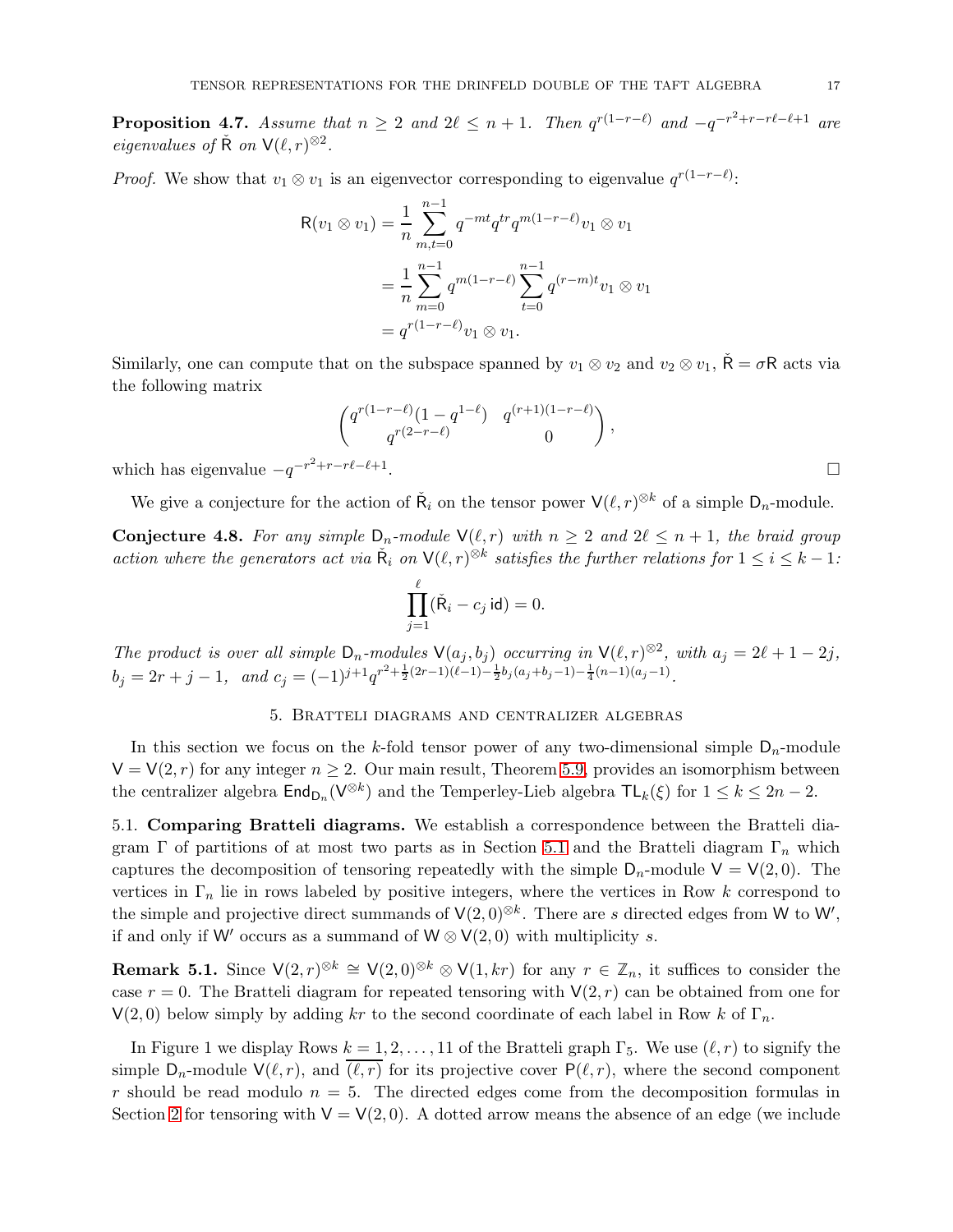**Proposition 4.7.** *Assume that $n \geq 2$ and $2\ell \leq n+1$. Then $q^{r(1-r-\ell)}$ and $-q^{-r^2+r-r\ell-\ell+1}$ are eigenvalues of $\check{\mathsf{R}}$ on $\mathsf{V}(\ell,r)^{\otimes 2}$.*

*Proof.* We show that $v_1 \otimes v_1$ is an eigenvector corresponding to eigenvalue $q^{r(1-r-\ell)}$:

$$
\begin{aligned}
\mathsf{R}(v_1 \otimes v_1) &= \frac{1}{n}\sum_{m,t=0}^{n-1} q^{-mt} q^{tr} q^{m(1-r-\ell)} v_1 \otimes v_1 \\
&= \frac{1}{n}\sum_{m=0}^{n-1} q^{m(1-r-\ell)} \sum_{t=0}^{n-1} q^{(r-m)t} v_1 \otimes v_1 \\
&= q^{r(1-r-\ell)} v_1 \otimes v_1.
\end{aligned}
$$

Similarly, one can compute that on the subspace spanned by $v_1 \otimes v_2$ and $v_2 \otimes v_1$, $\check{\mathsf{R}} = \sigma \mathsf{R}$ acts via the following matrix

$$
\begin{pmatrix} q^{r(1-r-\ell)}(1-q^{1-\ell}) & q^{(r+1)(1-r-\ell)} \\ q^{r(2-r-\ell)} & 0 \end{pmatrix},
$$

which has eigenvalue $-q^{-r^2+r-r\ell-\ell+1}$. $\square$

We give a conjecture for the action of $\check{\mathsf{R}}_i$ on the tensor power $\mathsf{V}(\ell,r)^{\otimes k}$ of a simple $\mathsf{D}_n$-module.

**Conjecture 4.8.** *For any simple $\mathsf{D}_n$-module $\mathsf{V}(\ell,r)$ with $n \geq 2$ and $2\ell \leq n+1$, the braid group action where the generators act via $\check{\mathsf{R}}_i$ on $\mathsf{V}(\ell,r)^{\otimes k}$ satisfies the further relations for $1 \leq i \leq k-1$:*

$$
\prod_{j=1}^{\ell} (\check{\mathsf{R}}_i - c_j\,\mathsf{id}) = 0.
$$

*The product is over all simple $\mathsf{D}_n$-modules $\mathsf{V}(a_j,b_j)$ occurring in $\mathsf{V}(\ell,r)^{\otimes 2}$, with $a_j = 2\ell+1-2j$, $b_j = 2r+j-1$, and $c_j = (-1)^{j+1} q^{r^2+\frac{1}{2}(2r-1)(\ell-1)-\frac{1}{2}b_j(a_j+b_j-1)-\frac{1}{4}(n-1)(a_j-1)}$.*

## 5. Bratteli diagrams and centralizer algebras

In this section we focus on the $k$-fold tensor power of any two-dimensional simple $\mathsf{D}_n$-module $\mathsf{V} = \mathsf{V}(2,r)$ for any integer $n \geq 2$. Our main result, Theorem 5.9, provides an isomorphism between the centralizer algebra $\mathsf{End}_{\mathsf{D}_n}(\mathsf{V}^{\otimes k})$ and the Temperley-Lieb algebra $\mathsf{TL}_k(\xi)$ for $1 \leq k \leq 2n-2$.

### 5.1. Comparing Bratteli diagrams.

We establish a correspondence between the Bratteli diagram $\Gamma$ of partitions of at most two parts as in Section 5.1 and the Bratteli diagram $\Gamma_n$ which captures the decomposition of tensoring repeatedly with the simple $\mathsf{D}_n$-module $\mathsf{V} = \mathsf{V}(2,0)$. The vertices in $\Gamma_n$ lie in rows labeled by positive integers, where the vertices in Row $k$ correspond to the simple and projective direct summands of $\mathsf{V}(2,0)^{\otimes k}$. There are $s$ directed edges from $\mathsf{W}$ to $\mathsf{W}'$, if and only if $\mathsf{W}'$ occurs as a summand of $\mathsf{W} \otimes \mathsf{V}(2,0)$ with multiplicity $s$.

**Remark 5.1.** Since $\mathsf{V}(2,r)^{\otimes k} \cong \mathsf{V}(2,0)^{\otimes k} \otimes \mathsf{V}(1,kr)$ for any $r \in \mathbb{Z}_n$, it suffices to consider the case $r = 0$. The Bratteli diagram for repeated tensoring with $\mathsf{V}(2,r)$ can be obtained from one for $\mathsf{V}(2,0)$ below simply by adding $kr$ to the second coordinate of each label in Row $k$ of $\Gamma_n$.

In Figure 1 we display Rows $k = 1, 2, \ldots, 11$ of the Bratteli graph $\Gamma_5$. We use $(\ell,r)$ to signify the simple $\mathsf{D}_n$-module $\mathsf{V}(\ell,r)$, and $\overline{(\ell,r)}$ for its projective cover $\mathsf{P}(\ell,r)$, where the second component $r$ should be read modulo $n = 5$. The directed edges come from the decomposition formulas in Section 2 for tensoring with $\mathsf{V} = \mathsf{V}(2,0)$. A dotted arrow means the absence of an edge (we include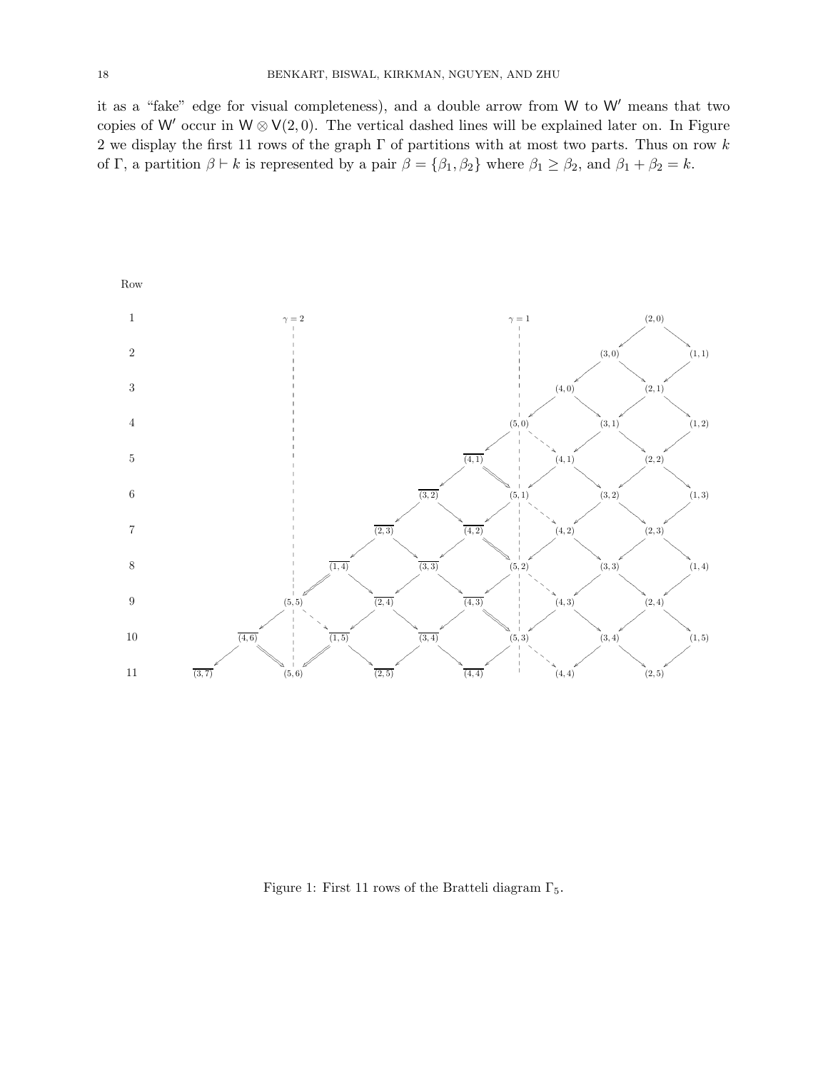it as a "fake" edge for visual completeness), and a double arrow from $\mathsf{W}$ to $\mathsf{W}'$ means that two copies of $\mathsf{W}'$ occur in $\mathsf{W} \otimes \mathsf{V}(2,0)$. The vertical dashed lines will be explained later on. In Figure 2 we display the first 11 rows of the graph $\Gamma$ of partitions with at most two parts. Thus on row $k$ of $\Gamma$, a partition $\beta \vdash k$ is represented by a pair $\beta = \{\beta_1, \beta_2\}$ where $\beta_1 \geq \beta_2$, and $\beta_1 + \beta_2 = k$.

Figure 1: First 11 rows of the Bratteli diagram $\Gamma_5$.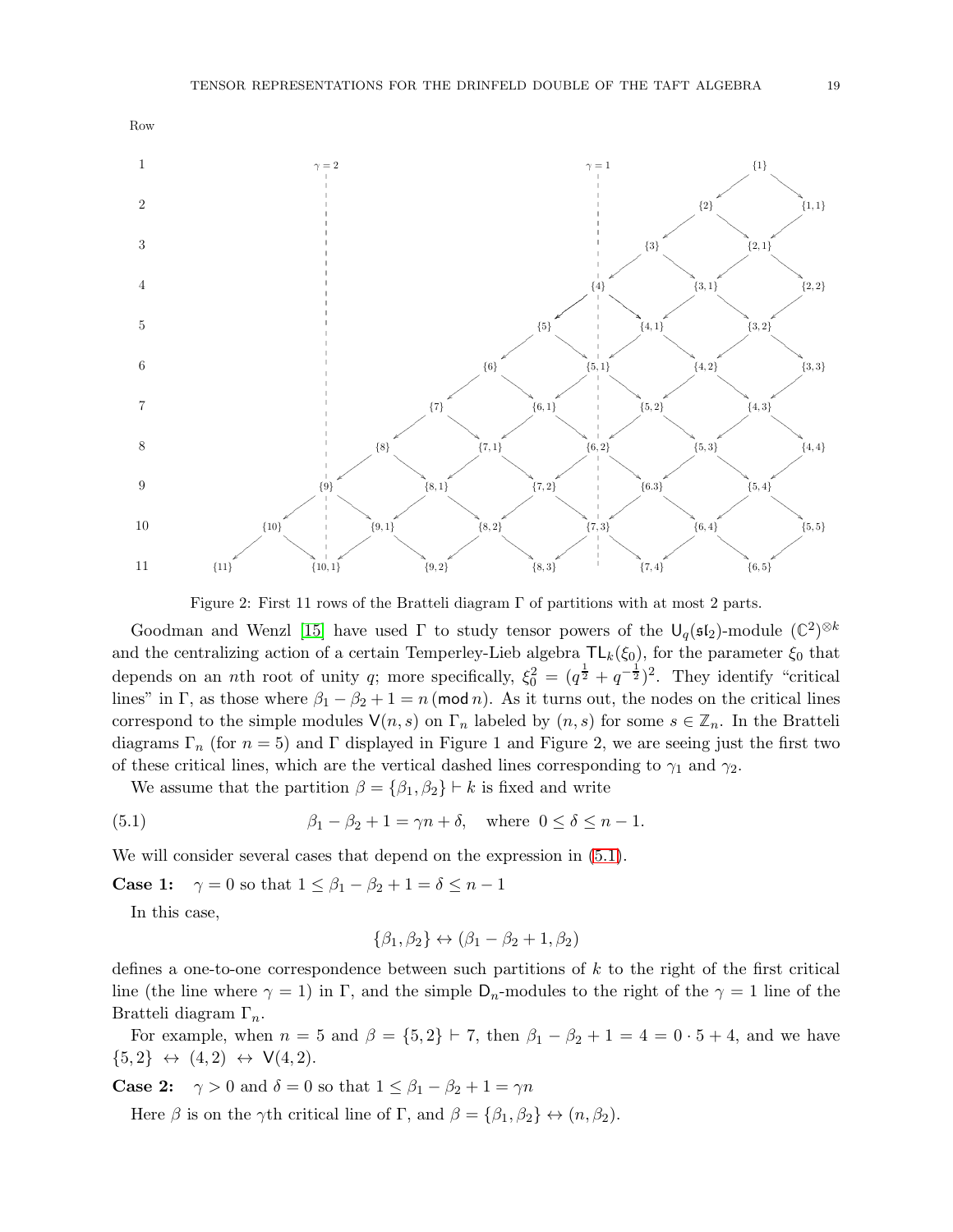Figure 2: First 11 rows of the Bratteli diagram $\Gamma$ of partitions with at most 2 parts.

Goodman and Wenzl [15] have used $\Gamma$ to study tensor powers of the $\mathsf{U}_q(\mathfrak{sl}_2)$-module $(\mathbb{C}^2)^{\otimes k}$ and the centralizing action of a certain Temperley-Lieb algebra $\mathsf{TL}_k(\xi_0)$, for the parameter $\xi_0$ that depends on an $n$th root of unity $q$; more specifically, $\xi_0^2 = (q^{\frac{1}{2}} + q^{-\frac{1}{2}})^2$. They identify "critical lines" in $\Gamma$, as those where $\beta_1 - \beta_2 + 1 = n \,(\mathsf{mod}\, n)$. As it turns out, the nodes on the critical lines correspond to the simple modules $\mathsf{V}(n,s)$ on $\Gamma_n$ labeled by $(n,s)$ for some $s \in \mathbb{Z}_n$. In the Bratteli diagrams $\Gamma_n$ (for $n=5$) and $\Gamma$ displayed in Figure 1 and Figure 2, we are seeing just the first two of these critical lines, which are the vertical dashed lines corresponding to $\gamma_1$ and $\gamma_2$.

We assume that the partition $\beta = \{\beta_1, \beta_2\} \vdash k$ is fixed and write

$$\beta_1 - \beta_2 + 1 = \gamma n + \delta, \quad \text{where } 0 \le \delta \le n-1. \tag{5.1}$$

We will consider several cases that depend on the expression in (5.1).

**Case 1:** $\gamma = 0$ so that $1 \le \beta_1 - \beta_2 + 1 = \delta \le n-1$

In this case,

$$\{\beta_1, \beta_2\} \leftrightarrow (\beta_1 - \beta_2 + 1, \beta_2)$$

defines a one-to-one correspondence between such partitions of $k$ to the right of the first critical line (the line where $\gamma = 1$) in $\Gamma$, and the simple $\mathsf{D}_n$-modules to the right of the $\gamma = 1$ line of the Bratteli diagram $\Gamma_n$.

For example, when $n = 5$ and $\beta = \{5,2\} \vdash 7$, then $\beta_1 - \beta_2 + 1 = 4 = 0 \cdot 5 + 4$, and we have $\{5,2\} \leftrightarrow (4,2) \leftrightarrow \mathsf{V}(4,2)$.

**Case 2:** $\gamma > 0$ and $\delta = 0$ so that $1 \le \beta_1 - \beta_2 + 1 = \gamma n$

Here $\beta$ is on the $\gamma$th critical line of $\Gamma$, and $\beta = \{\beta_1, \beta_2\} \leftrightarrow (n, \beta_2)$.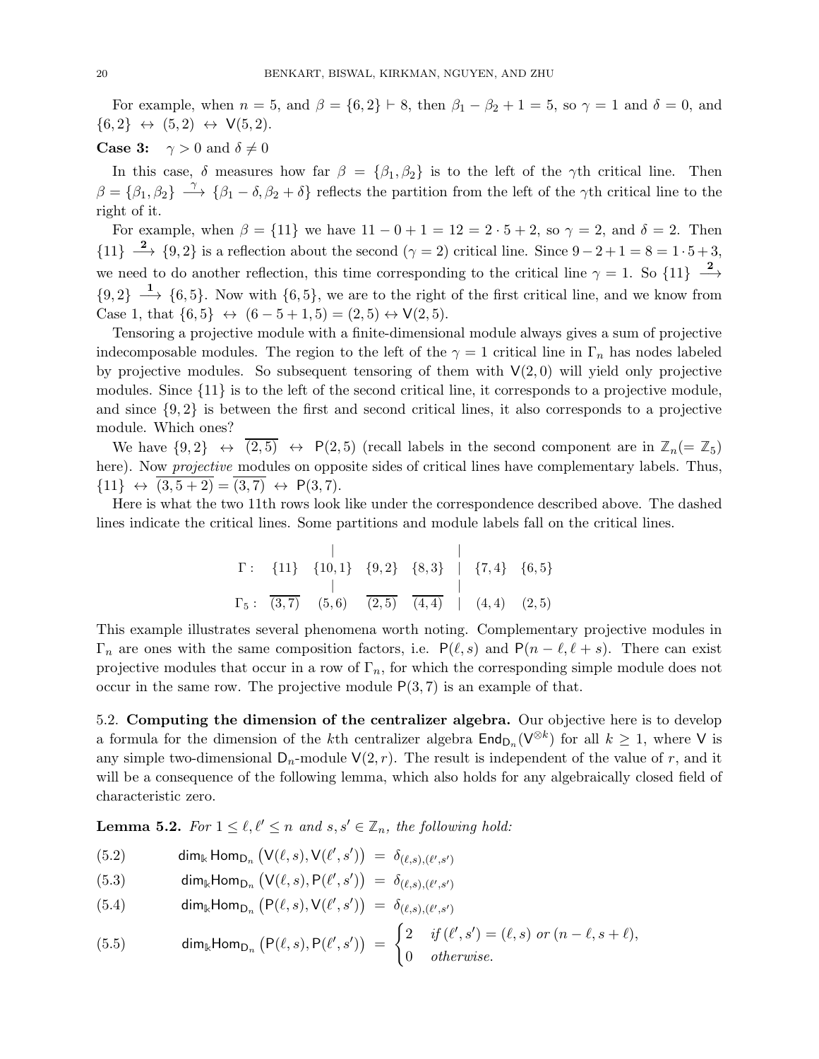For example, when $n = 5$, and $\beta = \{6, 2\} \vdash 8$, then $\beta_1 - \beta_2 + 1 = 5$, so $\gamma = 1$ and $\delta = 0$, and $\{6, 2\} \leftrightarrow (5, 2) \leftrightarrow \mathsf{V}(5, 2)$.

**Case 3:** $\gamma > 0$ and $\delta \neq 0$

In this case, $\delta$ measures how far $\beta = \{\beta_1, \beta_2\}$ is to the left of the $\gamma$th critical line. Then $\beta = \{\beta_1, \beta_2\} \xrightarrow{\gamma} \{\beta_1 - \delta, \beta_2 + \delta\}$ reflects the partition from the left of the $\gamma$th critical line to the right of it.

For example, when $\beta = \{11\}$ we have $11 - 0 + 1 = 12 = 2 \cdot 5 + 2$, so $\gamma = 2$, and $\delta = 2$. Then $\{11\} \xrightarrow{\mathbf{2}} \{9, 2\}$ is a reflection about the second ($\gamma = 2$) critical line. Since $9 - 2 + 1 = 8 = 1 \cdot 5 + 3$, we need to do another reflection, this time corresponding to the critical line $\gamma = 1$. So $\{11\} \xrightarrow{\mathbf{2}} \{9, 2\} \xrightarrow{\mathbf{1}} \{6, 5\}$. Now with $\{6, 5\}$, we are to the right of the first critical line, and we know from Case 1, that $\{6, 5\} \leftrightarrow (6 - 5 + 1, 5) = (2, 5) \leftrightarrow \mathsf{V}(2, 5)$.

Tensoring a projective module with a finite-dimensional module always gives a sum of projective indecomposable modules. The region to the left of the $\gamma = 1$ critical line in $\Gamma_n$ has nodes labeled by projective modules. So subsequent tensoring of them with $\mathsf{V}(2, 0)$ will yield only projective modules. Since $\{11\}$ is to the left of the second critical line, it corresponds to a projective module, and since $\{9, 2\}$ is between the first and second critical lines, it also corresponds to a projective module. Which ones?

We have $\{9, 2\} \leftrightarrow \overline{(2, 5)} \leftrightarrow \mathsf{P}(2, 5)$ (recall labels in the second component are in $\mathbb{Z}_n (= \mathbb{Z}_5)$ here). Now *projective* modules on opposite sides of critical lines have complementary labels. Thus, $\{11\} \leftrightarrow \overline{(3, 5 + 2)} = \overline{(3, 7)} \leftrightarrow \mathsf{P}(3, 7)$.

Here is what the two 11th rows look like under the correspondence described above. The dashed lines indicate the critical lines. Some partitions and module labels fall on the critical lines.

$$
\begin{array}{lccccccc}
\Gamma: & \{11\} & \{10,1\} & \{9,2\} & \{8,3\} & | & \{7,4\} & \{6,5\} \\
\Gamma_5: & \overline{(3,7)} & (5,6) & \overline{(2,5)} & \overline{(4,4)} & | & (4,4) & (2,5)
\end{array}
$$

This example illustrates several phenomena worth noting. Complementary projective modules in $\Gamma_n$ are ones with the same composition factors, i.e. $\mathsf{P}(\ell, s)$ and $\mathsf{P}(n - \ell, \ell + s)$. There can exist projective modules that occur in a row of $\Gamma_n$, for which the corresponding simple module does not occur in the same row. The projective module $\mathsf{P}(3, 7)$ is an example of that.

5.2. **Computing the dimension of the centralizer algebra.** Our objective here is to develop a formula for the dimension of the $k$th centralizer algebra $\mathsf{End}_{\mathsf{D}_n}(\mathsf{V}^{\otimes k})$ for all $k \geq 1$, where $\mathsf{V}$ is any simple two-dimensional $\mathsf{D}_n$-module $\mathsf{V}(2, r)$. The result is independent of the value of $r$, and it will be a consequence of the following lemma, which also holds for any algebraically closed field of characteristic zero.

**Lemma 5.2.** *For $1 \leq \ell, \ell' \leq n$ and $s, s' \in \mathbb{Z}_n$, the following hold:*

$$\dim_{\Bbbk} \mathsf{Hom}_{\mathsf{D}_n}\big(\mathsf{V}(\ell, s), \mathsf{V}(\ell', s')\big) \;=\; \delta_{(\ell,s),(\ell',s')} \tag{5.2}$$

$$\dim_{\Bbbk} \mathsf{Hom}_{\mathsf{D}_n}\big(\mathsf{V}(\ell, s), \mathsf{P}(\ell', s')\big) \;=\; \delta_{(\ell,s),(\ell',s')} \tag{5.3}$$

$$\dim_{\Bbbk} \mathsf{Hom}_{\mathsf{D}_n}\big(\mathsf{P}(\ell, s), \mathsf{V}(\ell', s')\big) \;=\; \delta_{(\ell,s),(\ell',s')} \tag{5.4}$$

$$\dim_{\Bbbk} \mathsf{Hom}_{\mathsf{D}_n}\big(\mathsf{P}(\ell, s), \mathsf{P}(\ell', s')\big) \;=\; \begin{cases} 2 & \text{if } (\ell', s') = (\ell, s) \text{ or } (n - \ell, s + \ell), \\ 0 & \text{otherwise.} \end{cases} \tag{5.5}$$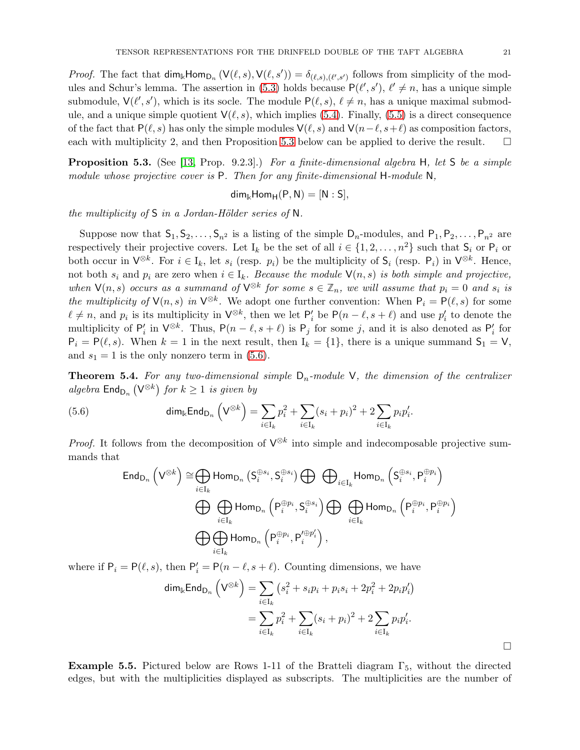*Proof.* The fact that $\mathsf{dim}_{\Bbbk}\mathsf{Hom}_{\mathsf{D}_n}(\mathsf{V}(\ell,s),\mathsf{V}(\ell,s')) = \delta_{(\ell,s),(\ell',s')}$ follows from simplicity of the modules and Schur's lemma. The assertion in (5.3) holds because $\mathsf{P}(\ell',s')$, $\ell' \neq n$, has a unique simple submodule, $\mathsf{V}(\ell',s')$, which is its socle. The module $\mathsf{P}(\ell,s)$, $\ell \neq n$, has a unique maximal submodule, and a unique simple quotient $\mathsf{V}(\ell,s)$, which implies (5.4). Finally, (5.5) is a direct consequence of the fact that $\mathsf{P}(\ell,s)$ has only the simple modules $\mathsf{V}(\ell,s)$ and $\mathsf{V}(n-\ell,s+\ell)$ as composition factors, each with multiplicity 2, and then Proposition 5.3 below can be applied to derive the result. □

**Proposition 5.3.** (See [13, Prop. 9.2.3].) *For a finite-dimensional algebra* $\mathsf{H}$*, let* $\mathsf{S}$ *be a simple module whose projective cover is* $\mathsf{P}$*. Then for any finite-dimensional* $\mathsf{H}$*-module* $\mathsf{N}$*,*

$$\mathsf{dim}_{\Bbbk}\mathsf{Hom}_{\mathsf{H}}(\mathsf{P},\mathsf{N}) = [\mathsf{N}:\mathsf{S}],$$

*the multiplicity of* $\mathsf{S}$ *in a Jordan-Hölder series of* $\mathsf{N}$*.*

Suppose now that $\mathsf{S}_1, \mathsf{S}_2, \ldots, \mathsf{S}_{n^2}$ is a listing of the simple $\mathsf{D}_n$-modules, and $\mathsf{P}_1, \mathsf{P}_2, \ldots, \mathsf{P}_{n^2}$ are respectively their projective covers. Let $\mathrm{I}_k$ be the set of all $i \in \{1, 2, \ldots, n^2\}$ such that $\mathsf{S}_i$ or $\mathsf{P}_i$ or both occur in $\mathsf{V}^{\otimes k}$. For $i \in \mathrm{I}_k$, let $s_i$ (resp. $p_i$) be the multiplicity of $\mathsf{S}_i$ (resp. $\mathsf{P}_i$) in $\mathsf{V}^{\otimes k}$. Hence, not both $s_i$ and $p_i$ are zero when $i \in \mathrm{I}_k$. *Because the module* $\mathsf{V}(n,s)$ *is both simple and projective, when* $\mathsf{V}(n,s)$ *occurs as a summand of* $\mathsf{V}^{\otimes k}$ *for some* $s \in \mathbb{Z}_n$*, we will assume that* $p_i = 0$ *and* $s_i$ *is the multiplicity of* $\mathsf{V}(n,s)$ *in* $\mathsf{V}^{\otimes k}$*.* We adopt one further convention: When $\mathsf{P}_i = \mathsf{P}(\ell,s)$ for some $\ell \neq n$, and $p_i$ is its multiplicity in $\mathsf{V}^{\otimes k}$, then we let $\mathsf{P}_i'$ be $\mathsf{P}(n-\ell,s+\ell)$ and use $p_i'$ to denote the multiplicity of $\mathsf{P}_i'$ in $\mathsf{V}^{\otimes k}$. Thus, $\mathsf{P}(n-\ell,s+\ell)$ is $\mathsf{P}_j$ for some $j$, and it is also denoted as $\mathsf{P}_i'$ for $\mathsf{P}_i = \mathsf{P}(\ell,s)$. When $k=1$ in the next result, then $\mathrm{I}_k = \{1\}$, there is a unique summand $\mathsf{S}_1 = \mathsf{V}$, and $s_1 = 1$ is the only nonzero term in (5.6).

**Theorem 5.4.** *For any two-dimensional simple* $\mathsf{D}_n$*-module* $\mathsf{V}$*, the dimension of the centralizer algebra* $\mathsf{End}_{\mathsf{D}_n}\left(\mathsf{V}^{\otimes k}\right)$ *for* $k \geq 1$ *is given by*

$$\mathsf{dim}_{\Bbbk}\mathsf{End}_{\mathsf{D}_n}\left(\mathsf{V}^{\otimes k}\right) = \sum_{i \in \mathrm{I}_k} p_i^2 + \sum_{i \in \mathrm{I}_k}(s_i + p_i)^2 + 2\sum_{i \in \mathrm{I}_k} p_i p_i'. \tag{5.6}$$

*Proof.* It follows from the decomposition of $\mathsf{V}^{\otimes k}$ into simple and indecomposable projective summands that

$$\begin{aligned}
\mathsf{End}_{\mathsf{D}_n}\left(\mathsf{V}^{\otimes k}\right) \cong & \bigoplus_{i \in \mathrm{I}_k} \mathsf{Hom}_{\mathsf{D}_n}\left(\mathsf{S}_i^{\oplus s_i}, \mathsf{S}_i^{\oplus s_i}\right) \bigoplus \bigoplus_{i \in \mathrm{I}_k} \mathsf{Hom}_{\mathsf{D}_n}\left(\mathsf{S}_i^{\oplus s_i}, \mathsf{P}_i^{\oplus p_i}\right) \\
& \bigoplus \bigoplus_{i \in \mathrm{I}_k} \mathsf{Hom}_{\mathsf{D}_n}\left(\mathsf{P}_i^{\oplus p_i}, \mathsf{S}_i^{\oplus s_i}\right) \bigoplus \bigoplus_{i \in \mathrm{I}_k} \mathsf{Hom}_{\mathsf{D}_n}\left(\mathsf{P}_i^{\oplus p_i}, \mathsf{P}_i^{\oplus p_i}\right) \\
& \bigoplus \bigoplus_{i \in \mathrm{I}_k} \mathsf{Hom}_{\mathsf{D}_n}\left(\mathsf{P}_i^{\oplus p_i}, \mathsf{P}_i'^{\oplus p_i'}\right),
\end{aligned}$$

where if $\mathsf{P}_i = \mathsf{P}(\ell,s)$, then $\mathsf{P}_i' = \mathsf{P}(n-\ell,s+\ell)$. Counting dimensions, we have

$$\begin{aligned}
\mathsf{dim}_{\Bbbk}\mathsf{End}_{\mathsf{D}_n}\left(\mathsf{V}^{\otimes k}\right) &= \sum_{i \in \mathrm{I}_k}\left(s_i^2 + s_i p_i + p_i s_i + 2p_i^2 + 2p_i p_i'\right) \\
&= \sum_{i \in \mathrm{I}_k} p_i^2 + \sum_{i \in \mathrm{I}_k}(s_i + p_i)^2 + 2\sum_{i \in \mathrm{I}_k} p_i p_i'.
\end{aligned}$$

□

**Example 5.5.** Pictured below are Rows 1-11 of the Bratteli diagram $\Gamma_5$, without the directed edges, but with the multiplicities displayed as subscripts. The multiplicities are the number of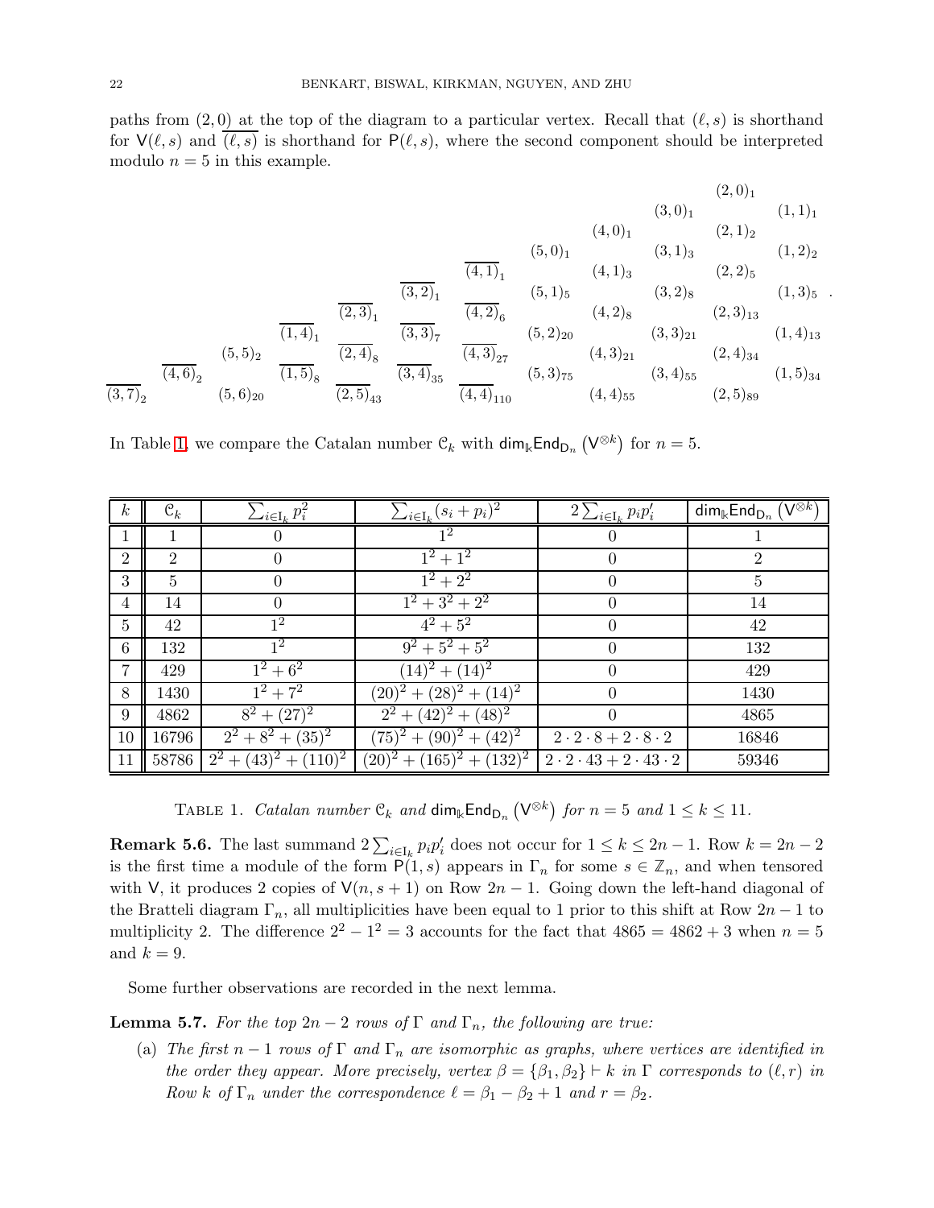paths from $(2,0)$ at the top of the diagram to a particular vertex. Recall that $(\ell, s)$ is shorthand for $\mathsf{V}(\ell, s)$ and $\overline{(\ell, s)}$ is shorthand for $\mathsf{P}(\ell, s)$, where the second component should be interpreted modulo $n = 5$ in this example.

$$
\begin{array}{l}
(2,0)_1 \\
(3,0)_1 \quad (1,1)_1 \\
(4,0)_1 \quad (2,1)_2 \\
(5,0)_1 \quad (3,1)_3 \quad (1,2)_2 \\
\overline{(4,1)}_1 \quad (4,1)_3 \quad (2,2)_5 \\
\overline{(3,2)}_1 \quad (5,1)_5 \quad (3,2)_8 \quad (1,3)_5 \\
\overline{(2,3)}_1 \quad \overline{(4,2)}_6 \quad (4,2)_8 \quad (2,3)_{13} \\
\overline{(1,4)}_1 \quad \overline{(3,3)}_7 \quad (5,2)_{20} \quad (3,3)_{21} \quad (1,4)_{13} \\
(5,5)_2 \quad \overline{(2,4)}_8 \quad \overline{(4,3)}_{27} \quad (4,3)_{21} \quad (2,4)_{34} \\
\overline{(4,6)}_2 \quad \overline{(1,5)}_8 \quad \overline{(3,4)}_{35} \quad (5,3)_{75} \quad (3,4)_{55} \quad (1,5)_{34} \\
\overline{(3,7)}_2 \quad (5,6)_{20} \quad \overline{(2,5)}_{43} \quad \overline{(4,4)}_{110} \quad (4,4)_{55} \quad (2,5)_{89}
\end{array}
$$

In Table 1, we compare the Catalan number $\mathcal{C}_k$ with $\mathsf{dim}_{\Bbbk}\mathsf{End}_{\mathsf{D}_n}\left(\mathsf{V}^{\otimes k}\right)$ for $n = 5$.

| $k$ | $\mathcal{C}_k$ | $\sum_{i \in \mathrm{I}_k} p_i^2$ | $\sum_{i \in \mathrm{I}_k} (s_i + p_i)^2$ | $2\sum_{i \in \mathrm{I}_k} p_i p_i'$ | $\mathsf{dim}_{\Bbbk}\mathsf{End}_{\mathsf{D}_n}\left(\mathsf{V}^{\otimes k}\right)$ |
|---|---|---|---|---|---|
| 1 | 1 | 0 | $1^2$ | 0 | 1 |
| 2 | 2 | 0 | $1^2 + 1^2$ | 0 | 2 |
| 3 | 5 | 0 | $1^2 + 2^2$ | 0 | 5 |
| 4 | 14 | 0 | $1^2 + 3^2 + 2^2$ | 0 | 14 |
| 5 | 42 | $1^2$ | $4^2 + 5^2$ | 0 | 42 |
| 6 | 132 | $1^2$ | $9^2 + 5^2 + 5^2$ | 0 | 132 |
| 7 | 429 | $1^2 + 6^2$ | $(14)^2 + (14)^2$ | 0 | 429 |
| 8 | 1430 | $1^2 + 7^2$ | $(20)^2 + (28)^2 + (14)^2$ | 0 | 1430 |
| 9 | 4862 | $8^2 + (27)^2$ | $2^2 + (42)^2 + (48)^2$ | 0 | 4865 |
| 10 | 16796 | $2^2 + 8^2 + (35)^2$ | $(75)^2 + (90)^2 + (42)^2$ | $2 \cdot 2 \cdot 8 + 2 \cdot 8 \cdot 2$ | 16846 |
| 11 | 58786 | $2^2 + (43)^2 + (110)^2$ | $(20)^2 + (165)^2 + (132)^2$ | $2 \cdot 2 \cdot 43 + 2 \cdot 43 \cdot 2$ | 59346 |

Table 1. *Catalan number $\mathcal{C}_k$ and $\mathsf{dim}_{\Bbbk}\mathsf{End}_{\mathsf{D}_n}\left(\mathsf{V}^{\otimes k}\right)$ for $n = 5$ and $1 \leq k \leq 11$.*

**Remark 5.6.** The last summand $2\sum_{i \in \mathrm{I}_k} p_i p_i'$ does not occur for $1 \leq k \leq 2n-1$. Row $k = 2n-2$ is the first time a module of the form $\mathsf{P}(1, s)$ appears in $\Gamma_n$ for some $s \in \mathbb{Z}_n$, and when tensored with $\mathsf{V}$, it produces 2 copies of $\mathsf{V}(n, s+1)$ on Row $2n-1$. Going down the left-hand diagonal of the Bratteli diagram $\Gamma_n$, all multiplicities have been equal to 1 prior to this shift at Row $2n-1$ to multiplicity 2. The difference $2^2 - 1^2 = 3$ accounts for the fact that $4865 = 4862 + 3$ when $n = 5$ and $k = 9$.

Some further observations are recorded in the next lemma.

**Lemma 5.7.** *For the top $2n-2$ rows of $\Gamma$ and $\Gamma_n$, the following are true:*

(a) *The first $n-1$ rows of $\Gamma$ and $\Gamma_n$ are isomorphic as graphs, where vertices are identified in the order they appear. More precisely, vertex $\beta = \{\beta_1, \beta_2\} \vdash k$ in $\Gamma$ corresponds to $(\ell, r)$ in Row $k$ of $\Gamma_n$ under the correspondence $\ell = \beta_1 - \beta_2 + 1$ and $r = \beta_2$.*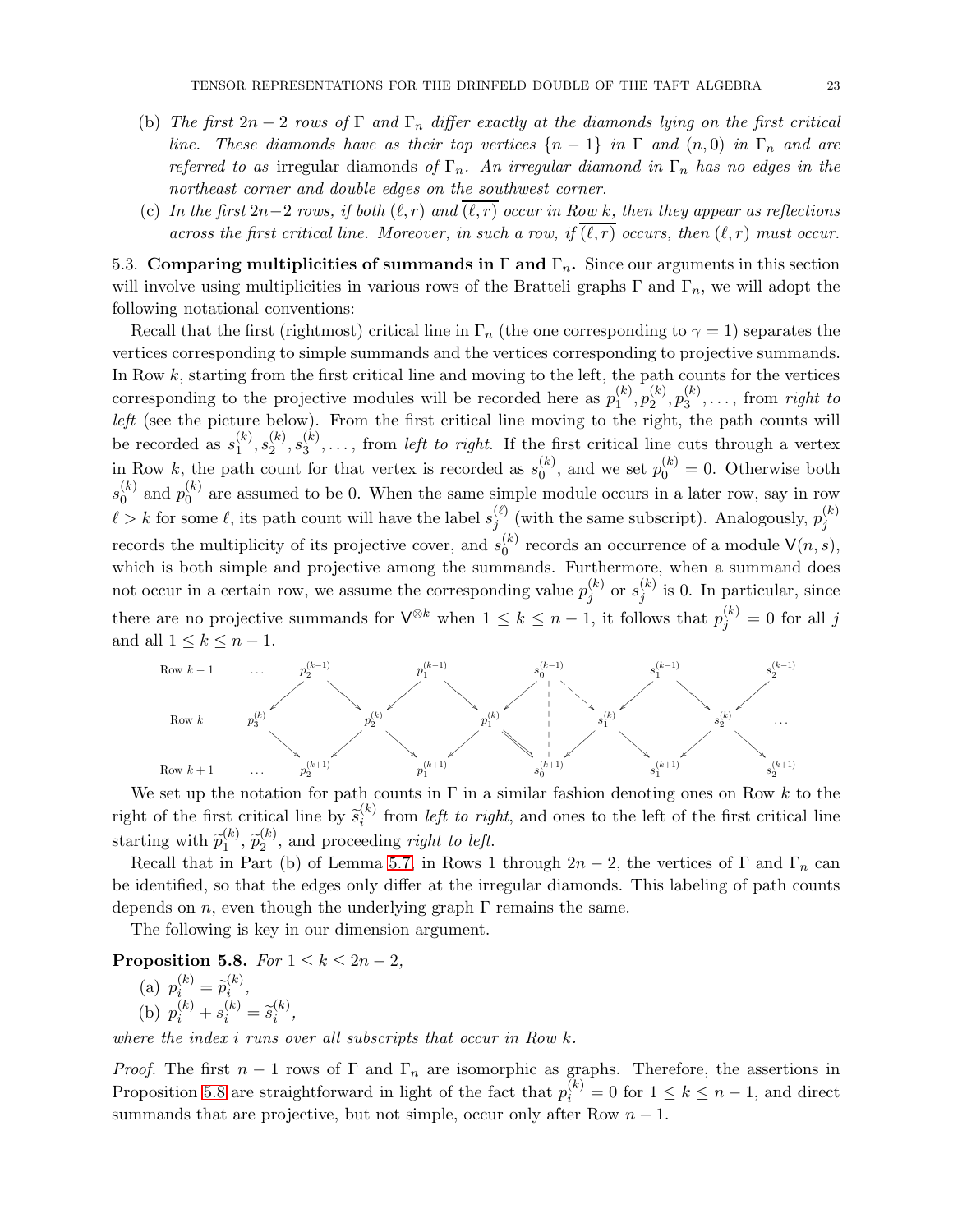(b) *The first $2n-2$ rows of $\Gamma$ and $\Gamma_n$ differ exactly at the diamonds lying on the first critical line. These diamonds have as their top vertices $\{n-1\}$ in $\Gamma$ and $(n,0)$ in $\Gamma_n$ and are referred to as* irregular diamonds *of $\Gamma_n$. An irregular diamond in $\Gamma_n$ has no edges in the northeast corner and double edges on the southwest corner.*

(c) *In the first $2n-2$ rows, if both $(\ell, r)$ and $\overline{(\ell, r)}$ occur in Row $k$, then they appear as reflections across the first critical line. Moreover, in such a row, if $\overline{(\ell, r)}$ occurs, then $(\ell, r)$ must occur.*

5.3. **Comparing multiplicities of summands in $\Gamma$ and $\Gamma_n$.** Since our arguments in this section will involve using multiplicities in various rows of the Bratteli graphs $\Gamma$ and $\Gamma_n$, we will adopt the following notational conventions:

Recall that the first (rightmost) critical line in $\Gamma_n$ (the one corresponding to $\gamma = 1$) separates the vertices corresponding to simple summands and the vertices corresponding to projective summands. In Row $k$, starting from the first critical line and moving to the left, the path counts for the vertices corresponding to the projective modules will be recorded here as $p_1^{(k)}, p_2^{(k)}, p_3^{(k)}, \ldots$, from *right to left* (see the picture below). From the first critical line moving to the right, the path counts will be recorded as $s_1^{(k)}, s_2^{(k)}, s_3^{(k)}, \ldots$, from *left to right*. If the first critical line cuts through a vertex in Row $k$, the path count for that vertex is recorded as $s_0^{(k)}$, and we set $p_0^{(k)} = 0$. Otherwise both $s_0^{(k)}$ and $p_0^{(k)}$ are assumed to be 0. When the same simple module occurs in a later row, say in row $\ell > k$ for some $\ell$, its path count will have the label $s_j^{(\ell)}$ (with the same subscript). Analogously, $p_j^{(k)}$ records the multiplicity of its projective cover, and $s_0^{(k)}$ records an occurrence of a module $\mathsf{V}(n, s)$, which is both simple and projective among the summands. Furthermore, when a summand does not occur in a certain row, we assume the corresponding value $p_j^{(k)}$ or $s_j^{(k)}$ is 0. In particular, since there are no projective summands for $\mathsf{V}^{\otimes k}$ when $1 \le k \le n-1$, it follows that $p_j^{(k)} = 0$ for all $j$ and all $1 \le k \le n-1$.

| | | | | | | | | | | | |
|---|---|---|---|---|---|---|---|---|---|---|---|
| Row $k-1$ | $\ldots$ | $p_2^{(k-1)}$ | | $p_1^{(k-1)}$ | | $s_0^{(k-1)}$ | | $s_1^{(k-1)}$ | | $s_2^{(k-1)}$ | |
| Row $k$ | $p_3^{(k)}$ | | $p_2^{(k)}$ | | $p_1^{(k)}$ | | $s_1^{(k)}$ | | $s_2^{(k)}$ | | $\ldots$ |
| Row $k+1$ | $\ldots$ | $p_2^{(k+1)}$ | | $p_1^{(k+1)}$ | | $s_0^{(k+1)}$ | | $s_1^{(k+1)}$ | | $s_2^{(k+1)}$ | |

We set up the notation for path counts in $\Gamma$ in a similar fashion denoting ones on Row $k$ to the right of the first critical line by $\widetilde{s}_i^{(k)}$ from *left to right*, and ones to the left of the first critical line starting with $\widetilde{p}_1^{(k)}$, $\widetilde{p}_2^{(k)}$, and proceeding *right to left*.

Recall that in Part (b) of Lemma 5.7, in Rows 1 through $2n-2$, the vertices of $\Gamma$ and $\Gamma_n$ can be identified, so that the edges only differ at the irregular diamonds. This labeling of path counts depends on $n$, even though the underlying graph $\Gamma$ remains the same.

The following is key in our dimension argument.

**Proposition 5.8.** *For $1 \le k \le 2n-2$,*

(a) $p_i^{(k)} = \widetilde{p}_i^{(k)}$,

(b) $p_i^{(k)} + s_i^{(k)} = \widetilde{s}_i^{(k)}$,

*where the index $i$ runs over all subscripts that occur in Row $k$.*

*Proof.* The first $n-1$ rows of $\Gamma$ and $\Gamma_n$ are isomorphic as graphs. Therefore, the assertions in Proposition 5.8 are straightforward in light of the fact that $p_i^{(k)} = 0$ for $1 \le k \le n-1$, and direct summands that are projective, but not simple, occur only after Row $n-1$.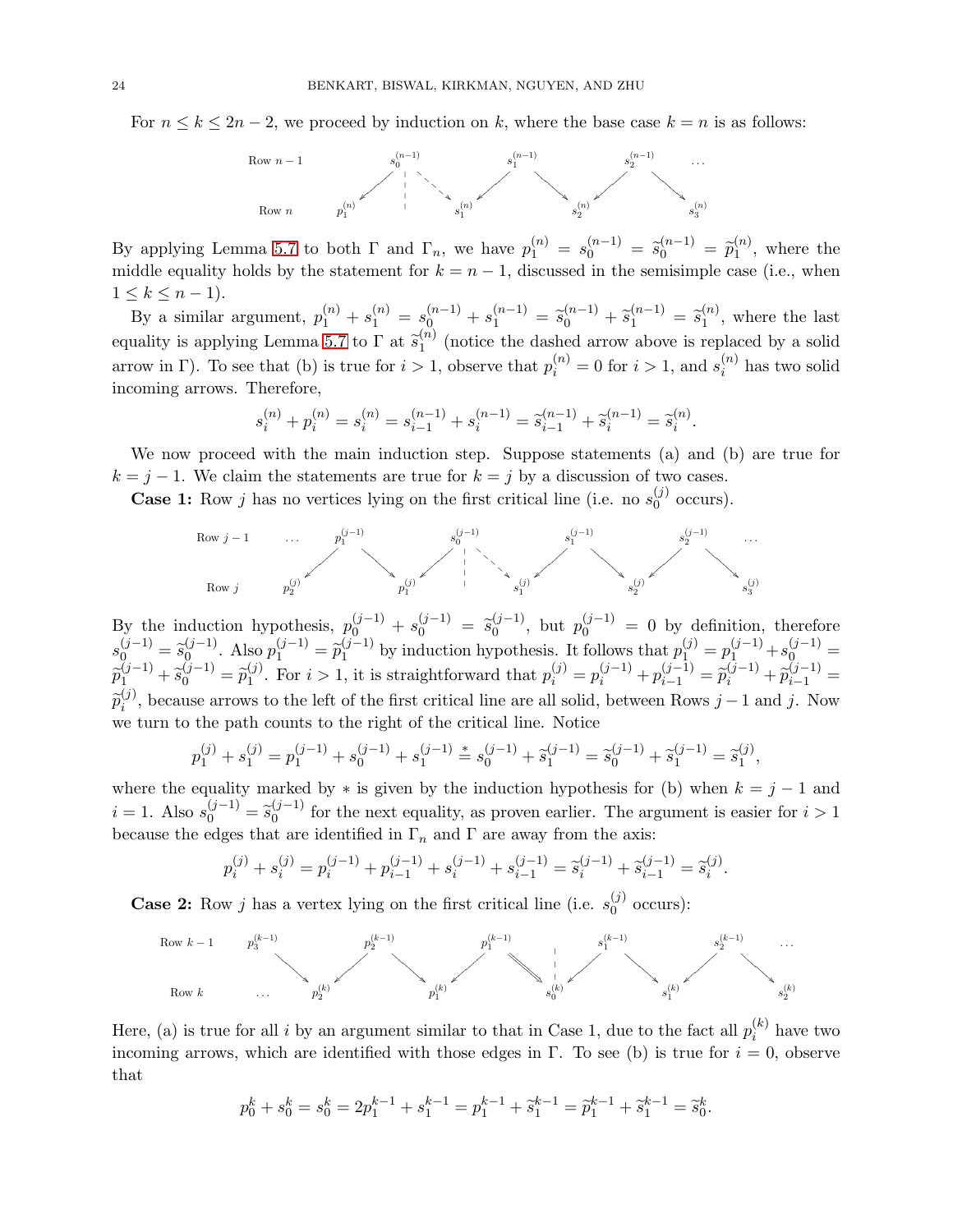For $n \le k \le 2n-2$, we proceed by induction on $k$, where the base case $k = n$ is as follows:

By applying Lemma 5.7 to both $\Gamma$ and $\Gamma_n$, we have $p_1^{(n)} = s_0^{(n-1)} = \widetilde{s}_0^{(n-1)} = \widetilde{p}_1^{(n)}$, where the middle equality holds by the statement for $k = n-1$, discussed in the semisimple case (i.e., when $1 \le k \le n-1$).

By a similar argument, $p_1^{(n)} + s_1^{(n)} = s_0^{(n-1)} + s_1^{(n-1)} = \widetilde{s}_0^{(n-1)} + \widetilde{s}_1^{(n-1)} = \widetilde{s}_1^{(n)}$, where the last equality is applying Lemma 5.7 to $\Gamma$ at $\widetilde{s}_1^{(n)}$ (notice the dashed arrow above is replaced by a solid arrow in $\Gamma$). To see that (b) is true for $i > 1$, observe that $p_i^{(n)} = 0$ for $i > 1$, and $s_i^{(n)}$ has two solid incoming arrows. Therefore,

$$s_i^{(n)} + p_i^{(n)} = s_i^{(n)} = s_{i-1}^{(n-1)} + s_i^{(n-1)} = \widetilde{s}_{i-1}^{(n-1)} + \widetilde{s}_i^{(n-1)} = \widetilde{s}_i^{(n)}.$$

We now proceed with the main induction step. Suppose statements (a) and (b) are true for $k = j-1$. We claim the statements are true for $k = j$ by a discussion of two cases.

**Case 1:** Row $j$ has no vertices lying on the first critical line (i.e. no $s_0^{(j)}$ occurs).

By the induction hypothesis, $p_0^{(j-1)} + s_0^{(j-1)} = \widetilde{s}_0^{(j-1)}$, but $p_0^{(j-1)} = 0$ by definition, therefore $s_0^{(j-1)} = \widetilde{s}_0^{(j-1)}$. Also $p_1^{(j-1)} = \widetilde{p}_1^{(j-1)}$ by induction hypothesis. It follows that $p_1^{(j)} = p_1^{(j-1)} + s_0^{(j-1)} = \widetilde{p}_1^{(j-1)} + \widetilde{s}_0^{(j-1)} = \widetilde{p}_1^{(j)}$. For $i > 1$, it is straightforward that $p_i^{(j)} = p_i^{(j-1)} + p_{i-1}^{(j-1)} = \widetilde{p}_i^{(j-1)} + \widetilde{p}_{i-1}^{(j-1)} = \widetilde{p}_i^{(j)}$, because arrows to the left of the first critical line are all solid, between Rows $j-1$ and $j$. Now we turn to the path counts to the right of the critical line. Notice

$$p_1^{(j)} + s_1^{(j)} = p_1^{(j-1)} + s_0^{(j-1)} + s_1^{(j-1)} \overset{*}{=} s_0^{(j-1)} + \widetilde{s}_1^{(j-1)} = \widetilde{s}_0^{(j-1)} + \widetilde{s}_1^{(j-1)} = \widetilde{s}_1^{(j)},$$

where the equality marked by $*$ is given by the induction hypothesis for (b) when $k = j-1$ and $i = 1$. Also $s_0^{(j-1)} = \widetilde{s}_0^{(j-1)}$ for the next equality, as proven earlier. The argument is easier for $i > 1$ because the edges that are identified in $\Gamma_n$ and $\Gamma$ are away from the axis:

$$p_i^{(j)} + s_i^{(j)} = p_i^{(j-1)} + p_{i-1}^{(j-1)} + s_i^{(j-1)} + s_{i-1}^{(j-1)} = \widetilde{s}_i^{(j-1)} + \widetilde{s}_{i-1}^{(j-1)} = \widetilde{s}_i^{(j)}.$$

**Case 2:** Row $j$ has a vertex lying on the first critical line (i.e. $s_0^{(j)}$ occurs):

Here, (a) is true for all $i$ by an argument similar to that in Case 1, due to the fact all $p_i^{(k)}$ have two incoming arrows, which are identified with those edges in $\Gamma$. To see (b) is true for $i = 0$, observe that

$$p_0^k + s_0^k = s_0^k = 2p_1^{k-1} + s_1^{k-1} = p_1^{k-1} + \widetilde{s}_1^{k-1} = \widetilde{p}_1^{k-1} + \widetilde{s}_1^{k-1} = \widetilde{s}_0^k.$$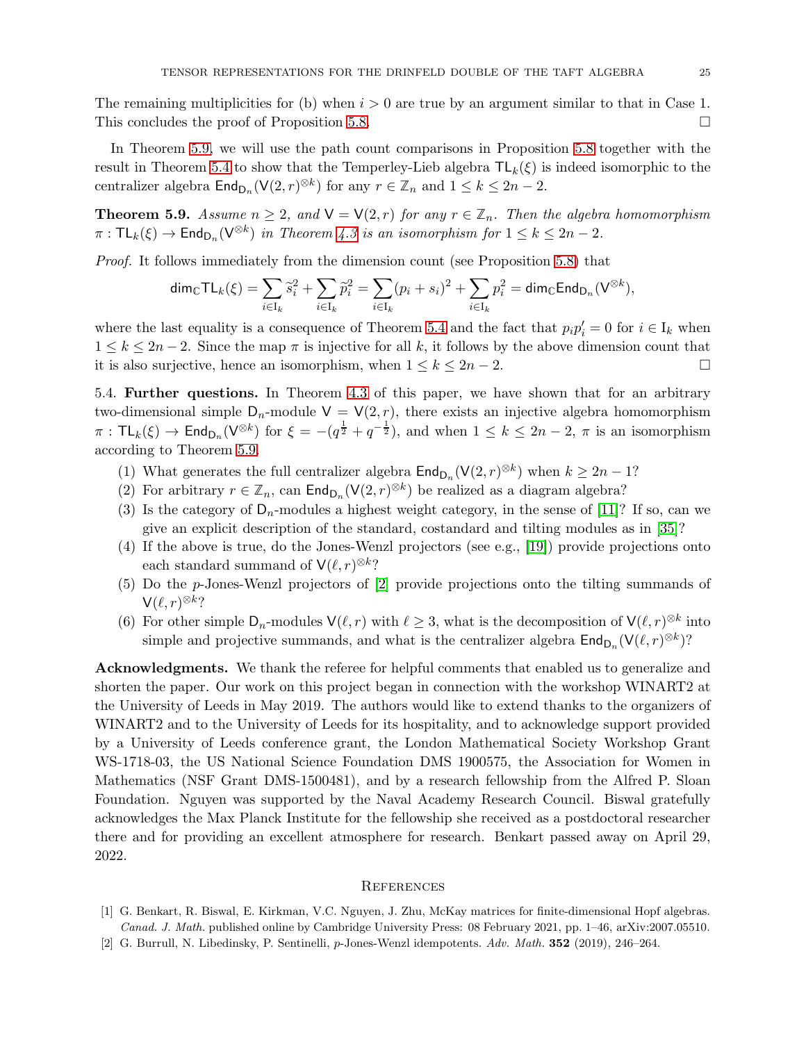The remaining multiplicities for (b) when $i > 0$ are true by an argument similar to that in Case 1. This concludes the proof of Proposition 5.8. □

In Theorem 5.9, we will use the path count comparisons in Proposition 5.8 together with the result in Theorem 5.4 to show that the Temperley-Lieb algebra $\mathsf{TL}_k(\xi)$ is indeed isomorphic to the centralizer algebra $\mathsf{End}_{\mathsf{D}_n}(\mathsf{V}(2,r)^{\otimes k})$ for any $r \in \mathbb{Z}_n$ and $1 \le k \le 2n-2$.

**Theorem 5.9.** *Assume $n \ge 2$, and $\mathsf{V} = \mathsf{V}(2,r)$ for any $r \in \mathbb{Z}_n$. Then the algebra homomorphism $\pi : \mathsf{TL}_k(\xi) \to \mathsf{End}_{\mathsf{D}_n}(\mathsf{V}^{\otimes k})$ in Theorem 4.3 is an isomorphism for $1 \le k \le 2n-2$.*

*Proof.* It follows immediately from the dimension count (see Proposition 5.8) that

$$\mathsf{dim}_{\mathbb{C}}\mathsf{TL}_k(\xi) = \sum_{i \in \mathrm{I}_k} \widetilde{s}_i^2 + \sum_{i \in \mathrm{I}_k} \widetilde{p}_i^2 = \sum_{i \in \mathrm{I}_k} (p_i + s_i)^2 + \sum_{i \in \mathrm{I}_k} p_i^2 = \mathsf{dim}_{\mathbb{C}}\mathsf{End}_{\mathsf{D}_n}(\mathsf{V}^{\otimes k}),$$

where the last equality is a consequence of Theorem 5.4 and the fact that $p_i p_i' = 0$ for $i \in \mathrm{I}_k$ when $1 \le k \le 2n-2$. Since the map $\pi$ is injective for all $k$, it follows by the above dimension count that it is also surjective, hence an isomorphism, when $1 \le k \le 2n-2$. □

5.4. **Further questions.** In Theorem 4.3 of this paper, we have shown that for an arbitrary two-dimensional simple $\mathsf{D}_n$-module $\mathsf{V} = \mathsf{V}(2,r)$, there exists an injective algebra homomorphism $\pi : \mathsf{TL}_k(\xi) \to \mathsf{End}_{\mathsf{D}_n}(\mathsf{V}^{\otimes k})$ for $\xi = -(q^{\frac{1}{2}} + q^{-\frac{1}{2}})$, and when $1 \le k \le 2n-2$, $\pi$ is an isomorphism according to Theorem 5.9.

(1) What generates the full centralizer algebra $\mathsf{End}_{\mathsf{D}_n}(\mathsf{V}(2,r)^{\otimes k})$ when $k \ge 2n-1$?
(2) For arbitrary $r \in \mathbb{Z}_n$, can $\mathsf{End}_{\mathsf{D}_n}(\mathsf{V}(2,r)^{\otimes k})$ be realized as a diagram algebra?
(3) Is the category of $\mathsf{D}_n$-modules a highest weight category, in the sense of [11]? If so, can we give an explicit description of the standard, costandard and tilting modules as in [35]?
(4) If the above is true, do the Jones-Wenzl projectors (see e.g., [19]) provide projections onto each standard summand of $\mathsf{V}(\ell,r)^{\otimes k}$?
(5) Do the $p$-Jones-Wenzl projectors of [2] provide projections onto the tilting summands of $\mathsf{V}(\ell,r)^{\otimes k}$?
(6) For other simple $\mathsf{D}_n$-modules $\mathsf{V}(\ell,r)$ with $\ell \ge 3$, what is the decomposition of $\mathsf{V}(\ell,r)^{\otimes k}$ into simple and projective summands, and what is the centralizer algebra $\mathsf{End}_{\mathsf{D}_n}(\mathsf{V}(\ell,r)^{\otimes k})$?

**Acknowledgments.** We thank the referee for helpful comments that enabled us to generalize and shorten the paper. Our work on this project began in connection with the workshop WINART2 at the University of Leeds in May 2019. The authors would like to extend thanks to the organizers of WINART2 and to the University of Leeds for its hospitality, and to acknowledge support provided by a University of Leeds conference grant, the London Mathematical Society Workshop Grant WS-1718-03, the US National Science Foundation DMS 1900575, the Association for Women in Mathematics (NSF Grant DMS-1500481), and by a research fellowship from the Alfred P. Sloan Foundation. Nguyen was supported by the Naval Academy Research Council. Biswal gratefully acknowledges the Max Planck Institute for the fellowship she received as a postdoctoral researcher there and for providing an excellent atmosphere for research. Benkart passed away on April 29, 2022.

## References

[1] G. Benkart, R. Biswal, E. Kirkman, V.C. Nguyen, J. Zhu, McKay matrices for finite-dimensional Hopf algebras. *Canad. J. Math.* published online by Cambridge University Press: 08 February 2021, pp. 1–46, arXiv:2007.05510.

[2] G. Burrull, N. Libedinsky, P. Sentinelli, $p$-Jones-Wenzl idempotents. *Adv. Math.* **352** (2019), 246–264.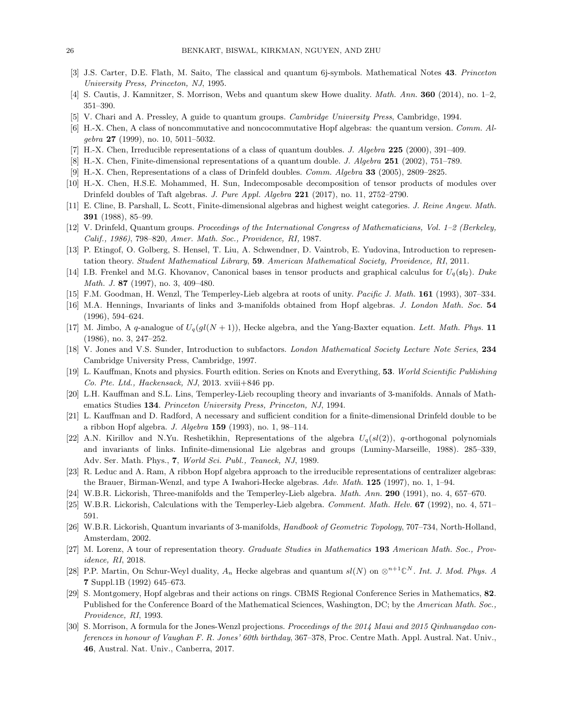[3] J.S. Carter, D.E. Flath, M. Saito, The classical and quantum 6j-symbols. Mathematical Notes **43**. *Princeton University Press, Princeton, NJ*, 1995.

[4] S. Cautis, J. Kamnitzer, S. Morrison, Webs and quantum skew Howe duality. *Math. Ann.* **360** (2014), no. 1–2, 351–390.

[5] V. Chari and A. Pressley, A guide to quantum groups. *Cambridge University Press*, Cambridge, 1994.

[6] H.-X. Chen, A class of noncommutative and noncocommutative Hopf algebras: the quantum version. *Comm. Algebra* **27** (1999), no. 10, 5011–5032.

[7] H.-X. Chen, Irreducible representations of a class of quantum doubles. *J. Algebra* **225** (2000), 391–409.

[8] H.-X. Chen, Finite-dimensional representations of a quantum double. *J. Algebra* **251** (2002), 751–789.

[9] H.-X. Chen, Representations of a class of Drinfeld doubles. *Comm. Algebra* **33** (2005), 2809–2825.

[10] H.-X. Chen, H.S.E. Mohammed, H. Sun, Indecomposable decomposition of tensor products of modules over Drinfeld doubles of Taft algebras. *J. Pure Appl. Algebra* **221** (2017), no. 11, 2752–2790.

[11] E. Cline, B. Parshall, L. Scott, Finite-dimensional algebras and highest weight categories. *J. Reine Angew. Math.* **391** (1988), 85–99.

[12] V. Drinfeld, Quantum groups. *Proceedings of the International Congress of Mathematicians, Vol. 1–2 (Berkeley, Calif., 1986)*, 798–820, *Amer. Math. Soc., Providence, RI,* 1987.

[13] P. Etingof, O. Golberg, S. Hensel, T. Liu, A. Schwendner, D. Vaintrob, E. Yudovina, Introduction to representation theory. *Student Mathematical Library*, **59**. *American Mathematical Society, Providence, RI*, 2011.

[14] I.B. Frenkel and M.G. Khovanov, Canonical bases in tensor products and graphical calculus for $U_q(\mathfrak{sl}_2)$. *Duke Math. J.* **87** (1997), no. 3, 409–480.

[15] F.M. Goodman, H. Wenzl, The Temperley-Lieb algebra at roots of unity. *Pacific J. Math.* **161** (1993), 307–334.

[16] M.A. Hennings, Invariants of links and 3-manifolds obtained from Hopf algebras. *J. London Math. Soc.* **54** (1996), 594–624.

[17] M. Jimbo, A $q$-analogue of $U_q(gl(N+1))$, Hecke algebra, and the Yang-Baxter equation. *Lett. Math. Phys.* **11** (1986), no. 3, 247–252.

[18] V. Jones and V.S. Sunder, Introduction to subfactors. *London Mathematical Society Lecture Note Series*, **234** Cambridge University Press, Cambridge, 1997.

[19] L. Kauffman, Knots and physics. Fourth edition. Series on Knots and Everything, **53**. *World Scientific Publishing Co. Pte. Ltd., Hackensack, NJ*, 2013. xviii+846 pp.

[20] L.H. Kauffman and S.L. Lins, Temperley-Lieb recoupling theory and invariants of 3-manifolds. Annals of Mathematics Studies **134**. *Princeton University Press, Princeton, NJ*, 1994.

[21] L. Kauffman and D. Radford, A necessary and sufficient condition for a finite-dimensional Drinfeld double to be a ribbon Hopf algebra. *J. Algebra* **159** (1993), no. 1, 98–114.

[22] A.N. Kirillov and N.Yu. Reshetikhin, Representations of the algebra $U_q(sl(2))$, $q$-orthogonal polynomials and invariants of links. Infinite-dimensional Lie algebras and groups (Luminy-Marseille, 1988). 285–339, Adv. Ser. Math. Phys., **7**, *World Sci. Publ., Teaneck, NJ*, 1989.

[23] R. Leduc and A. Ram, A ribbon Hopf algebra approach to the irreducible representations of centralizer algebras: the Brauer, Birman-Wenzl, and type A Iwahori-Hecke algebras. *Adv. Math.* **125** (1997), no. 1, 1–94.

[24] W.B.R. Lickorish, Three-manifolds and the Temperley-Lieb algebra. *Math. Ann.* **290** (1991), no. 4, 657–670.

[25] W.B.R. Lickorish, Calculations with the Temperley-Lieb algebra. *Comment. Math. Helv.* **67** (1992), no. 4, 571–591.

[26] W.B.R. Lickorish, Quantum invariants of 3-manifolds, *Handbook of Geometric Topology*, 707–734, North-Holland, Amsterdam, 2002.

[27] M. Lorenz, A tour of representation theory. *Graduate Studies in Mathematics* **193** *American Math. Soc., Providence, RI*, 2018.

[28] P.P. Martin, On Schur-Weyl duality, $A_n$ Hecke algebras and quantum $sl(N)$ on $\otimes^{n+1}\mathbb{C}^N$. *Int. J. Mod. Phys. A* **7** Suppl.1B (1992) 645–673.

[29] S. Montgomery, Hopf algebras and their actions on rings. CBMS Regional Conference Series in Mathematics, **82**. Published for the Conference Board of the Mathematical Sciences, Washington, DC; by the *American Math. Soc., Providence, RI*, 1993.

[30] S. Morrison, A formula for the Jones-Wenzl projections. *Proceedings of the 2014 Maui and 2015 Qinhuangdao conferences in honour of Vaughan F. R. Jones' 60th birthday*, 367–378, Proc. Centre Math. Appl. Austral. Nat. Univ., **46**, Austral. Nat. Univ., Canberra, 2017.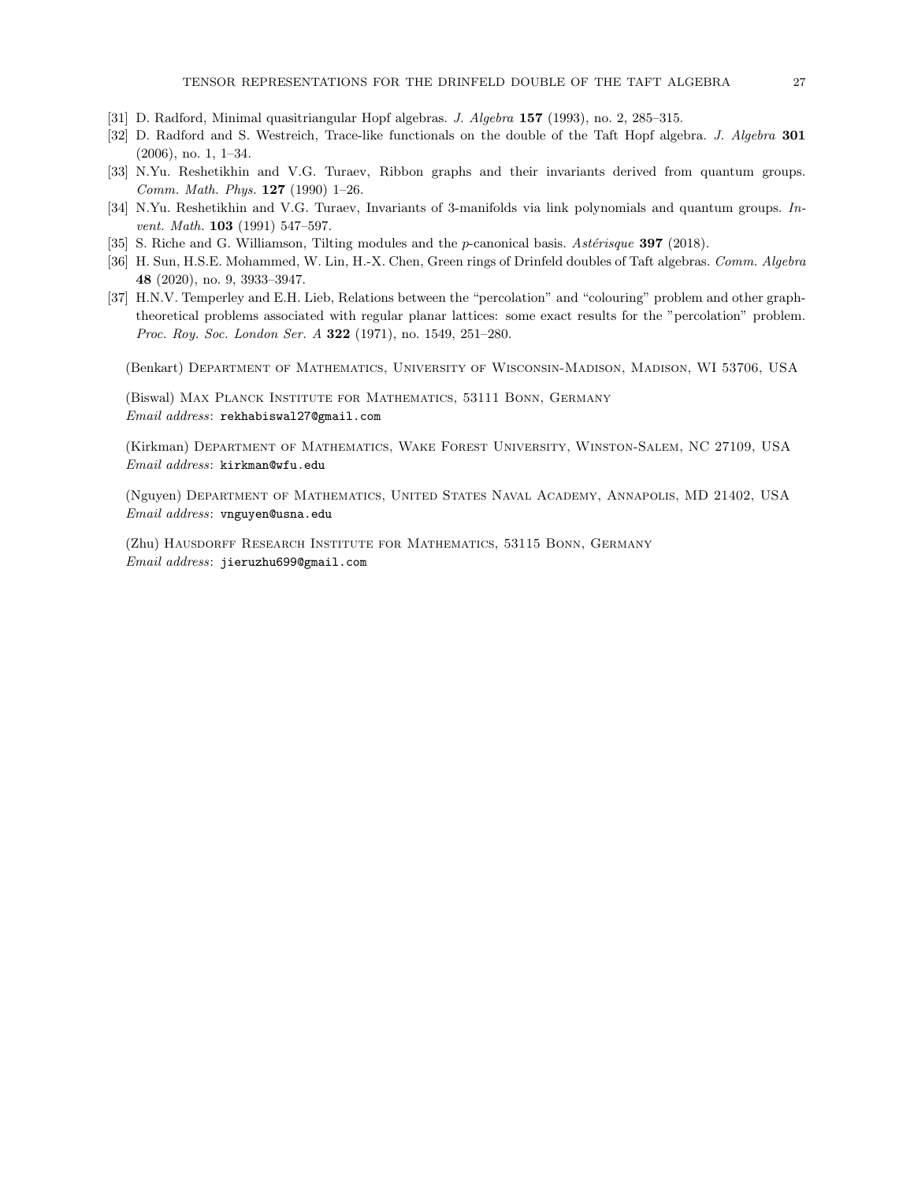[31] D. Radford, Minimal quasitriangular Hopf algebras. *J. Algebra* **157** (1993), no. 2, 285–315.

[32] D. Radford and S. Westreich, Trace-like functionals on the double of the Taft Hopf algebra. *J. Algebra* **301** (2006), no. 1, 1–34.

[33] N.Yu. Reshetikhin and V.G. Turaev, Ribbon graphs and their invariants derived from quantum groups. *Comm. Math. Phys.* **127** (1990) 1–26.

[34] N.Yu. Reshetikhin and V.G. Turaev, Invariants of 3-manifolds via link polynomials and quantum groups. *Invent. Math.* **103** (1991) 547–597.

[35] S. Riche and G. Williamson, Tilting modules and the $p$-canonical basis. *Astérisque* **397** (2018).

[36] H. Sun, H.S.E. Mohammed, W. Lin, H.-X. Chen, Green rings of Drinfeld doubles of Taft algebras. *Comm. Algebra* **48** (2020), no. 9, 3933–3947.

[37] H.N.V. Temperley and E.H. Lieb, Relations between the "percolation" and "colouring" problem and other graph-theoretical problems associated with regular planar lattices: some exact results for the "percolation" problem. *Proc. Roy. Soc. London Ser. A* **322** (1971), no. 1549, 251–280.

(Benkart) Department of Mathematics, University of Wisconsin-Madison, Madison, WI 53706, USA

(Biswal) Max Planck Institute for Mathematics, 53111 Bonn, Germany
*Email address*: rekhabiswal27@gmail.com

(Kirkman) Department of Mathematics, Wake Forest University, Winston-Salem, NC 27109, USA
*Email address*: kirkman@wfu.edu

(Nguyen) Department of Mathematics, United States Naval Academy, Annapolis, MD 21402, USA
*Email address*: vnguyen@usna.edu

(Zhu) Hausdorff Research Institute for Mathematics, 53115 Bonn, Germany
*Email address*: jieruzhu699@gmail.com